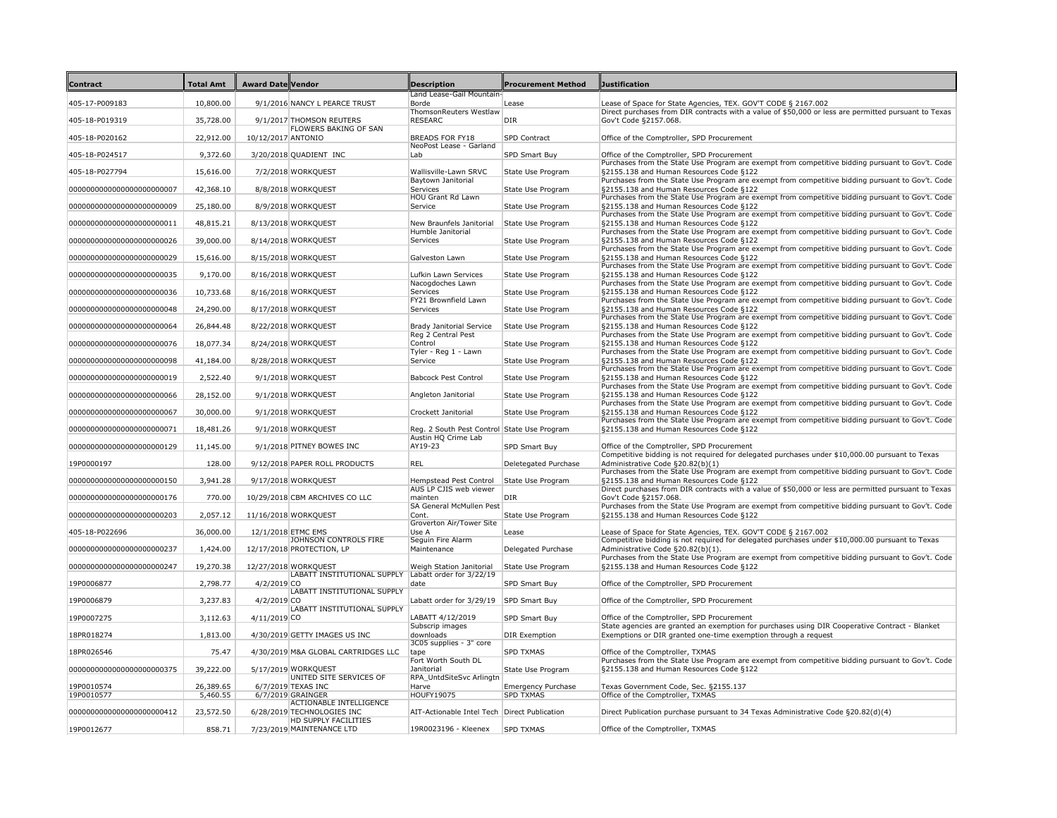| Contract | Total Amt | Award Date | Vendor | Description | Procurement Method | Justification |
| --- | --- | --- | --- | --- | --- | --- |
| 405-17-P009183 | 10,800.00 | 9/1/2016 | NANCY L PEARCE TRUST | Land Lease-Gail Mountain-Borde | Lease | Lease of Space for State Agencies, TEX. GOV'T CODE § 2167.002 |
| 405-18-P019319 | 35,728.00 | 9/1/2017 | THOMSON REUTERS | ThomsonReuters Westlaw RESEARC | DIR | Direct purchases from DIR contracts with a value of $50,000 or less are permitted pursuant to Texas Gov't Code §2157.068. |
| 405-18-P020162 | 22,912.00 | 10/12/2017 | FLOWERS BAKING OF SAN ANTONIO | BREADS FOR FY18 | SPD Contract | Office of the Comptroller, SPD Procurement |
| 405-18-P024517 | 9,372.60 | 3/20/2018 | QUADIENT INC | NeoPost Lease - Garland Lab | SPD Smart Buy | Office of the Comptroller, SPD Procurement |
| 405-18-P027794 | 15,616.00 | 7/2/2018 | WORKQUEST | Wallisville-Lawn SRVC | State Use Program | Purchases from the State Use Program are exempt from competitive bidding pursuant to Gov't. Code §2155.138 and Human Resources Code §122 |
| 000000000000000000000007 | 42,368.10 | 8/8/2018 | WORKQUEST | Baytown Janitorial Services | State Use Program | Purchases from the State Use Program are exempt from competitive bidding pursuant to Gov't. Code §2155.138 and Human Resources Code §122 |
| 000000000000000000000009 | 25,180.00 | 8/9/2018 | WORKQUEST | HOU Grant Rd Lawn Service | State Use Program | Purchases from the State Use Program are exempt from competitive bidding pursuant to Gov't. Code §2155.138 and Human Resources Code §122 |
| 000000000000000000000011 | 48,815.21 | 8/13/2018 | WORKQUEST | New Braunfels Janitorial | State Use Program | Purchases from the State Use Program are exempt from competitive bidding pursuant to Gov't. Code §2155.138 and Human Resources Code §122 |
| 000000000000000000000026 | 39,000.00 | 8/14/2018 | WORKQUEST | Humble Janitorial Services | State Use Program | Purchases from the State Use Program are exempt from competitive bidding pursuant to Gov't. Code §2155.138 and Human Resources Code §122 |
| 000000000000000000000029 | 15,616.00 | 8/15/2018 | WORKQUEST | Galveston Lawn | State Use Program | Purchases from the State Use Program are exempt from competitive bidding pursuant to Gov't. Code §2155.138 and Human Resources Code §122 |
| 000000000000000000000035 | 9,170.00 | 8/16/2018 | WORKQUEST | Lufkin Lawn Services | State Use Program | Purchases from the State Use Program are exempt from competitive bidding pursuant to Gov't. Code §2155.138 and Human Resources Code §122 |
| 000000000000000000000036 | 10,733.68 | 8/16/2018 | WORKQUEST | Nacogdoches Lawn Services | State Use Program | Purchases from the State Use Program are exempt from competitive bidding pursuant to Gov't. Code §2155.138 and Human Resources Code §122 |
| 000000000000000000000048 | 24,290.00 | 8/17/2018 | WORKQUEST | FY21 Brownfield Lawn Services | State Use Program | Purchases from the State Use Program are exempt from competitive bidding pursuant to Gov't. Code §2155.138 and Human Resources Code §122 |
| 000000000000000000000064 | 26,844.48 | 8/22/2018 | WORKQUEST | Brady Janitorial Service | State Use Program | Purchases from the State Use Program are exempt from competitive bidding pursuant to Gov't. Code §2155.138 and Human Resources Code §122 |
| 000000000000000000000076 | 18,077.34 | 8/24/2018 | WORKQUEST | Reg 2 Central Pest Control | State Use Program | Purchases from the State Use Program are exempt from competitive bidding pursuant to Gov't. Code §2155.138 and Human Resources Code §122 |
| 000000000000000000000098 | 41,184.00 | 8/28/2018 | WORKQUEST | Tyler - Reg 1 - Lawn Service | State Use Program | Purchases from the State Use Program are exempt from competitive bidding pursuant to Gov't. Code §2155.138 and Human Resources Code §122 |
| 000000000000000000000019 | 2,522.40 | 9/1/2018 | WORKQUEST | Babcock Pest Control | State Use Program | Purchases from the State Use Program are exempt from competitive bidding pursuant to Gov't. Code §2155.138 and Human Resources Code §122 |
| 000000000000000000000066 | 28,152.00 | 9/1/2018 | WORKQUEST | Angleton Janitorial | State Use Program | Purchases from the State Use Program are exempt from competitive bidding pursuant to Gov't. Code §2155.138 and Human Resources Code §122 |
| 000000000000000000000067 | 30,000.00 | 9/1/2018 | WORKQUEST | Crockett Janitorial | State Use Program | Purchases from the State Use Program are exempt from competitive bidding pursuant to Gov't. Code §2155.138 and Human Resources Code §122 |
| 000000000000000000000071 | 18,481.26 | 9/1/2018 | WORKQUEST | Reg. 2 South Pest Control | State Use Program | Purchases from the State Use Program are exempt from competitive bidding pursuant to Gov't. Code §2155.138 and Human Resources Code §122 |
| 000000000000000000000129 | 11,145.00 | 9/1/2018 | PITNEY BOWES INC | Austin HQ Crime Lab AY19-23 | SPD Smart Buy | Office of the Comptroller, SPD Procurement |
| 19P0000197 | 128.00 | 9/12/2018 | PAPER ROLL PRODUCTS | REL | Deletegated Purchase | Competitive bidding is not required for delegated purchases under $10,000.00 pursuant to Texas Administrative Code §20.82(b)(1) |
| 000000000000000000000150 | 3,941.28 | 9/17/2018 | WORKQUEST | Hempstead Pest Control | State Use Program | Purchases from the State Use Program are exempt from competitive bidding pursuant to Gov't. Code §2155.138 and Human Resources Code §122 |
| 000000000000000000000176 | 770.00 | 10/29/2018 | CBM ARCHIVES CO LLC | AUS LP CJIS web viewer mainten | DIR | Direct purchases from DIR contracts with a value of $50,000 or less are permitted pursuant to Texas Gov't Code §2157.068. |
| 000000000000000000000203 | 2,057.12 | 11/16/2018 | WORKQUEST | SA General McMullen Pest Cont. | State Use Program | Purchases from the State Use Program are exempt from competitive bidding pursuant to Gov't. Code §2155.138 and Human Resources Code §122 |
| 405-18-P022696 | 36,000.00 | 12/1/2018 | ETMC EMS | Groverton Air/Tower Site Use A | Lease | Lease of Space for State Agencies, TEX. GOV'T CODE § 2167.002 |
| 000000000000000000000237 | 1,424.00 | 12/17/2018 | JOHNSON CONTROLS FIRE PROTECTION, LP | Seguin Fire Alarm Maintenance | Delegated Purchase | Competitive bidding is not required for delegated purchases under $10,000.00 pursuant to Texas Administrative Code §20.82(b)(1). |
| 000000000000000000000247 | 19,270.38 | 12/27/2018 | WORKQUEST | Weigh Station Janitorial | State Use Program | Purchases from the State Use Program are exempt from competitive bidding pursuant to Gov't. Code §2155.138 and Human Resources Code §122 |
| 19P0006877 | 2,798.77 | 4/2/2019 | LABATT INSTITUTIONAL SUPPLY CO | Labatt order for 3/22/19 date | SPD Smart Buy | Office of the Comptroller, SPD Procurement |
| 19P0006879 | 3,237.83 | 4/2/2019 | LABATT INSTITUTIONAL SUPPLY CO | Labatt order for 3/29/19 | SPD Smart Buy | Office of the Comptroller, SPD Procurement |
| 19P0007275 | 3,112.63 | 4/11/2019 | LABATT INSTITUTIONAL SUPPLY CO | LABATT 4/12/2019 | SPD Smart Buy | Office of the Comptroller, SPD Procurement |
| 18PR018274 | 1,813.00 | 4/30/2019 | GETTY IMAGES US INC | Subscrip images downloads | DIR Exemption | State agencies are granted an exemption for purchases using DIR Cooperative Contract - Blanket Exemptions or DIR granted one-time exemption through a request |
| 18PR026546 | 75.47 | 4/30/2019 | M&A GLOBAL CARTRIDGES LLC | 3C05 supplies - 3" core tape | SPD TXMAS | Office of the Comptroller, TXMAS |
| 000000000000000000000375 | 39,222.00 | 5/17/2019 | WORKQUEST | Fort Worth South DL Janitorial | State Use Program | Purchases from the State Use Program are exempt from competitive bidding pursuant to Gov't. Code §2155.138 and Human Resources Code §122 |
| 19P0010574 | 26,389.65 | 6/7/2019 | UNITED SITE SERVICES OF TEXAS INC | RPA_UntdSiteSvc Arlingtn Harve | Emergency Purchase | Texas Government Code, Sec. §2155.137 |
| 19P0010577 | 5,460.55 | 6/7/2019 | GRAINGER | HOUFY19075 | SPD TXMAS | Office of the Comptroller, TXMAS |
| 000000000000000000000412 | 23,572.50 | 6/28/2019 | ACTIONABLE INTELLIGENCE TECHNOLOGIES INC | AIT-Actionable Intel Tech | Direct Publication | Direct Publication purchase pursuant to 34 Texas Administrative Code §20.82(d)(4) |
| 19P0012677 | 858.71 | 7/23/2019 | HD SUPPLY FACILITIES MAINTENANCE LTD | 19R0023196 - Kleenex | SPD TXMAS | Office of the Comptroller, TXMAS |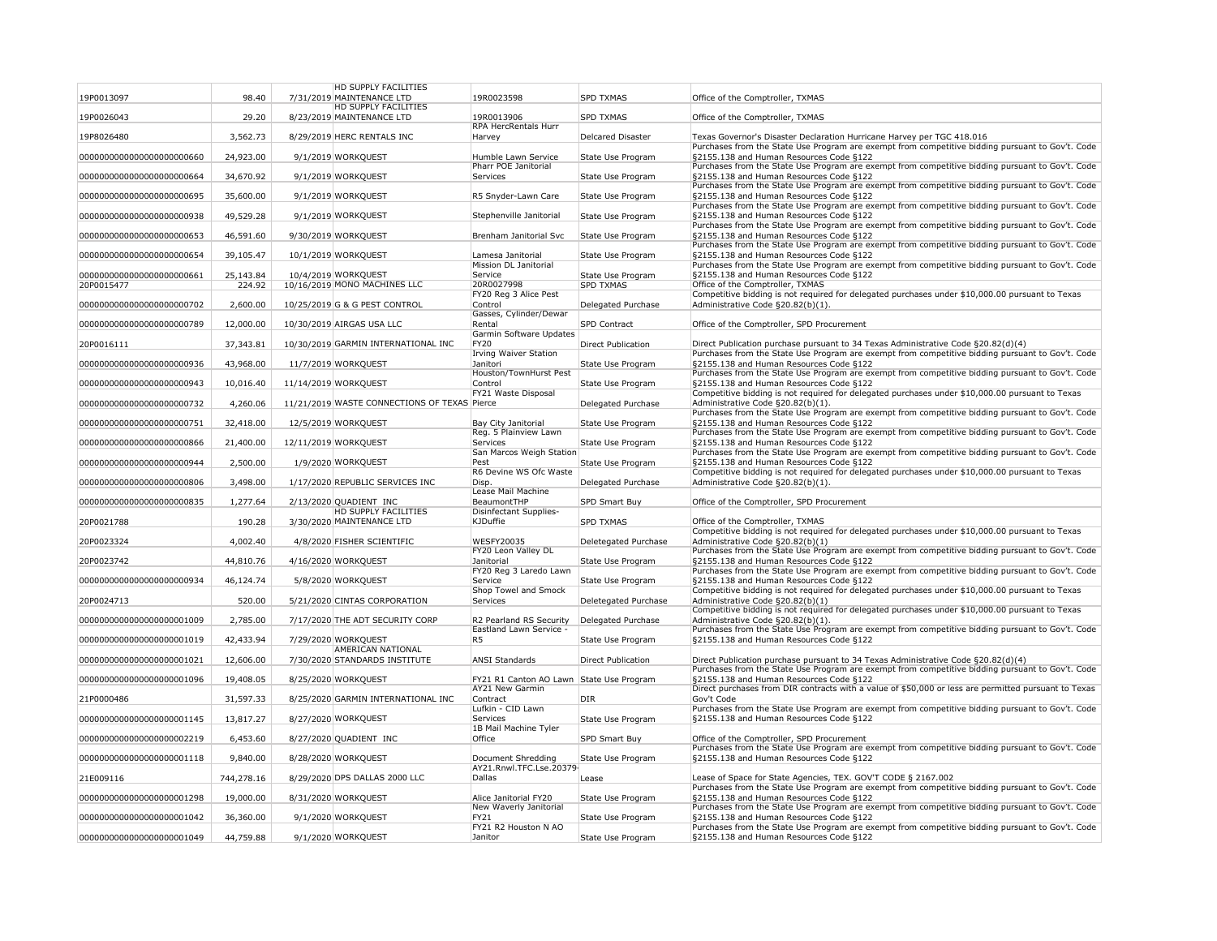| | | | | | | |
|---|---|---|---|---|---|---|
| 19P0013097 | 98.40 | 7/31/2019 | HD SUPPLY FACILITIES MAINTENANCE LTD | 19R0023598 | SPD TXMAS | Office of the Comptroller, TXMAS |
| 19P0026043 | 29.20 | 8/23/2019 | HD SUPPLY FACILITIES MAINTENANCE LTD | 19R0013906 | SPD TXMAS | Office of the Comptroller, TXMAS |
| 19P8026480 | 3,562.73 | 8/29/2019 | HERC RENTALS INC | RPA HercRentals Hurr Harvey | Delcared Disaster | Texas Governor's Disaster Declaration Hurricane Harvey per TGC 418.016 |
| 0000000000000000000000660 | 24,923.00 | 9/1/2019 | WORKQUEST | Humble Lawn Service | State Use Program | Purchases from the State Use Program are exempt from competitive bidding pursuant to Gov't. Code §2155.138 and Human Resources Code §122 |
| 0000000000000000000000664 | 34,670.92 | 9/1/2019 | WORKQUEST | Pharr POE Janitorial Services | State Use Program | Purchases from the State Use Program are exempt from competitive bidding pursuant to Gov't. Code §2155.138 and Human Resources Code §122 |
| 0000000000000000000000695 | 35,600.00 | 9/1/2019 | WORKQUEST | R5 Snyder-Lawn Care | State Use Program | Purchases from the State Use Program are exempt from competitive bidding pursuant to Gov't. Code §2155.138 and Human Resources Code §122 |
| 0000000000000000000000938 | 49,529.28 | 9/1/2019 | WORKQUEST | Stephenville Janitorial | State Use Program | Purchases from the State Use Program are exempt from competitive bidding pursuant to Gov't. Code §2155.138 and Human Resources Code §122 |
| 0000000000000000000000653 | 46,591.60 | 9/30/2019 | WORKQUEST | Brenham Janitorial Svc | State Use Program | Purchases from the State Use Program are exempt from competitive bidding pursuant to Gov't. Code §2155.138 and Human Resources Code §122 |
| 0000000000000000000000654 | 39,105.47 | 10/1/2019 | WORKQUEST | Lamesa Janitorial | State Use Program | Purchases from the State Use Program are exempt from competitive bidding pursuant to Gov't. Code §2155.138 and Human Resources Code §122 |
| 0000000000000000000000661 | 25,143.84 | 10/4/2019 | WORKQUEST | Mission DL Janitorial Service | State Use Program | Purchases from the State Use Program are exempt from competitive bidding pursuant to Gov't. Code §2155.138 and Human Resources Code §122 |
| 20P0015477 | 224.92 | 10/16/2019 | MONO MACHINES LLC | 20R0027998 | SPD TXMAS | Office of the Comptroller, TXMAS |
| 0000000000000000000000702 | 2,600.00 | 10/25/2019 | G & G PEST CONTROL | FY20 Reg 3 Alice Pest Control | Delegated Purchase | Competitive bidding is not required for delegated purchases under $10,000.00 pursuant to Texas Administrative Code §20.82(b)(1). |
| 0000000000000000000000789 | 12,000.00 | 10/30/2019 | AIRGAS USA LLC | Gasses, Cylinder/Dewar Rental | SPD Contract | Office of the Comptroller, SPD Procurement |
| 20P0016111 | 37,343.81 | 10/30/2019 | GARMIN INTERNATIONAL INC | Garmin Software Updates FY20 | Direct Publication | Direct Publication purchase pursuant to 34 Texas Administrative Code §20.82(d)(4) |
| 0000000000000000000000936 | 43,968.00 | 11/7/2019 | WORKQUEST | Irving Waiver Station Janitori | State Use Program | Purchases from the State Use Program are exempt from competitive bidding pursuant to Gov't. Code §2155.138 and Human Resources Code §122 |
| 0000000000000000000000943 | 10,016.40 | 11/14/2019 | WORKQUEST | Houston/TownHurst Pest Control | State Use Program | Purchases from the State Use Program are exempt from competitive bidding pursuant to Gov't. Code §2155.138 and Human Resources Code §122 |
| 0000000000000000000000732 | 4,260.06 | 11/21/2019 | WASTE CONNECTIONS OF TEXAS | FY21 Waste Disposal Pierce | Delegated Purchase | Competitive bidding is not required for delegated purchases under $10,000.00 pursuant to Texas Administrative Code §20.82(b)(1). |
| 0000000000000000000000751 | 32,418.00 | 12/5/2019 | WORKQUEST | Bay City Janitorial | State Use Program | Purchases from the State Use Program are exempt from competitive bidding pursuant to Gov't. Code §2155.138 and Human Resources Code §122 |
| 0000000000000000000000866 | 21,400.00 | 12/11/2019 | WORKQUEST | Reg. 5 Plainview Lawn Services | State Use Program | Purchases from the State Use Program are exempt from competitive bidding pursuant to Gov't. Code §2155.138 and Human Resources Code §122 |
| 0000000000000000000000944 | 2,500.00 | 1/9/2020 | WORKQUEST | San Marcos Weigh Station Pest | State Use Program | Purchases from the State Use Program are exempt from competitive bidding pursuant to Gov't. Code §2155.138 and Human Resources Code §122 |
| 0000000000000000000000806 | 3,498.00 | 1/17/2020 | REPUBLIC SERVICES INC | R6 Devine WS Ofc Waste Disp. | Delegated Purchase | Competitive bidding is not required for delegated purchases under $10,000.00 pursuant to Texas Administrative Code §20.82(b)(1). |
| 0000000000000000000000835 | 1,277.64 | 2/13/2020 | QUADIENT INC | Lease Mail Machine BeaumontTHP | SPD Smart Buy | Office of the Comptroller, SPD Procurement |
| 20P0021788 | 190.28 | 3/30/2020 | HD SUPPLY FACILITIES MAINTENANCE LTD | Disinfectant Supplies-KJDuffie | SPD TXMAS | Office of the Comptroller, TXMAS |
| 20P0023324 | 4,002.40 | 4/8/2020 | FISHER SCIENTIFIC | WESFY20035 | Deletegated Purchase | Competitive bidding is not required for delegated purchases under $10,000.00 pursuant to Texas Administrative Code §20.82(b)(1) |
| 20P0023742 | 44,810.76 | 4/16/2020 | WORKQUEST | FY20 Leon Valley DL Janitorial | State Use Program | Purchases from the State Use Program are exempt from competitive bidding pursuant to Gov't. Code §2155.138 and Human Resources Code §122 |
| 0000000000000000000000934 | 46,124.74 | 5/8/2020 | WORKQUEST | FY20 Reg 3 Laredo Lawn Service | State Use Program | Purchases from the State Use Program are exempt from competitive bidding pursuant to Gov't. Code §2155.138 and Human Resources Code §122 |
| 20P0024713 | 520.00 | 5/21/2020 | CINTAS CORPORATION | Shop Towel and Smock Services | Deletegated Purchase | Competitive bidding is not required for delegated purchases under $10,000.00 pursuant to Texas Administrative Code §20.82(b)(1) |
| 0000000000000000000001009 | 2,785.00 | 7/17/2020 | THE ADT SECURITY CORP | R2 Pearland RS Security | Delegated Purchase | Competitive bidding is not required for delegated purchases under $10,000.00 pursuant to Texas Administrative Code §20.82(b)(1). |
| 0000000000000000000001019 | 42,433.94 | 7/29/2020 | WORKQUEST | Eastland Lawn Service - R5 | State Use Program | Purchases from the State Use Program are exempt from competitive bidding pursuant to Gov't. Code §2155.138 and Human Resources Code §122 |
| 0000000000000000000001021 | 12,606.00 | 7/30/2020 | AMERICAN NATIONAL STANDARDS INSTITUTE | ANSI Standards | Direct Publication | Direct Publication purchase pursuant to 34 Texas Administrative Code §20.82(d)(4) |
| 0000000000000000000001096 | 19,408.05 | 8/25/2020 | WORKQUEST | FY21 R1 Canton AO Lawn | State Use Program | Purchases from the State Use Program are exempt from competitive bidding pursuant to Gov't. Code §2155.138 and Human Resources Code §122 |
| 21P0000486 | 31,597.33 | 8/25/2020 | GARMIN INTERNATIONAL INC | AY21 New Garmin Contract | DIR | Direct purchases from DIR contracts with a value of $50,000 or less are permitted pursuant to Texas Gov't Code |
| 0000000000000000000001145 | 13,817.27 | 8/27/2020 | WORKQUEST | Lufkin - CID Lawn Services | State Use Program | Purchases from the State Use Program are exempt from competitive bidding pursuant to Gov't. Code §2155.138 and Human Resources Code §122 |
| 0000000000000000000002219 | 6,453.60 | 8/27/2020 | QUADIENT INC | 1B Mail Machine Tyler Office | SPD Smart Buy | Office of the Comptroller, SPD Procurement |
| 0000000000000000000001118 | 9,840.00 | 8/28/2020 | WORKQUEST | Document Shredding | State Use Program | Purchases from the State Use Program are exempt from competitive bidding pursuant to Gov't. Code §2155.138 and Human Resources Code §122 |
| 21E009116 | 744,278.16 | 8/29/2020 | DPS DALLAS 2000 LLC | AY21.Rnwl.TFC.Lse.20379-Dallas | Lease | Lease of Space for State Agencies, TEX. GOV'T CODE § 2167.002 |
| 0000000000000000000001298 | 19,000.00 | 8/31/2020 | WORKQUEST | Alice Janitorial FY20 | State Use Program | Purchases from the State Use Program are exempt from competitive bidding pursuant to Gov't. Code §2155.138 and Human Resources Code §122 |
| 0000000000000000000001042 | 36,360.00 | 9/1/2020 | WORKQUEST | New Waverly Janitorial FY21 | State Use Program | Purchases from the State Use Program are exempt from competitive bidding pursuant to Gov't. Code §2155.138 and Human Resources Code §122 |
| 0000000000000000000001049 | 44,759.88 | 9/1/2020 | WORKQUEST | FY21 R2 Houston N AO Janitor | State Use Program | Purchases from the State Use Program are exempt from competitive bidding pursuant to Gov't. Code §2155.138 and Human Resources Code §122 |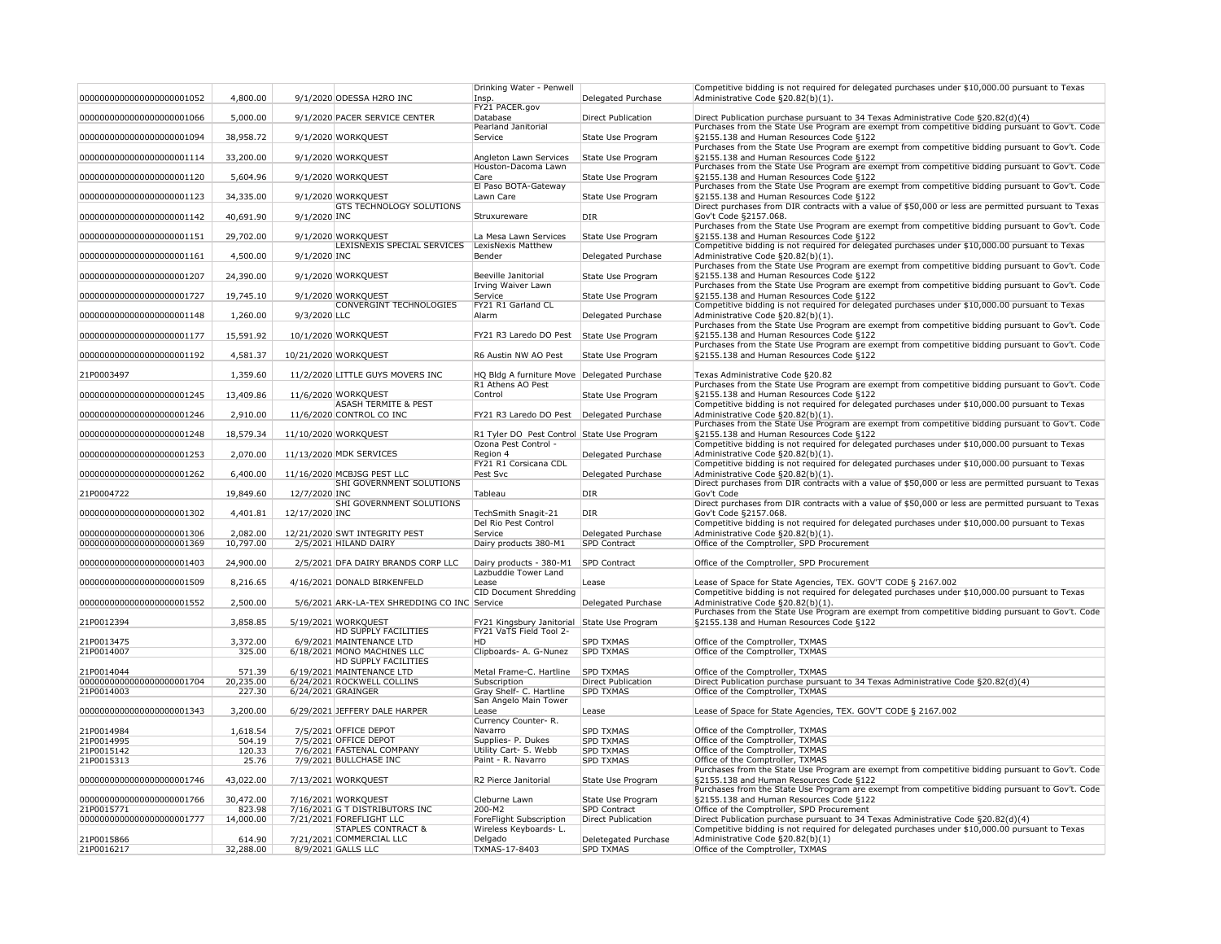| | | | | | | |
|---|---|---|---|---|---|---|
| 0000000000000000000001052 | 4,800.00 | 9/1/2020 | ODESSA H2RO INC | Drinking Water - Penwell Insp. | Delegated Purchase | Competitive bidding is not required for delegated purchases under $10,000.00 pursuant to Texas Administrative Code §20.82(b)(1). |
| 0000000000000000000001066 | 5,000.00 | 9/1/2020 | PACER SERVICE CENTER | FY21 PACER.gov Database | Direct Publication | Direct Publication purchase pursuant to 34 Texas Administrative Code §20.82(d)(4) |
| 0000000000000000000001094 | 38,958.72 | 9/1/2020 | WORKQUEST | Pearland Janitorial Service | State Use Program | Purchases from the State Use Program are exempt from competitive bidding pursuant to Gov't. Code §2155.138 and Human Resources Code §122 |
| 0000000000000000000001114 | 33,200.00 | 9/1/2020 | WORKQUEST | Angleton Lawn Services | State Use Program | Purchases from the State Use Program are exempt from competitive bidding pursuant to Gov't. Code §2155.138 and Human Resources Code §122 |
| 0000000000000000000001120 | 5,604.96 | 9/1/2020 | WORKQUEST | Houston-Dacoma Lawn Care | State Use Program | Purchases from the State Use Program are exempt from competitive bidding pursuant to Gov't. Code §2155.138 and Human Resources Code §122 |
| 0000000000000000000001123 | 34,335.00 | 9/1/2020 | WORKQUEST | El Paso BOTA-Gateway Lawn Care | State Use Program | Purchases from the State Use Program are exempt from competitive bidding pursuant to Gov't. Code §2155.138 and Human Resources Code §122 |
| 0000000000000000000001142 | 40,691.90 | 9/1/2020 | GTS TECHNOLOGY SOLUTIONS INC | Struxureware | DIR | Direct purchases from DIR contracts with a value of $50,000 or less are permitted pursuant to Texas Gov't Code §2157.068. |
| 0000000000000000000001151 | 29,702.00 | 9/1/2020 | WORKQUEST | La Mesa Lawn Services | State Use Program | Purchases from the State Use Program are exempt from competitive bidding pursuant to Gov't. Code §2155.138 and Human Resources Code §122 |
| 0000000000000000000001161 | 4,500.00 | 9/1/2020 | LEXISNEXIS SPECIAL SERVICES INC | LexisNexis Matthew Bender | Delegated Purchase | Competitive bidding is not required for delegated purchases under $10,000.00 pursuant to Texas Administrative Code §20.82(b)(1). |
| 0000000000000000000001207 | 24,390.00 | 9/1/2020 | WORKQUEST | Beeville Janitorial | State Use Program | Purchases from the State Use Program are exempt from competitive bidding pursuant to Gov't. Code §2155.138 and Human Resources Code §122 |
| 0000000000000000000001727 | 19,745.10 | 9/1/2020 | WORKQUEST | Irving Waiver Lawn Service | State Use Program | Purchases from the State Use Program are exempt from competitive bidding pursuant to Gov't. Code §2155.138 and Human Resources Code §122 |
| 0000000000000000000001148 | 1,260.00 | 9/3/2020 | CONVERGINT TECHNOLOGIES LLC | FY21 R1 Garland CL Alarm | Delegated Purchase | Competitive bidding is not required for delegated purchases under $10,000.00 pursuant to Texas Administrative Code §20.82(b)(1). |
| 0000000000000000000001177 | 15,591.92 | 10/1/2020 | WORKQUEST | FY21 R3 Laredo DO Pest | State Use Program | Purchases from the State Use Program are exempt from competitive bidding pursuant to Gov't. Code §2155.138 and Human Resources Code §122 |
| 0000000000000000000001192 | 4,581.37 | 10/21/2020 | WORKQUEST | R6 Austin NW AO Pest | State Use Program | Purchases from the State Use Program are exempt from competitive bidding pursuant to Gov't. Code §2155.138 and Human Resources Code §122 |
| 21P0003497 | 1,359.60 | 11/2/2020 | LITTLE GUYS MOVERS INC | HQ Bldg A furniture Move | Delegated Purchase | Texas Administrative Code §20.82 |
| 0000000000000000000001245 | 13,409.86 | 11/6/2020 | WORKQUEST | R1 Athens AO Pest Control | State Use Program | Purchases from the State Use Program are exempt from competitive bidding pursuant to Gov't. Code §2155.138 and Human Resources Code §122 |
| 0000000000000000000001246 | 2,910.00 | 11/6/2020 | ASASH TERMITE & PEST CONTROL CO INC | FY21 R3 Laredo DO Pest | Delegated Purchase | Competitive bidding is not required for delegated purchases under $10,000.00 pursuant to Texas Administrative Code §20.82(b)(1). |
| 0000000000000000000001248 | 18,579.34 | 11/10/2020 | WORKQUEST | R1 Tyler DO Pest Control | State Use Program | Purchases from the State Use Program are exempt from competitive bidding pursuant to Gov't. Code §2155.138 and Human Resources Code §122 |
| 0000000000000000000001253 | 2,070.00 | 11/13/2020 | MDK SERVICES | Ozona Pest Control - Region 4 | Delegated Purchase | Competitive bidding is not required for delegated purchases under $10,000.00 pursuant to Texas Administrative Code §20.82(b)(1). |
| 0000000000000000000001262 | 6,400.00 | 11/16/2020 | MCBJSG PEST LLC | FY21 R1 Corsicana CDL Pest Svc | Delegated Purchase | Competitive bidding is not required for delegated purchases under $10,000.00 pursuant to Texas Administrative Code §20.82(b)(1). |
| 21P0004722 | 19,849.60 | 12/7/2020 | SHI GOVERNMENT SOLUTIONS INC | Tableau | DIR | Direct purchases from DIR contracts with a value of $50,000 or less are permitted pursuant to Texas Gov't Code |
| 0000000000000000000001302 | 4,401.81 | 12/17/2020 | SHI GOVERNMENT SOLUTIONS INC | TechSmith Snagit-21 | DIR | Direct purchases from DIR contracts with a value of $50,000 or less are permitted pursuant to Texas Gov't Code §2157.068. |
| 0000000000000000000001306 | 2,082.00 | 12/21/2020 | SWT INTEGRITY PEST | Del Rio Pest Control Service | Delegated Purchase | Competitive bidding is not required for delegated purchases under $10,000.00 pursuant to Texas Administrative Code §20.82(b)(1). |
| 0000000000000000000001369 | 10,797.00 | 2/5/2021 | HILAND DAIRY | Dairy products 380-M1 | SPD Contract | Office of the Comptroller, SPD Procurement |
| 0000000000000000000001403 | 24,900.00 | 2/5/2021 | DFA DAIRY BRANDS CORP LLC | Dairy products - 380-M1 | SPD Contract | Office of the Comptroller, SPD Procurement |
| 0000000000000000000001509 | 8,216.65 | 4/16/2021 | DONALD BIRKENFELD | Lazbuddie Tower Land Lease | Lease | Lease of Space for State Agencies, TEX. GOV'T CODE § 2167.002 |
| 0000000000000000000001552 | 2,500.00 | 5/6/2021 | ARK-LA-TEX SHREDDING CO INC | CID Document Shredding Service | Delegated Purchase | Competitive bidding is not required for delegated purchases under $10,000.00 pursuant to Texas Administrative Code §20.82(b)(1). |
| 21P0012394 | 3,858.85 | 5/19/2021 | WORKQUEST | FY21 Kingsbury Janitorial | State Use Program | Purchases from the State Use Program are exempt from competitive bidding pursuant to Gov't. Code §2155.138 and Human Resources Code §122 |
| 21P0013475 | 3,372.00 | 6/9/2021 | HD SUPPLY FACILITIES MAINTENANCE LTD | FY21 VaTS Field Tool 2-HD | SPD TXMAS | Office of the Comptroller, TXMAS |
| 21P0014007 | 325.00 | 6/18/2021 | MONO MACHINES LLC | Clipboards- A. G-Nunez | SPD TXMAS | Office of the Comptroller, TXMAS |
| 21P0014044 | 571.39 | 6/19/2021 | HD SUPPLY FACILITIES MAINTENANCE LTD | Metal Frame-C. Hartline | SPD TXMAS | Office of the Comptroller, TXMAS |
| 0000000000000000000001704 | 20,235.00 | 6/24/2021 | ROCKWELL COLLINS | Subscription | Direct Publication | Direct Publication purchase pursuant to 34 Texas Administrative Code §20.82(d)(4) |
| 21P0014003 | 227.30 | 6/24/2021 | GRAINGER | Gray Shelf- C. Hartline | SPD TXMAS | Office of the Comptroller, TXMAS |
| 0000000000000000000001343 | 3,200.00 | 6/29/2021 | JEFFERY DALE HARPER | San Angelo Main Tower Lease | Lease | Lease of Space for State Agencies, TEX. GOV'T CODE § 2167.002 |
| 21P0014984 | 1,618.54 | 7/5/2021 | OFFICE DEPOT | Currency Counter- R. Navarro | SPD TXMAS | Office of the Comptroller, TXMAS |
| 21P0014995 | 504.19 | 7/5/2021 | OFFICE DEPOT | Supplies- P. Dukes | SPD TXMAS | Office of the Comptroller, TXMAS |
| 21P0015142 | 120.33 | 7/6/2021 | FASTENAL COMPANY | Utility Cart- S. Webb | SPD TXMAS | Office of the Comptroller, TXMAS |
| 21P0015313 | 25.76 | 7/9/2021 | BULLCHASE INC | Paint - R. Navarro | SPD TXMAS | Office of the Comptroller, TXMAS |
| 0000000000000000000001746 | 43,022.00 | 7/13/2021 | WORKQUEST | R2 Pierce Janitorial | State Use Program | Purchases from the State Use Program are exempt from competitive bidding pursuant to Gov't. Code §2155.138 and Human Resources Code §122 |
| 0000000000000000000001766 | 30,472.00 | 7/16/2021 | WORKQUEST | Cleburne Lawn | State Use Program | Purchases from the State Use Program are exempt from competitive bidding pursuant to Gov't. Code §2155.138 and Human Resources Code §122 |
| 21P0015771 | 823.98 | 7/16/2021 | G T DISTRIBUTORS INC | 200-M2 | SPD Contract | Office of the Comptroller, SPD Procurement |
| 0000000000000000000001777 | 14,000.00 | 7/21/2021 | FOREFLIGHT LLC | ForeFlight Subscription | Direct Publication | Direct Publication purchase pursuant to 34 Texas Administrative Code §20.82(d)(4) |
| 21P0015866 | 614.90 | 7/21/2021 | STAPLES CONTRACT & COMMERCIAL LLC | Wireless Keyboards- L. Delgado | Deletegated Purchase | Competitive bidding is not required for delegated purchases under $10,000.00 pursuant to Texas Administrative Code §20.82(b)(1) |
| 21P0016217 | 32,288.00 | 8/9/2021 | GALLS LLC | TXMAS-17-8403 | SPD TXMAS | Office of the Comptroller, TXMAS |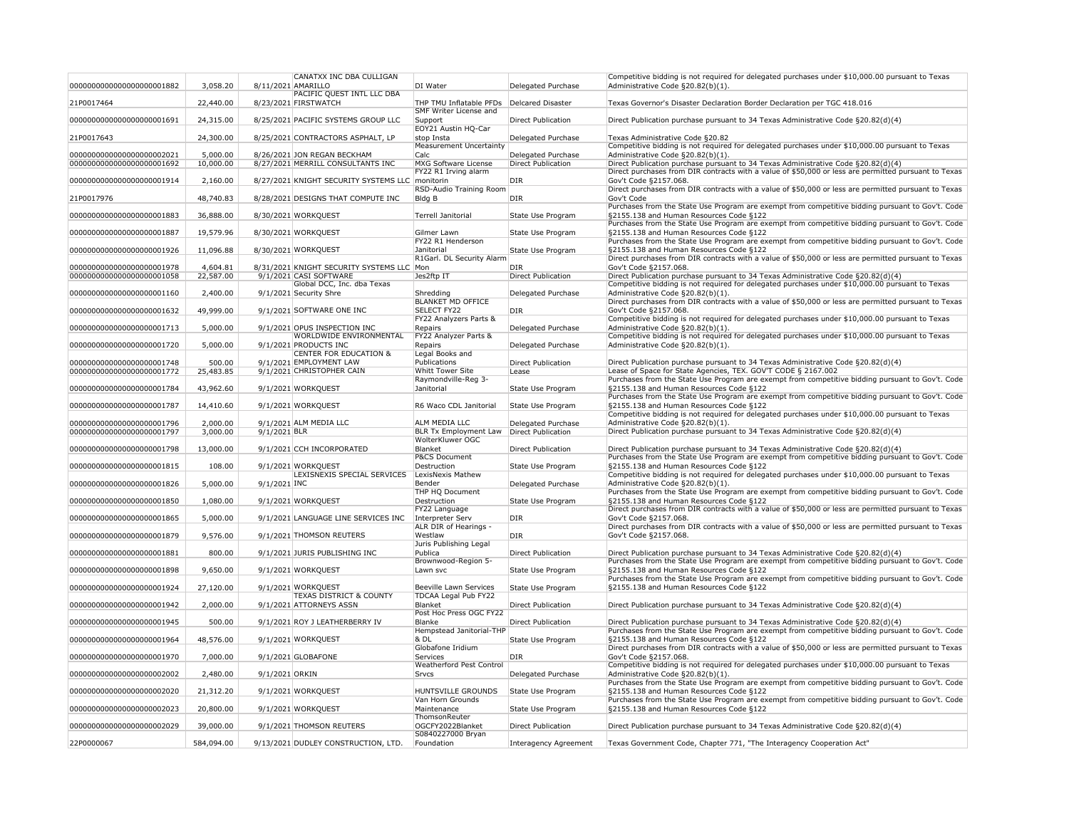| | | | | | | |
|---|---|---|---|---|---|---|
| 0000000000000000000001882 | 3,058.20 | 8/11/2021 | CANATXX INC DBA CULLIGAN AMARILLO | DI Water | Delegated Purchase | Competitive bidding is not required for delegated purchases under $10,000.00 pursuant to Texas Administrative Code §20.82(b)(1). |
| 21P0017464 | 22,440.00 | 8/23/2021 | PACIFIC QUEST INTL LLC DBA FIRSTWATCH | THP TMU Inflatable PFDs | Delcared Disaster | Texas Governor's Disaster Declaration Border Declaration per TGC 418.016 |
| 0000000000000000000001691 | 24,315.00 | 8/25/2021 | PACIFIC SYSTEMS GROUP LLC | SMF Writer License and Support | Direct Publication | Direct Publication purchase pursuant to 34 Texas Administrative Code §20.82(d)(4) |
| 21P0017643 | 24,300.00 | 8/25/2021 | CONTRACTORS ASPHALT, LP | EOY21 Austin HQ-Car stop Insta | Delegated Purchase | Texas Administrative Code §20.82 |
| 0000000000000000000002021 | 5,000.00 | 8/26/2021 | JON REGAN BECKHAM | Measurement Uncertainty Calc | Delegated Purchase | Competitive bidding is not required for delegated purchases under $10,000.00 pursuant to Texas Administrative Code §20.82(b)(1). |
| 0000000000000000000001692 | 10,000.00 | 8/27/2021 | MERRILL CONSULTANTS INC | MXG Software License | Direct Publication | Direct Publication purchase pursuant to 34 Texas Administrative Code §20.82(d)(4) |
| 0000000000000000000001914 | 2,160.00 | 8/27/2021 | KNIGHT SECURITY SYSTEMS LLC | FY22 R1 Irving alarm monitorin | DIR | Direct purchases from DIR contracts with a value of $50,000 or less are permitted pursuant to Texas Gov't Code §2157.068. |
| 21P0017976 | 48,740.83 | 8/28/2021 | DESIGNS THAT COMPUTE INC | RSD-Audio Training Room Bldg B | DIR | Direct purchases from DIR contracts with a value of $50,000 or less are permitted pursuant to Texas Gov't Code |
| 0000000000000000000001883 | 36,888.00 | 8/30/2021 | WORKQUEST | Terrell Janitorial | State Use Program | Purchases from the State Use Program are exempt from competitive bidding pursuant to Gov't. Code §2155.138 and Human Resources Code §122 |
| 0000000000000000000001887 | 19,579.96 | 8/30/2021 | WORKQUEST | Gilmer Lawn | State Use Program | Purchases from the State Use Program are exempt from competitive bidding pursuant to Gov't. Code §2155.138 and Human Resources Code §122 |
| 0000000000000000000001926 | 11,096.88 | 8/30/2021 | WORKQUEST | FY22 R1 Henderson Janitorial | State Use Program | Purchases from the State Use Program are exempt from competitive bidding pursuant to Gov't. Code §2155.138 and Human Resources Code §122 |
| 0000000000000000000001978 | 4,604.81 | 8/31/2021 | KNIGHT SECURITY SYSTEMS LLC | R1Garl. DL Security Alarm Mon | DIR | Direct purchases from DIR contracts with a value of $50,000 or less are permitted pursuant to Texas Gov't Code §2157.068. |
| 0000000000000000000001058 | 22,587.00 | 9/1/2021 | CASI SOFTWARE | Jes2ftp IT | Direct Publication | Direct Publication purchase pursuant to 34 Texas Administrative Code §20.82(d)(4) |
| 0000000000000000000001160 | 2,400.00 | 9/1/2021 | Global DCC, Inc. dba Texas Security Shre | Shredding | Delegated Purchase | Competitive bidding is not required for delegated purchases under $10,000.00 pursuant to Texas Administrative Code §20.82(b)(1). |
| 0000000000000000000001632 | 49,999.00 | 9/1/2021 | SOFTWARE ONE INC | BLANKET MD OFFICE SELECT FY22 | DIR | Direct purchases from DIR contracts with a value of $50,000 or less are permitted pursuant to Texas Gov't Code §2157.068. |
| 0000000000000000000001713 | 5,000.00 | 9/1/2021 | OPUS INSPECTION INC | FY22 Analyzers Parts & Repairs | Delegated Purchase | Competitive bidding is not required for delegated purchases under $10,000.00 pursuant to Texas Administrative Code §20.82(b)(1). |
| 0000000000000000000001720 | 5,000.00 | 9/1/2021 | WORLDWIDE ENVIRONMENTAL PRODUCTS INC | FY22 Analyzer Parts & Repairs | Delegated Purchase | Competitive bidding is not required for delegated purchases under $10,000.00 pursuant to Texas Administrative Code §20.82(b)(1). |
| 0000000000000000000001748 | 500.00 | 9/1/2021 | CENTER FOR EDUCATION & EMPLOYMENT LAW | Legal Books and Publications | Direct Publication | Direct Publication purchase pursuant to 34 Texas Administrative Code §20.82(d)(4) |
| 0000000000000000000001772 | 25,483.85 | 9/1/2021 | CHRISTOPHER CAIN | Whitt Tower Site | Lease | Lease of Space for State Agencies, TEX. GOV'T CODE § 2167.002 |
| 0000000000000000000001784 | 43,962.60 | 9/1/2021 | WORKQUEST | Raymondville-Reg 3-Janitorial | State Use Program | Purchases from the State Use Program are exempt from competitive bidding pursuant to Gov't. Code §2155.138 and Human Resources Code §122 |
| 0000000000000000000001787 | 14,410.60 | 9/1/2021 | WORKQUEST | R6 Waco CDL Janitorial | State Use Program | Purchases from the State Use Program are exempt from competitive bidding pursuant to Gov't. Code §2155.138 and Human Resources Code §122 |
| 0000000000000000000001796 | 2,000.00 | 9/1/2021 | ALM MEDIA LLC | ALM MEDIA LLC | Delegated Purchase | Competitive bidding is not required for delegated purchases under $10,000.00 pursuant to Texas Administrative Code §20.82(b)(1). |
| 0000000000000000000001797 | 3,000.00 | 9/1/2021 | BLR | BLR Tx Employment Law | Direct Publication | Direct Publication purchase pursuant to 34 Texas Administrative Code §20.82(d)(4) |
| 0000000000000000000001798 | 13,000.00 | 9/1/2021 | CCH INCORPORATED | WolterKluwer OGC Blanket | Direct Publication | Direct Publication purchase pursuant to 34 Texas Administrative Code §20.82(d)(4) |
| 0000000000000000000001815 | 108.00 | 9/1/2021 | WORKQUEST | P&CS Document Destruction | State Use Program | Purchases from the State Use Program are exempt from competitive bidding pursuant to Gov't. Code §2155.138 and Human Resources Code §122 |
| 0000000000000000000001826 | 5,000.00 | 9/1/2021 | LEXISNEXIS SPECIAL SERVICES INC | LexisNexis Mathew Bender | Delegated Purchase | Competitive bidding is not required for delegated purchases under $10,000.00 pursuant to Texas Administrative Code §20.82(b)(1). |
| 0000000000000000000001850 | 1,080.00 | 9/1/2021 | WORKQUEST | THP HQ Document Destruction | State Use Program | Purchases from the State Use Program are exempt from competitive bidding pursuant to Gov't. Code §2155.138 and Human Resources Code §122 |
| 0000000000000000000001865 | 5,000.00 | 9/1/2021 | LANGUAGE LINE SERVICES INC | FY22 Language Interpreter Serv | DIR | Direct purchases from DIR contracts with a value of $50,000 or less are permitted pursuant to Texas Gov't Code §2157.068. |
| 0000000000000000000001879 | 9,576.00 | 9/1/2021 | THOMSON REUTERS | ALR DIR of Hearings - Westlaw | DIR | Direct purchases from DIR contracts with a value of $50,000 or less are permitted pursuant to Texas Gov't Code §2157.068. |
| 0000000000000000000001881 | 800.00 | 9/1/2021 | JURIS PUBLISHING INC | Juris Publishing Legal Publica | Direct Publication | Direct Publication purchase pursuant to 34 Texas Administrative Code §20.82(d)(4) |
| 0000000000000000000001898 | 9,650.00 | 9/1/2021 | WORKQUEST | Brownwood-Region 5-Lawn svc | State Use Program | Purchases from the State Use Program are exempt from competitive bidding pursuant to Gov't. Code §2155.138 and Human Resources Code §122 |
| 0000000000000000000001924 | 27,120.00 | 9/1/2021 | WORKQUEST | Beeville Lawn Services | State Use Program | Purchases from the State Use Program are exempt from competitive bidding pursuant to Gov't. Code §2155.138 and Human Resources Code §122 |
| 0000000000000000000001942 | 2,000.00 | 9/1/2021 | TEXAS DISTRICT & COUNTY ATTORNEYS ASSN | TDCAA Legal Pub FY22 Blanket | Direct Publication | Direct Publication purchase pursuant to 34 Texas Administrative Code §20.82(d)(4) |
| 0000000000000000000001945 | 500.00 | 9/1/2021 | ROY J LEATHERBERRY IV | Post Hoc Press OGC FY22 Blanke | Direct Publication | Direct Publication purchase pursuant to 34 Texas Administrative Code §20.82(d)(4) |
| 0000000000000000000001964 | 48,576.00 | 9/1/2021 | WORKQUEST | Hempstead Janitorial-THP & DL | State Use Program | Purchases from the State Use Program are exempt from competitive bidding pursuant to Gov't. Code §2155.138 and Human Resources Code §122 |
| 0000000000000000000001970 | 7,000.00 | 9/1/2021 | GLOBAFONE | Globafone Iridium Services | DIR | Direct purchases from DIR contracts with a value of $50,000 or less are permitted pursuant to Texas Gov't Code §2157.068. |
| 0000000000000000000002002 | 2,480.00 | 9/1/2021 | ORKIN | Weatherford Pest Control Srvcs | Delegated Purchase | Competitive bidding is not required for delegated purchases under $10,000.00 pursuant to Texas Administrative Code §20.82(b)(1). |
| 0000000000000000000002020 | 21,312.20 | 9/1/2021 | WORKQUEST | HUNTSVILLE GROUNDS | State Use Program | Purchases from the State Use Program are exempt from competitive bidding pursuant to Gov't. Code §2155.138 and Human Resources Code §122 |
| 0000000000000000000002023 | 20,800.00 | 9/1/2021 | WORKQUEST | Van Horn Grounds Maintenance | State Use Program | Purchases from the State Use Program are exempt from competitive bidding pursuant to Gov't. Code §2155.138 and Human Resources Code §122 |
| 0000000000000000000002029 | 39,000.00 | 9/1/2021 | THOMSON REUTERS | ThomsonReuter OGCFY2022Blanket | Direct Publication | Direct Publication purchase pursuant to 34 Texas Administrative Code §20.82(d)(4) |
| 22P0000067 | 584,094.00 | 9/13/2021 | DUDLEY CONSTRUCTION, LTD. | S0840227000 Bryan Foundation | Interagency Agreement | Texas Government Code, Chapter 771, "The Interagency Cooperation Act" |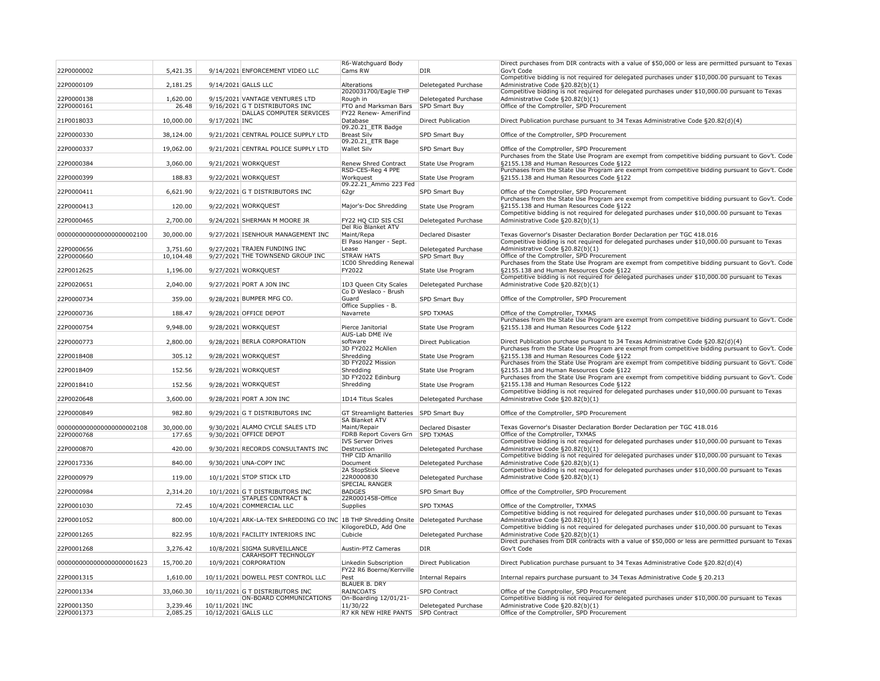| | | | | | | |
|---|---|---|---|---|---|---|
| 22P0000002 | 5,421.35 | 9/14/2021 | ENFORCEMENT VIDEO LLC | R6-Watchguard Body Cams RW | DIR | Direct purchases from DIR contracts with a value of $50,000 or less are permitted pursuant to Texas Gov't Code |
| 22P0000109 | 2,181.25 | 9/14/2021 | GALLS LLC | Alterations | Deletegated Purchase | Competitive bidding is not required for delegated purchases under $10,000.00 pursuant to Texas Administrative Code §20.82(b)(1) |
| 22P0000138 | 1,620.00 | 9/15/2021 | VANTAGE VENTURES LTD | 2020031700/Eagle THP Rough in | Deletegated Purchase | Competitive bidding is not required for delegated purchases under $10,000.00 pursuant to Texas Administrative Code §20.82(b)(1) |
| 22P0000161 | 26.48 | 9/16/2021 | G T DISTRIBUTORS INC | FTO and Marksman Bars | SPD Smart Buy | Office of the Comptroller, SPD Procurement |
| 21P0018033 | 10,000.00 | 9/17/2021 | DALLAS COMPUTER SERVICES INC | FY22 Renew- AmeriFind Database | Direct Publication | Direct Publication purchase pursuant to 34 Texas Administrative Code §20.82(d)(4) |
| 22P0000330 | 38,124.00 | 9/21/2021 | CENTRAL POLICE SUPPLY LTD | 09.20.21_ETR Badge Breast Silv | SPD Smart Buy | Office of the Comptroller, SPD Procurement |
| 22P0000337 | 19,062.00 | 9/21/2021 | CENTRAL POLICE SUPPLY LTD | 09.20.21_ETR Bage Wallet Silv | SPD Smart Buy | Office of the Comptroller, SPD Procurement |
| 22P0000384 | 3,060.00 | 9/21/2021 | WORKQUEST | Renew Shred Contract | State Use Program | Purchases from the State Use Program are exempt from competitive bidding pursuant to Gov't. Code §2155.138 and Human Resources Code §122 |
| 22P0000399 | 188.83 | 9/22/2021 | WORKQUEST | RSD-CES-Reg 4 PPE Workquest | State Use Program | Purchases from the State Use Program are exempt from competitive bidding pursuant to Gov't. Code §2155.138 and Human Resources Code §122 |
| 22P0000411 | 6,621.90 | 9/22/2021 | G T DISTRIBUTORS INC | 09.22.21_Ammo 223 Fed 62gr | SPD Smart Buy | Office of the Comptroller, SPD Procurement |
| 22P0000413 | 120.00 | 9/22/2021 | WORKQUEST | Major's-Doc Shredding | State Use Program | Purchases from the State Use Program are exempt from competitive bidding pursuant to Gov't. Code §2155.138 and Human Resources Code §122 |
| 22P0000465 | 2,700.00 | 9/24/2021 | SHERMAN M MOORE JR | FY22 HQ CID SIS CSI | Deletegated Purchase | Competitive bidding is not required for delegated purchases under $10,000.00 pursuant to Texas Administrative Code §20.82(b)(1) |
| 0000000000000000000002100 | 30,000.00 | 9/27/2021 | ISENHOUR MANAGEMENT INC | Del Rio Blanket ATV Maint/Repa | Declared Disaster | Texas Governor's Disaster Declaration Border Declaration per TGC 418.016 |
| 22P0000656 | 3,751.60 | 9/27/2021 | TRAJEN FUNDING INC | El Paso Hanger - Sept. Lease | Deletegated Purchase | Competitive bidding is not required for delegated purchases under $10,000.00 pursuant to Texas Administrative Code §20.82(b)(1) |
| 22P0000660 | 10,104.48 | 9/27/2021 | THE TOWNSEND GROUP INC | STRAW HATS | SPD Smart Buy | Office of the Comptroller, SPD Procurement |
| 22P0012625 | 1,196.00 | 9/27/2021 | WORKQUEST | 1C00 Shredding Renewal FY2022 | State Use Program | Purchases from the State Use Program are exempt from competitive bidding pursuant to Gov't. Code §2155.138 and Human Resources Code §122 |
| 22P0020651 | 2,040.00 | 9/27/2021 | PORT A JON INC | 1D3 Queen City Scales | Deletegated Purchase | Competitive bidding is not required for delegated purchases under $10,000.00 pursuant to Texas Administrative Code §20.82(b)(1) |
| 22P0000734 | 359.00 | 9/28/2021 | BUMPER MFG CO. | Co D Weslaco - Brush Guard | SPD Smart Buy | Office of the Comptroller, SPD Procurement |
| 22P0000736 | 188.47 | 9/28/2021 | OFFICE DEPOT | Office Supplies - B. Navarrete | SPD TXMAS | Office of the Comptroller, TXMAS |
| 22P0000754 | 9,948.00 | 9/28/2021 | WORKQUEST | Pierce Janitorial | State Use Program | Purchases from the State Use Program are exempt from competitive bidding pursuant to Gov't. Code §2155.138 and Human Resources Code §122 |
| 22P0000773 | 2,800.00 | 9/28/2021 | BERLA CORPORATION | AUS-Lab DME iVe software | Direct Publication | Direct Publication purchase pursuant to 34 Texas Administrative Code §20.82(d)(4) |
| 22P0018408 | 305.12 | 9/28/2021 | WORKQUEST | 3D FY2022 McAllen Shredding | State Use Program | Purchases from the State Use Program are exempt from competitive bidding pursuant to Gov't. Code §2155.138 and Human Resources Code §122 |
| 22P0018409 | 152.56 | 9/28/2021 | WORKQUEST | 3D FY2022 Mission Shredding | State Use Program | Purchases from the State Use Program are exempt from competitive bidding pursuant to Gov't. Code §2155.138 and Human Resources Code §122 |
| 22P0018410 | 152.56 | 9/28/2021 | WORKQUEST | 3D FY2022 Edinburg Shredding | State Use Program | Purchases from the State Use Program are exempt from competitive bidding pursuant to Gov't. Code §2155.138 and Human Resources Code §122 |
| 22P0020648 | 3,600.00 | 9/28/2021 | PORT A JON INC | 1D14 Titus Scales | Deletegated Purchase | Competitive bidding is not required for delegated purchases under $10,000.00 pursuant to Texas Administrative Code §20.82(b)(1) |
| 22P0000849 | 982.80 | 9/29/2021 | G T DISTRIBUTORS INC | GT Streamlight Batteries | SPD Smart Buy | Office of the Comptroller, SPD Procurement |
| 0000000000000000000002108 | 30,000.00 | 9/30/2021 | ALAMO CYCLE SALES LTD | SA Blanket ATV Maint/Repair | Declared Disaster | Texas Governor's Disaster Declaration Border Declaration per TGC 418.016 |
| 22P0000768 | 177.65 | 9/30/2021 | OFFICE DEPOT | FDRB Report Covers Grn | SPD TXMAS | Office of the Comptroller, TXMAS |
| 22P0000870 | 420.00 | 9/30/2021 | RECORDS CONSULTANTS INC | IVS Server Drives Destruction | Deletegated Purchase | Competitive bidding is not required for delegated purchases under $10,000.00 pursuant to Texas Administrative Code §20.82(b)(1) |
| 22P0017336 | 840.00 | 9/30/2021 | UNA-COPY INC | THP CID Amarillo Document | Deletegated Purchase | Competitive bidding is not required for delegated purchases under $10,000.00 pursuant to Texas Administrative Code §20.82(b)(1) |
| 22P0000979 | 119.00 | 10/1/2021 | STOP STICK LTD | 2A StopStick Sleeve 22R0000830 | Deletegated Purchase | Competitive bidding is not required for delegated purchases under $10,000.00 pursuant to Texas Administrative Code §20.82(b)(1) |
| 22P0000984 | 2,314.20 | 10/1/2021 | G T DISTRIBUTORS INC | SPECIAL RANGER BADGES | SPD Smart Buy | Office of the Comptroller, SPD Procurement |
| 22P0001030 | 72.45 | 10/4/2021 | STAPLES CONTRACT & COMMERCIAL LLC | 22R0001458-Office Supplies | SPD TXMAS | Office of the Comptroller, TXMAS |
| 22P0001052 | 800.00 | 10/4/2021 | ARK-LA-TEX SHREDDING CO INC | 1B THP Shredding Onsite | Deletegated Purchase | Competitive bidding is not required for delegated purchases under $10,000.00 pursuant to Texas Administrative Code §20.82(b)(1) |
| 22P0001265 | 822.95 | 10/8/2021 | FACILITY INTERIORS INC | KilgoreDLD, Add One Cubicle | Deletegated Purchase | Competitive bidding is not required for delegated purchases under $10,000.00 pursuant to Texas Administrative Code §20.82(b)(1) |
| 22P0001268 | 3,276.42 | 10/8/2021 | SIGMA SURVEILLANCE | Austin-PTZ Cameras | DIR | Direct purchases from DIR contracts with a value of $50,000 or less are permitted pursuant to Texas Gov't Code |
| 0000000000000000000001623 | 15,700.20 | 10/9/2021 | CARAHSOFT TECHNOLGY CORPORATION | Linkedin Subscription | Direct Publication | Direct Publication purchase pursuant to 34 Texas Administrative Code §20.82(d)(4) |
| 22P0001315 | 1,610.00 | 10/11/2021 | DOWELL PEST CONTROL LLC | FY22 R6 Boerne/Kerrville Pest | Internal Repairs | Internal repairs purchase pursuant to 34 Texas Administrative Code § 20.213 |
| 22P0001334 | 33,060.30 | 10/11/2021 | G T DISTRIBUTORS INC | BLAUER B. DRY RAINCOATS | SPD Contract | Office of the Comptroller, SPD Procurement |
| 22P0001350 | 3,239.46 | 10/11/2021 | ON-BOARD COMMUNICATIONS INC | On-Boarding 12/01/21-11/30/22 | Deletegated Purchase | Competitive bidding is not required for delegated purchases under $10,000.00 pursuant to Texas Administrative Code §20.82(b)(1) |
| 22P0001373 | 2,085.25 | 10/12/2021 | GALLS LLC | R7 KR NEW HIRE PANTS | SPD Contract | Office of the Comptroller, SPD Procurement |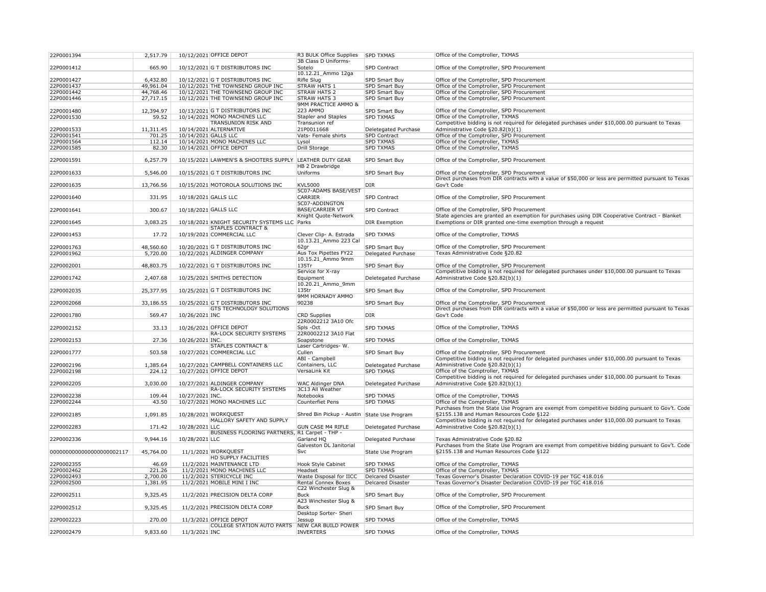| | | | | | | |
|---|---|---|---|---|---|---|
| 22P0001394 | 2,517.79 | 10/12/2021 | OFFICE DEPOT | R3 BULK Office Supplies | SPD TXMAS | Office of the Comptroller, TXMAS |
| 22P0001412 | 665.90 | 10/12/2021 | G T DISTRIBUTORS INC | 3B Class D Uniforms-Sotelo | SPD Contract | Office of the Comptroller, SPD Procurement |
| 22P0001427 | 6,432.80 | 10/12/2021 | G T DISTRIBUTORS INC | 10.12.21_Ammo 12ga Rifle Slug | SPD Smart Buy | Office of the Comptroller, SPD Procurement |
| 22P0001437 | 49,961.04 | 10/12/2021 | THE TOWNSEND GROUP INC | STRAW HATS 1 | SPD Smart Buy | Office of the Comptroller, SPD Procurement |
| 22P0001442 | 44,768.46 | 10/12/2021 | THE TOWNSEND GROUP INC | STRAW HATS 2 | SPD Smart Buy | Office of the Comptroller, SPD Procurement |
| 22P0001446 | 27,717.15 | 10/12/2021 | THE TOWNSEND GROUP INC | STRAW HATS 3 | SPD Smart Buy | Office of the Comptroller, SPD Procurement |
| 22P0001480 | 12,394.97 | 10/13/2021 | G T DISTRIBUTORS INC | 9MM PRACTICE AMMO & 223 AMMO | SPD Smart Buy | Office of the Comptroller, SPD Procurement |
| 22P0001530 | 59.52 | 10/14/2021 | MONO MACHINES LLC | Stapler and Staples | SPD TXMAS | Office of the Comptroller, TXMAS |
| 22P0001533 | 11,311.45 | 10/14/2021 | TRANSUNION RISK AND ALTERNATIVE | Transunion ref 21P0011668 | Deletegated Purchase | Competitive bidding is not required for delegated purchases under $10,000.00 pursuant to Texas Administrative Code §20.82(b)(1) |
| 22P0001541 | 701.25 | 10/14/2021 | GALLS LLC | Vats- Female shirts | SPD Contract | Office of the Comptroller, SPD Procurement |
| 22P0001564 | 112.14 | 10/14/2021 | MONO MACHINES LLC | Lysol | SPD TXMAS | Office of the Comptroller, TXMAS |
| 22P0001585 | 82.30 | 10/14/2021 | OFFICE DEPOT | Drill Storage | SPD TXMAS | Office of the Comptroller, TXMAS |
| 22P0001591 | 6,257.79 | 10/15/2021 | LAWMEN'S & SHOOTERS SUPPLY | LEATHER DUTY GEAR | SPD Smart Buy | Office of the Comptroller, SPD Procurement |
| 22P0001633 | 5,546.00 | 10/15/2021 | G T DISTRIBUTORS INC | HB 2 Drawbridge Uniforms | SPD Smart Buy | Office of the Comptroller, SPD Procurement |
| 22P0001635 | 13,766.56 | 10/15/2021 | MOTOROLA SOLUTIONS INC | KVL5000 | DIR | Direct purchases from DIR contracts with a value of $50,000 or less are permitted pursuant to Texas Gov't Code |
| 22P0001640 | 331.95 | 10/18/2021 | GALLS LLC | 5C07-ADAMS BASE/VEST CARRIER | SPD Contract | Office of the Comptroller, SPD Procurement |
| 22P0001641 | 300.67 | 10/18/2021 | GALLS LLC | 5C07-ADDINGTON BASE/CARRIER VT | SPD Contract | Office of the Comptroller, SPD Procurement |
| 22P0001645 | 3,083.25 | 10/18/2021 | KNIGHT SECURITY SYSTEMS LLC | Knight Quote-Network Parks | DIR Exemption | State agencies are granted an exemption for purchases using DIR Cooperative Contract - Blanket Exemptions or DIR granted one-time exemption through a request |
| 22P0001453 | 17.72 | 10/19/2021 | STAPLES CONTRACT & COMMERCIAL LLC | Clever Clip- A. Estrada | SPD TXMAS | Office of the Comptroller, TXMAS |
| 22P0001763 | 48,560.60 | 10/20/2021 | G T DISTRIBUTORS INC | 10.13.21_Ammo 223 Cal 62gr | SPD Smart Buy | Office of the Comptroller, SPD Procurement |
| 22P0001962 | 5,720.00 | 10/22/2021 | ALDINGER COMPANY | Aus Tox Pipettes FY22 | Delegated Purchase | Texas Administrative Code §20.82 |
| 22P0002001 | 48,803.75 | 10/22/2021 | G T DISTRIBUTORS INC | 10.15.21_Ammo 9mm 135Tr | SPD Smart Buy | Office of the Comptroller, SPD Procurement |
| 22P0001742 | 2,407.68 | 10/25/2021 | SMITHS DETECTION | Service for X-ray Equipment | Deletegated Purchase | Competitive bidding is not required for delegated purchases under $10,000.00 pursuant to Texas Administrative Code §20.82(b)(1) |
| 22P0002035 | 25,377.95 | 10/25/2021 | G T DISTRIBUTORS INC | 10.20.21_Ammo_9mm 135tr | SPD Smart Buy | Office of the Comptroller, SPD Procurement |
| 22P0002068 | 33,186.55 | 10/25/2021 | G T DISTRIBUTORS INC | 9MM HORNADY AMMO 90238 | SPD Smart Buy | Office of the Comptroller, SPD Procurement |
| 22P0001780 | 569.47 | 10/26/2021 | GTS TECHNOLOGY SOLUTIONS INC | CRD Supplies | DIR | Direct purchases from DIR contracts with a value of $50,000 or less are permitted pursuant to Texas Gov't Code |
| 22P0002152 | 33.13 | 10/26/2021 | OFFICE DEPOT | 22R0002212 3A10 Ofc Spls -Oct | SPD TXMAS | Office of the Comptroller, TXMAS |
| 22P0002153 | 27.36 | 10/26/2021 | RA-LOCK SECURITY SYSTEMS INC. | 22R0002212 3A10 Flat Soapstone | SPD TXMAS | Office of the Comptroller, TXMAS |
| 22P0001777 | 503.58 | 10/27/2021 | STAPLES CONTRACT & COMMERCIAL LLC | Laser Cartridges- W. Cullen | SPD Smart Buy | Office of the Comptroller, SPD Procurement |
| 22P0002196 | 1,385.64 | 10/27/2021 | CAMPBELL CONTAINERS LLC | ABI - Campbell Containers, LLC | Deletegated Purchase | Competitive bidding is not required for delegated purchases under $10,000.00 pursuant to Texas Administrative Code §20.82(b)(1) |
| 22P0002198 | 224.12 | 10/27/2021 | OFFICE DEPOT | VersaLink Kit | SPD TXMAS | Office of the Comptroller, TXMAS |
| 22P0002205 | 3,030.00 | 10/27/2021 | ALDINGER COMPANY | WAC Aldinger DNA | Deletegated Purchase | Competitive bidding is not required for delegated purchases under $10,000.00 pursuant to Texas Administrative Code §20.82(b)(1) |
| 22P0002238 | 109.44 | 10/27/2021 | RA-LOCK SECURITY SYSTEMS INC. | 3C13 All Weather Notebooks | SPD TXMAS | Office of the Comptroller, TXMAS |
| 22P0002244 | 43.50 | 10/27/2021 | MONO MACHINES LLC | Counterfiet Pens | SPD TXMAS | Office of the Comptroller, TXMAS |
| 22P0002185 | 1,091.85 | 10/28/2021 | WORKQUEST | Shred Bin Pickup - Austin | State Use Program | Purchases from the State Use Program are exempt from competitive bidding pursuant to Gov't. Code §2155.138 and Human Resources Code §122 |
| 22P0002283 | 171.42 | 10/28/2021 | MALLORY SAFETY AND SUPPLY LLC | GUN CASE M4 RIFLE | Deletegated Purchase | Competitive bidding is not required for delegated purchases under $10,000.00 pursuant to Texas Administrative Code §20.82(b)(1) |
| 22P0002336 | 9,944.16 | 10/28/2021 | BUSINESS FLOORING PARTNERS, LLC | R1 Carpet - THP - Garland HQ | Delegated Purchase | Texas Administrative Code §20.82 |
| 000000000000000000002117 | 45,764.00 | 11/1/2021 | WORKQUEST | Galveston DL Janitorial Svc | State Use Program | Purchases from the State Use Program are exempt from competitive bidding pursuant to Gov't. Code §2155.138 and Human Resources Code §122 |
| 22P0002355 | 46.69 | 11/2/2021 | HD SUPPLY FACILITIES MAINTENANCE LTD | Hook Style Cabinet | SPD TXMAS | Office of the Comptroller, TXMAS |
| 22P0002462 | 221.26 | 11/2/2021 | MONO MACHINES LLC | Headset | SPD TXMAS | Office of the Comptroller, TXMAS |
| 22P0002493 | 2,700.00 | 11/2/2021 | STERICYCLE INC | Waste Disposal for IICC | Delcared Disaster | Texas Governor's Disaster Declaration COVID-19 per TGC 418.016 |
| 22P0002500 | 1,381.95 | 11/2/2021 | MOBILE MINI I INC | Rental Connex Boxes | Delcared Disaster | Texas Governor's Disaster Declaration COVID-19 per TGC 418.016 |
| 22P0002511 | 9,325.45 | 11/2/2021 | PRECISION DELTA CORP | C22 Winchester Slug & Buck | SPD Smart Buy | Office of the Comptroller, SPD Procurement |
| 22P0002512 | 9,325.45 | 11/2/2021 | PRECISION DELTA CORP | A23 Winchester Slug & Buck | SPD Smart Buy | Office of the Comptroller, SPD Procurement |
| 22P0002223 | 270.00 | 11/3/2021 | OFFICE DEPOT | Desktop Sorter- Sheri Jessup | SPD TXMAS | Office of the Comptroller, TXMAS |
| 22P0002479 | 9,833.60 | 11/3/2021 | COLLEGE STATION AUTO PARTS INC | NEW CAR BUILD POWER INVERTERS | SPD TXMAS | Office of the Comptroller, TXMAS |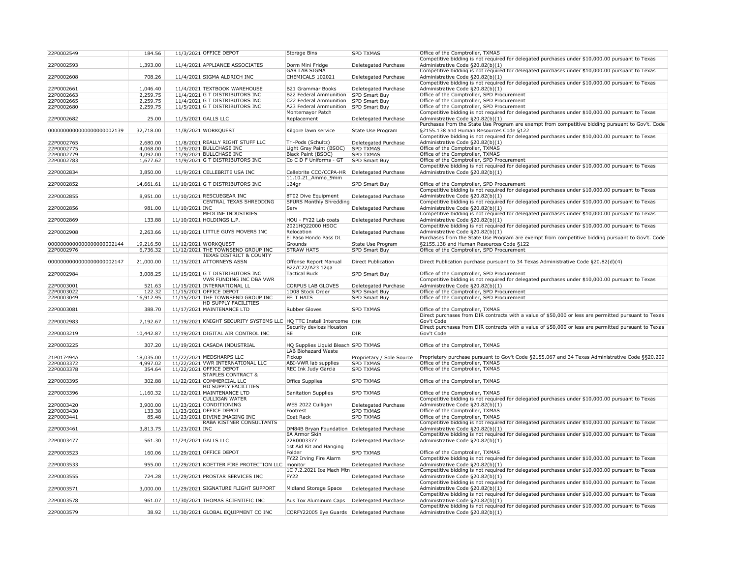| | | | | | | |
|---|---|---|---|---|---|---|
| 22P0002549 | 184.56 | 11/3/2021 | OFFICE DEPOT | Storage Bins | SPD TXMAS | Office of the Comptroller, TXMAS |
| 22P0002593 | 1,393.00 | 11/4/2021 | APPLIANCE ASSOCIATES | Dorm Mini Fridge | Deletegated Purchase | Competitive bidding is not required for delegated purchases under $10,000.00 pursuant to Texas Administrative Code §20.82(b)(1) |
| 22P0002608 | 708.26 | 11/4/2021 | SIGMA ALDRICH INC | GAR LAB SIGMA CHEMICALS 102021 | Deletegated Purchase | Competitive bidding is not required for delegated purchases under $10,000.00 pursuant to Texas Administrative Code §20.82(b)(1) |
| 22P0002661 | 1,046.40 | 11/4/2021 | TEXTBOOK WAREHOUSE | B21 Grammar Books | Deletegated Purchase | Competitive bidding is not required for delegated purchases under $10,000.00 pursuant to Texas Administrative Code §20.82(b)(1) |
| 22P0002663 | 2,259.75 | 11/4/2021 | G T DISTRIBUTORS INC | B22 Federal Ammunition | SPD Smart Buy | Office of the Comptroller, SPD Procurement |
| 22P0002665 | 2,259.75 | 11/4/2021 | G T DISTRIBUTORS INC | C22 Federal Ammunition | SPD Smart Buy | Office of the Comptroller, SPD Procurement |
| 22P0002680 | 2,259.75 | 11/5/2021 | G T DISTRIBUTORS INC | A23 Federal Ammunition | SPD Smart Buy | Office of the Comptroller, SPD Procurement |
| 22P0002682 | 25.00 | 11/5/2021 | GALLS LLC | Montemayor Patch Replacement | Deletegated Purchase | Competitive bidding is not required for delegated purchases under $10,000.00 pursuant to Texas Administrative Code §20.82(b)(1) |
| 0000000000000000000002139 | 32,718.00 | 11/8/2021 | WORKQUEST | Kilgore lawn service | State Use Program | Purchases from the State Use Program are exempt from competitive bidding pursuant to Gov't. Code §2155.138 and Human Resources Code §122 |
| 22P0002765 | 2,680.00 | 11/8/2021 | REALLY RIGHT STUFF LLC | Tri-Pods (Schultz) | Deletegated Purchase | Competitive bidding is not required for delegated purchases under $10,000.00 pursuant to Texas Administrative Code §20.82(b)(1) |
| 22P0002775 | 4,068.00 | 11/9/2021 | BULLCHASE INC | Light Gray Paint (BSOC) | SPD TXMAS | Office of the Comptroller, TXMAS |
| 22P0002779 | 4,092.00 | 11/9/2021 | BULLCHASE INC | Black Paint (BSOC) | SPD TXMAS | Office of the Comptroller, TXMAS |
| 22P0002783 | 1,677.62 | 11/9/2021 | G T DISTRIBUTORS INC | Co C D F Uniforms - GT | SPD Smart Buy | Office of the Comptroller, SPD Procurement |
| 22P0002834 | 3,850.00 | 11/9/2021 | CELLEBRITE USA INC | Cellebrite CCO/CCPA-HR | Deletegated Purchase | Competitive bidding is not required for delegated purchases under $10,000.00 pursuant to Texas Administrative Code §20.82(b)(1) |
| 22P0002852 | 14,661.61 | 11/10/2021 | G T DISTRIBUTORS INC | 11.10.21_Ammo_9mm 124gr | SPD Smart Buy | Office of the Comptroller, SPD Procurement |
| 22P0002855 | 8,951.00 | 11/10/2021 | RESCUEGEAR INC | 8T02 Dive Equipment | Deletegated Purchase | Competitive bidding is not required for delegated purchases under $10,000.00 pursuant to Texas Administrative Code §20.82(b)(1) |
| 22P0002856 | 981.00 | 11/10/2021 | CENTRAL TEXAS SHREDDING INC | SPURS Monthly Shredding Serv | Deletegated Purchase | Competitive bidding is not required for delegated purchases under $10,000.00 pursuant to Texas Administrative Code §20.82(b)(1) |
| 22P0002869 | 133.88 | 11/10/2021 | MEDLINE INDUSTRIES HOLDINGS L.P. | HOU - FY22 Lab coats | Deletegated Purchase | Competitive bidding is not required for delegated purchases under $10,000.00 pursuant to Texas Administrative Code §20.82(b)(1) |
| 22P0002908 | 2,263.66 | 11/10/2021 | LITTLE GUYS MOVERS INC | 2021HQ22000 HSOC Relocation | Deletegated Purchase | Competitive bidding is not required for delegated purchases under $10,000.00 pursuant to Texas Administrative Code §20.82(b)(1) |
| 0000000000000000000002144 | 19,216.50 | 11/12/2021 | WORKQUEST | El Paso Hondo Pass DL Grounds | State Use Program | Purchases from the State Use Program are exempt from competitive bidding pursuant to Gov't. Code §2155.138 and Human Resources Code §122 |
| 22P0002976 | 6,736.32 | 11/12/2021 | THE TOWNSEND GROUP INC | STRAW HATS | SPD Smart Buy | Office of the Comptroller, SPD Procurement |
| 0000000000000000000002147 | 21,000.00 | 11/15/2021 | TEXAS DISTRICT & COUNTY ATTORNEYS ASSN | Offense Report Manual | Direct Publication | Direct Publication purchase pursuant to 34 Texas Administrative Code §20.82(d)(4) |
| 22P0002984 | 3,008.25 | 11/15/2021 | G T DISTRIBUTORS INC | B22/C22/A23 12ga Tactical Buck | SPD Smart Buy | Office of the Comptroller, SPD Procurement |
| 22P0003001 | 521.63 | 11/15/2021 | VWR FUNDING INC DBA VWR INTERNATIONAL LL | CORPUS LAB GLOVES | Deletegated Purchase | Competitive bidding is not required for delegated purchases under $10,000.00 pursuant to Texas Administrative Code §20.82(b)(1) |
| 22P0003022 | 122.32 | 11/15/2021 | OFFICE DEPOT | 1D08 Stock Order | SPD Smart Buy | Office of the Comptroller, SPD Procurement |
| 22P0003049 | 16,912.95 | 11/15/2021 | THE TOWNSEND GROUP INC | FELT HATS | SPD Smart Buy | Office of the Comptroller, SPD Procurement |
| 22P0003081 | 388.70 | 11/17/2021 | HD SUPPLY FACILITIES MAINTENANCE LTD | Rubber Gloves | SPD TXMAS | Office of the Comptroller, TXMAS |
| 22P0002983 | 7,192.67 | 11/19/2021 | KNIGHT SECURITY SYSTEMS LLC | HQ TTC Install Intercome | DIR | Direct purchases from DIR contracts with a value of $50,000 or less are permitted pursuant to Texas Gov't Code |
| 22P0003219 | 10,442.87 | 11/19/2021 | DIGITAL AIR CONTROL INC | Security devices Houston SE | DIR | Direct purchases from DIR contracts with a value of $50,000 or less are permitted pursuant to Texas Gov't Code |
| 22P0003225 | 307.20 | 11/19/2021 | CASADA INDUSTRIAL | HQ Supplies Liquid Bleach | SPD TXMAS | Office of the Comptroller, TXMAS |
| 21P017494A | 18,035.00 | 11/22/2021 | MEDSHARPS LLC | LAB Biohazard Waste Pickup | Proprietary / Sole Source | Proprietary purchase pursuant to Gov't Code §2155.067 and 34 Texas Administrative Code §§20.209 |
| 22P0003372 | 4,997.02 | 11/22/2021 | VWR INTERNATIONAL LLC | ABI-VWR lab supplies | SPD TXMAS | Office of the Comptroller, TXMAS |
| 22P0003378 | 354.64 | 11/22/2021 | OFFICE DEPOT | REC Ink Judy Garcia | SPD TXMAS | Office of the Comptroller, TXMAS |
| 22P0003395 | 302.88 | 11/22/2021 | STAPLES CONTRACT & COMMERCIAL LLC | Office Supplies | SPD TXMAS | Office of the Comptroller, TXMAS |
| 22P0003396 | 1,160.32 | 11/22/2021 | HD SUPPLY FACILITIES MAINTENANCE LTD | Sanitation Supplies | SPD TXMAS | Office of the Comptroller, TXMAS |
| 22P0003420 | 3,900.00 | 11/23/2021 | CULLIGAN WATER CONDITIONING | WES 2022 Culligan | Deletegated Purchase | Competitive bidding is not required for delegated purchases under $10,000.00 pursuant to Texas Administrative Code §20.82(b)(1) |
| 22P0003430 | 133.38 | 11/23/2021 | OFFICE DEPOT | Footrest | SPD TXMAS | Office of the Comptroller, TXMAS |
| 22P0003441 | 85.48 | 11/23/2021 | DIVINE IMAGING INC | Coat Rack | SPD TXMAS | Office of the Comptroller, TXMAS |
| 22P0003461 | 3,813.75 | 11/23/2021 | RABA KISTNER CONSULTANTS INC | DM84B Bryan Foundation | Deletegated Purchase | Competitive bidding is not required for delegated purchases under $10,000.00 pursuant to Texas Administrative Code §20.82(b)(1) |
| 22P0003477 | 561.30 | 11/24/2021 | GALLS LLC | 6A Armor Skin 22R0003377 | Deletegated Purchase | Competitive bidding is not required for delegated purchases under $10,000.00 pursuant to Texas Administrative Code §20.82(b)(1) |
| 22P0003523 | 160.06 | 11/29/2021 | OFFICE DEPOT | 1st Aid Kit and Hanging Folder | SPD TXMAS | Office of the Comptroller, TXMAS |
| 22P0003533 | 955.00 | 11/29/2021 | KOETTER FIRE PROTECTION LLC | FY22 Irving Fire Alarm monitor | Deletegated Purchase | Competitive bidding is not required for delegated purchases under $10,000.00 pursuant to Texas Administrative Code §20.82(b)(1) |
| 22P0003555 | 724.28 | 11/29/2021 | PROSTAR SERVICES INC | 1C 7.2.2021 Ice Mach Mtn FY22 | Deletegated Purchase | Competitive bidding is not required for delegated purchases under $10,000.00 pursuant to Texas Administrative Code §20.82(b)(1) |
| 22P0003571 | 3,000.00 | 11/29/2021 | SIGNATURE FLIGHT SUPPORT | Midland Storage Space | Deletegated Purchase | Competitive bidding is not required for delegated purchases under $10,000.00 pursuant to Texas Administrative Code §20.82(b)(1) |
| 22P0003578 | 961.07 | 11/30/2021 | THOMAS SCIENTIFIC INC | Aus Tox Aluminum Caps | Deletegated Purchase | Competitive bidding is not required for delegated purchases under $10,000.00 pursuant to Texas Administrative Code §20.82(b)(1) |
| 22P0003579 | 38.92 | 11/30/2021 | GLOBAL EQUIPMENT CO INC | CORFY22005 Eye Guards | Deletegated Purchase | Competitive bidding is not required for delegated purchases under $10,000.00 pursuant to Texas Administrative Code §20.82(b)(1) |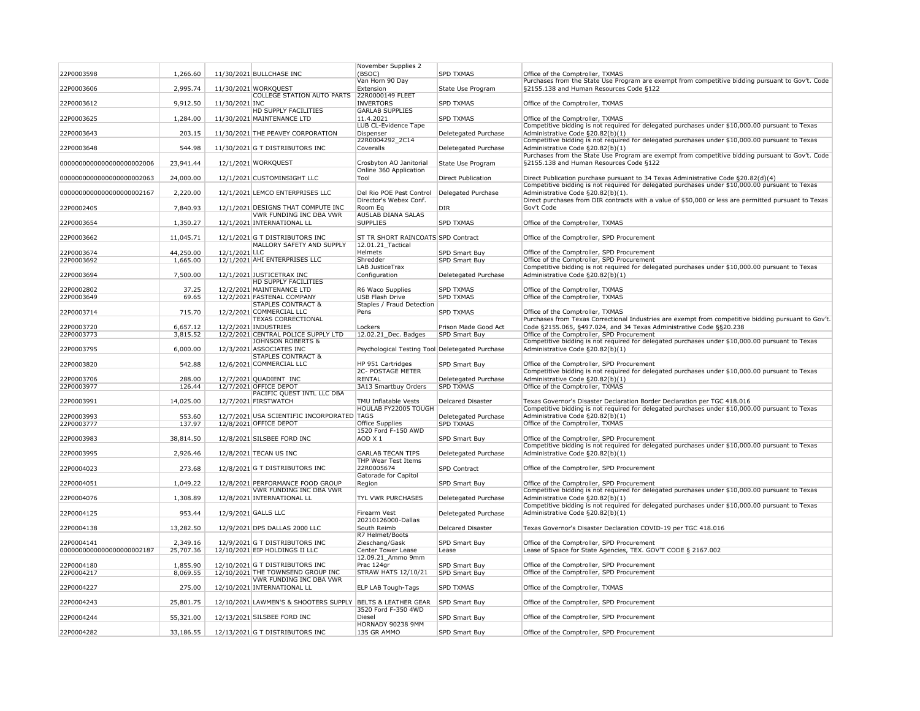| | | | | | | |
|---|---|---|---|---|---|---|
| 22P0003598 | 1,266.60 | 11/30/2021 | BULLCHASE INC | November Supplies 2 (BSOC) | SPD TXMAS | Office of the Comptroller, TXMAS |
| 22P0003606 | 2,995.74 | 11/30/2021 | WORKQUEST | Van Horn 90 Day Extension | State Use Program | Purchases from the State Use Program are exempt from competitive bidding pursuant to Gov't. Code §2155.138 and Human Resources Code §122 |
| 22P0003612 | 9,912.50 | 11/30/2021 | COLLEGE STATION AUTO PARTS INC | 22R0000149 FLEET INVERTORS | SPD TXMAS | Office of the Comptroller, TXMAS |
| 22P0003625 | 1,284.00 | 11/30/2021 | HD SUPPLY FACILITIES MAINTENANCE LTD | GARLAB SUPPLIES 11.4.2021 | SPD TXMAS | Office of the Comptroller, TXMAS |
| 22P0003643 | 203.15 | 11/30/2021 | THE PEAVEY CORPORATION | LUB CL-Evidence Tape Dispenser | Deletegated Purchase | Competitive bidding is not required for delegated purchases under $10,000.00 pursuant to Texas Administrative Code §20.82(b)(1) |
| 22P0003648 | 544.98 | 11/30/2021 | G T DISTRIBUTORS INC | 22R0004292_2C14 Coveralls | Deletegated Purchase | Competitive bidding is not required for delegated purchases under $10,000.00 pursuant to Texas Administrative Code §20.82(b)(1) |
| 0000000000000000000002006 | 23,941.44 | 12/1/2021 | WORKQUEST | Crosbyton AO Janitorial | State Use Program | Purchases from the State Use Program are exempt from competitive bidding pursuant to Gov't. Code §2155.138 and Human Resources Code §122 |
| 0000000000000000000002063 | 24,000.00 | 12/1/2021 | CUSTOMINSIGHT LLC | Online 360 Application Tool | Direct Publication | Direct Publication purchase pursuant to 34 Texas Administrative Code §20.82(d)(4) |
| 0000000000000000000002167 | 2,220.00 | 12/1/2021 | LEMCO ENTERPRISES LLC | Del Rio POE Pest Control | Delegated Purchase | Competitive bidding is not required for delegated purchases under $10,000.00 pursuant to Texas Administrative Code §20.82(b)(1). |
| 22P0002405 | 7,840.93 | 12/1/2021 | DESIGNS THAT COMPUTE INC | Director's Webex Conf. Room Eq | DIR | Direct purchases from DIR contracts with a value of $50,000 or less are permitted pursuant to Texas Gov't Code |
| 22P0003654 | 1,350.27 | 12/1/2021 | VWR FUNDING INC DBA VWR INTERNATIONAL LL | AUSLAB DIANA SALAS SUPPLIES | SPD TXMAS | Office of the Comptroller, TXMAS |
| 22P0003662 | 11,045.71 | 12/1/2021 | G T DISTRIBUTORS INC | ST TR SHORT RAINCOATS | SPD Contract | Office of the Comptroller, SPD Procurement |
| 22P0003674 | 44,250.00 | 12/1/2021 | MALLORY SAFETY AND SUPPLY LLC | 12.01.21_Tactical Helmets | SPD Smart Buy | Office of the Comptroller, SPD Procurement |
| 22P0003692 | 1,665.00 | 12/1/2021 | AHI ENTERPRISES LLC | Shredder | SPD Smart Buy | Office of the Comptroller, SPD Procurement |
| 22P0003694 | 7,500.00 | 12/1/2021 | JUSTICETRAX INC | LAB JusticeTrax Configuration | Deletegated Purchase | Competitive bidding is not required for delegated purchases under $10,000.00 pursuant to Texas Administrative Code §20.82(b)(1) |
| 22P0002802 | 37.25 | 12/2/2021 | HD SUPPLY FACILITIES MAINTENANCE LTD | R6 Waco Supplies | SPD TXMAS | Office of the Comptroller, TXMAS |
| 22P0003649 | 69.65 | 12/2/2021 | FASTENAL COMPANY | USB Flash Drive | SPD TXMAS | Office of the Comptroller, TXMAS |
| 22P0003714 | 715.70 | 12/2/2021 | STAPLES CONTRACT & COMMERCIAL LLC | Staples / Fraud Detection Pens | SPD TXMAS | Office of the Comptroller, TXMAS |
| 22P0003720 | 6,657.12 | 12/2/2021 | TEXAS CORRECTIONAL INDUSTRIES | Lockers | Prison Made Good Act | Purchases from Texas Correctional Industries are exempt from competitive bidding pursuant to Gov't. Code §2155.065, §497.024, and 34 Texas Administrative Code §§20.238 |
| 22P0003773 | 3,815.52 | 12/2/2021 | CENTRAL POLICE SUPPLY LTD | 12.02.21_Dec. Badges | SPD Smart Buy | Office of the Comptroller, SPD Procurement |
| 22P0003795 | 6,000.00 | 12/3/2021 | JOHNSON ROBERTS & ASSOCIATES INC | Psychological Testing Tool | Deletegated Purchase | Competitive bidding is not required for delegated purchases under $10,000.00 pursuant to Texas Administrative Code §20.82(b)(1) |
| 22P0003820 | 542.88 | 12/6/2021 | STAPLES CONTRACT & COMMERCIAL LLC | HP 951 Cartridges | SPD Smart Buy | Office of the Comptroller, SPD Procurement |
| 22P0003706 | 288.00 | 12/7/2021 | QUADIENT INC | 2C- POSTAGE METER RENTAL | Deletegated Purchase | Competitive bidding is not required for delegated purchases under $10,000.00 pursuant to Texas Administrative Code §20.82(b)(1) |
| 22P0003977 | 126.44 | 12/7/2021 | OFFICE DEPOT | 3A13 Smartbuy Orders | SPD TXMAS | Office of the Comptroller, TXMAS |
| 22P0003991 | 14,025.00 | 12/7/2021 | PACIFIC QUEST INTL LLC DBA FIRSTWATCH | TMU Inflatable Vests | Delcared Disaster | Texas Governor's Disaster Declaration Border Declaration per TGC 418.016 |
| 22P0003993 | 553.60 | 12/7/2021 | USA SCIENTIFIC INCORPORATED | HOULAB FY22005 TOUGH TAGS | Deletegated Purchase | Competitive bidding is not required for delegated purchases under $10,000.00 pursuant to Texas Administrative Code §20.82(b)(1) |
| 22P0003777 | 137.97 | 12/8/2021 | OFFICE DEPOT | Office Supplies | SPD TXMAS | Office of the Comptroller, TXMAS |
| 22P0003983 | 38,814.50 | 12/8/2021 | SILSBEE FORD INC | 1520 Ford F-150 AWD AOD X 1 | SPD Smart Buy | Office of the Comptroller, SPD Procurement |
| 22P0003995 | 2,926.46 | 12/8/2021 | TECAN US INC | GARLAB TECAN TIPS | Deletegated Purchase | Competitive bidding is not required for delegated purchases under $10,000.00 pursuant to Texas Administrative Code §20.82(b)(1) |
| 22P0004023 | 273.68 | 12/8/2021 | G T DISTRIBUTORS INC | THP Wear Test Items 22R0005674 | SPD Contract | Office of the Comptroller, SPD Procurement |
| 22P0004051 | 1,049.22 | 12/8/2021 | PERFORMANCE FOOD GROUP | Gatorade for Capitol Region | SPD Smart Buy | Office of the Comptroller, SPD Procurement |
| 22P0004076 | 1,308.89 | 12/8/2021 | VWR FUNDING INC DBA VWR INTERNATIONAL LL | TYL VWR PURCHASES | Deletegated Purchase | Competitive bidding is not required for delegated purchases under $10,000.00 pursuant to Texas Administrative Code §20.82(b)(1) |
| 22P0004125 | 953.44 | 12/9/2021 | GALLS LLC | Firearm Vest | Deletegated Purchase | Competitive bidding is not required for delegated purchases under $10,000.00 pursuant to Texas Administrative Code §20.82(b)(1) |
| 22P0004138 | 13,282.50 | 12/9/2021 | DPS DALLAS 2000 LLC | 20210126000-Dallas South Reimb | Delcared Disaster | Texas Governor's Disaster Declaration COVID-19 per TGC 418.016 |
| 22P0004141 | 2,349.16 | 12/9/2021 | G T DISTRIBUTORS INC | R7 Helmet/Boots Zieschang/Gask | SPD Smart Buy | Office of the Comptroller, SPD Procurement |
| 0000000000000000000002187 | 25,707.36 | 12/10/2021 | EIP HOLDINGS II LLC | Center Tower Lease | Lease | Lease of Space for State Agencies, TEX. GOV'T CODE § 2167.002 |
| 22P0004180 | 1,855.90 | 12/10/2021 | G T DISTRIBUTORS INC | 12.09.21_Ammo 9mm Prac 124gr | SPD Smart Buy | Office of the Comptroller, SPD Procurement |
| 22P0004217 | 8,069.55 | 12/10/2021 | THE TOWNSEND GROUP INC | STRAW HATS 12/10/21 | SPD Smart Buy | Office of the Comptroller, SPD Procurement |
| 22P0004227 | 275.00 | 12/10/2021 | VWR FUNDING INC DBA VWR INTERNATIONAL LL | ELP LAB Tough-Tags | SPD TXMAS | Office of the Comptroller, TXMAS |
| 22P0004243 | 25,801.75 | 12/10/2021 | LAWMEN'S & SHOOTERS SUPPLY | BELTS & LEATHER GEAR | SPD Smart Buy | Office of the Comptroller, SPD Procurement |
| 22P0004244 | 55,321.00 | 12/13/2021 | SILSBEE FORD INC | 3520 Ford F-350 4WD Diesel | SPD Smart Buy | Office of the Comptroller, SPD Procurement |
| 22P0004282 | 33,186.55 | 12/13/2021 | G T DISTRIBUTORS INC | HORNADY 90238 9MM 135 GR AMMO | SPD Smart Buy | Office of the Comptroller, SPD Procurement |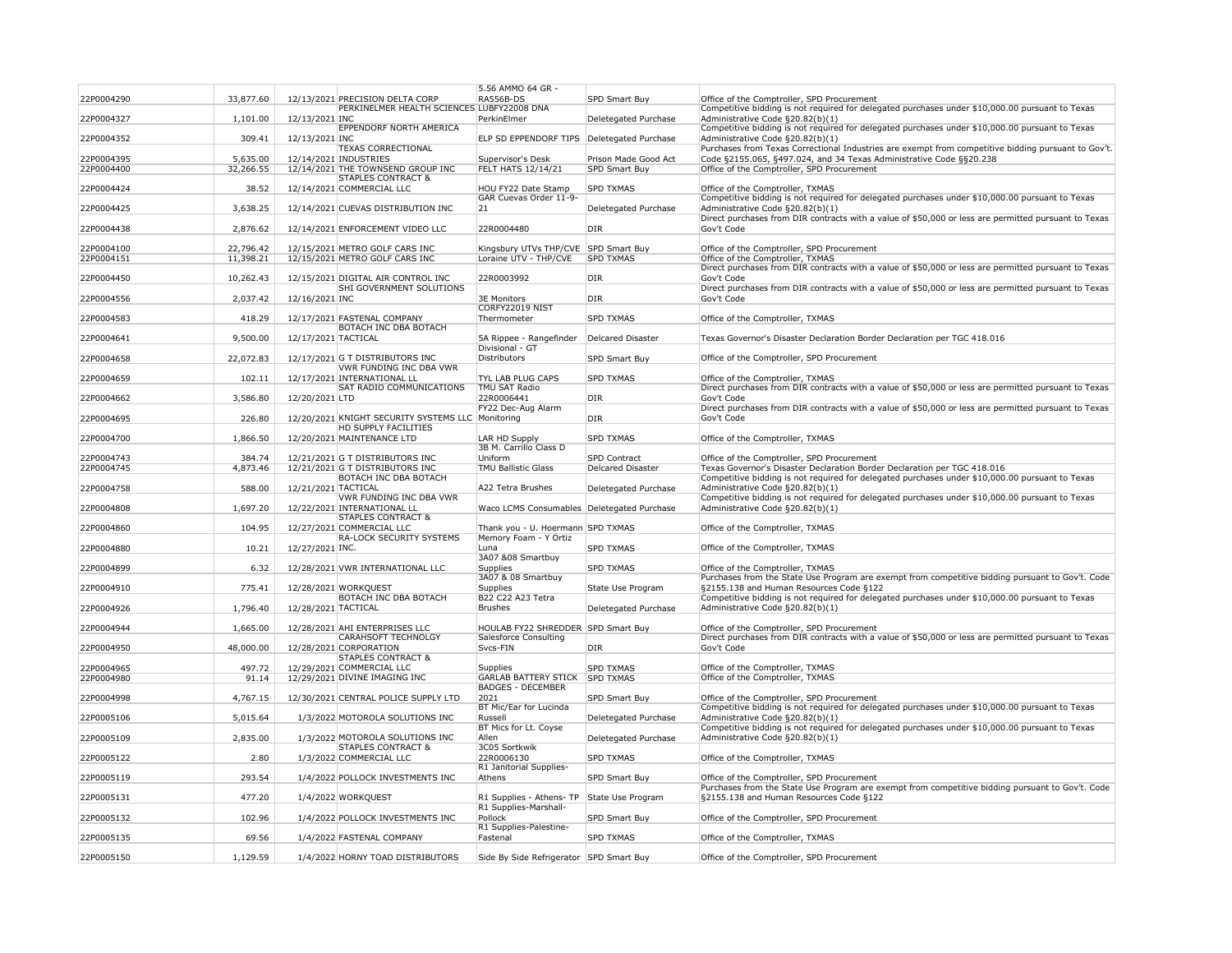| | | | | | | |
|---|---|---|---|---|---|---|
| 22P0004290 | 33,877.60 | 12/13/2021 | PRECISION DELTA CORP | 5.56 AMMO 64 GR - RA556B-DS | SPD Smart Buy | Office of the Comptroller, SPD Procurement |
| 22P0004327 | 1,101.00 | 12/13/2021 | PERKINELMER HEALTH SCIENCES INC | LUBFY22008 DNA PerkinElmer | Deletegated Purchase | Competitive bidding is not required for delegated purchases under $10,000.00 pursuant to Texas Administrative Code §20.82(b)(1) |
| 22P0004352 | 309.41 | 12/13/2021 | EPPENDORF NORTH AMERICA INC | ELP SD EPPENDORF TIPS | Deletegated Purchase | Competitive bidding is not required for delegated purchases under $10,000.00 pursuant to Texas Administrative Code §20.82(b)(1) |
| 22P0004395 | 5,635.00 | 12/14/2021 | TEXAS CORRECTIONAL INDUSTRIES | Supervisor's Desk | Prison Made Good Act | Purchases from Texas Correctional Industries are exempt from competitive bidding pursuant to Gov't. Code §2155.065, §497.024, and 34 Texas Administrative Code §§20.238 |
| 22P0004400 | 32,266.55 | 12/14/2021 | THE TOWNSEND GROUP INC | FELT HATS 12/14/21 | SPD Smart Buy | Office of the Comptroller, SPD Procurement |
| 22P0004424 | 38.52 | 12/14/2021 | STAPLES CONTRACT & COMMERCIAL LLC | HOU FY22 Date Stamp | SPD TXMAS | Office of the Comptroller, TXMAS |
| 22P0004425 | 3,638.25 | 12/14/2021 | CUEVAS DISTRIBUTION INC | GAR Cuevas Order 11-9-21 | Deletegated Purchase | Competitive bidding is not required for delegated purchases under $10,000.00 pursuant to Texas Administrative Code §20.82(b)(1) |
| 22P0004438 | 2,876.62 | 12/14/2021 | ENFORCEMENT VIDEO LLC | 22R0004480 | DIR | Direct purchases from DIR contracts with a value of $50,000 or less are permitted pursuant to Texas Gov't Code |
| 22P0004100 | 22,796.42 | 12/15/2021 | METRO GOLF CARS INC | Kingsbury UTVs THP/CVE | SPD Smart Buy | Office of the Comptroller, SPD Procurement |
| 22P0004151 | 11,398.21 | 12/15/2021 | METRO GOLF CARS INC | Loraine UTV - THP/CVE | SPD TXMAS | Office of the Comptroller, TXMAS |
| 22P0004450 | 10,262.43 | 12/15/2021 | DIGITAL AIR CONTROL INC | 22R0003992 | DIR | Direct purchases from DIR contracts with a value of $50,000 or less are permitted pursuant to Texas Gov't Code |
| 22P0004556 | 2,037.42 | 12/16/2021 | SHI GOVERNMENT SOLUTIONS INC | 3E Monitors | DIR | Direct purchases from DIR contracts with a value of $50,000 or less are permitted pursuant to Texas Gov't Code |
| 22P0004583 | 418.29 | 12/17/2021 | FASTENAL COMPANY | CORFY22019 NIST Thermometer | SPD TXMAS | Office of the Comptroller, TXMAS |
| 22P0004641 | 9,500.00 | 12/17/2021 | BOTACH INC DBA BOTACH TACTICAL | 5A Rippee - Rangefinder | Delcared Disaster | Texas Governor's Disaster Declaration Border Declaration per TGC 418.016 |
| 22P0004658 | 22,072.83 | 12/17/2021 | G T DISTRIBUTORS INC | Divisional - GT Distributors | SPD Smart Buy | Office of the Comptroller, SPD Procurement |
| 22P0004659 | 102.11 | 12/17/2021 | VWR FUNDING INC DBA VWR INTERNATIONAL LL | TYL LAB PLUG CAPS | SPD TXMAS | Office of the Comptroller, TXMAS |
| 22P0004662 | 3,586.80 | 12/20/2021 | SAT RADIO COMMUNICATIONS LTD | TMU SAT Radio 22R0006441 | DIR | Direct purchases from DIR contracts with a value of $50,000 or less are permitted pursuant to Texas Gov't Code |
| 22P0004695 | 226.80 | 12/20/2021 | KNIGHT SECURITY SYSTEMS LLC | FY22 Dec-Aug Alarm Monitoring | DIR | Direct purchases from DIR contracts with a value of $50,000 or less are permitted pursuant to Texas Gov't Code |
| 22P0004700 | 1,866.50 | 12/20/2021 | HD SUPPLY FACILITIES MAINTENANCE LTD | LAR HD Supply | SPD TXMAS | Office of the Comptroller, TXMAS |
| 22P0004743 | 384.74 | 12/21/2021 | G T DISTRIBUTORS INC | 3B M. Carrillo Class D Uniform | SPD Contract | Office of the Comptroller, SPD Procurement |
| 22P0004745 | 4,873.46 | 12/21/2021 | G T DISTRIBUTORS INC | TMU Ballistic Glass | Delcared Disaster | Texas Governor's Disaster Declaration Border Declaration per TGC 418.016 |
| 22P0004758 | 588.00 | 12/21/2021 | BOTACH INC DBA BOTACH TACTICAL | A22 Tetra Brushes | Deletegated Purchase | Competitive bidding is not required for delegated purchases under $10,000.00 pursuant to Texas Administrative Code §20.82(b)(1) |
| 22P0004808 | 1,697.20 | 12/22/2021 | VWR FUNDING INC DBA VWR INTERNATIONAL LL | Waco LCMS Consumables | Deletegated Purchase | Competitive bidding is not required for delegated purchases under $10,000.00 pursuant to Texas Administrative Code §20.82(b)(1) |
| 22P0004860 | 104.95 | 12/27/2021 | STAPLES CONTRACT & COMMERCIAL LLC | Thank you - U. Hoermann | SPD TXMAS | Office of the Comptroller, TXMAS |
| 22P0004880 | 10.21 | 12/27/2021 | RA-LOCK SECURITY SYSTEMS INC. | Memory Foam - Y Ortiz Luna | SPD TXMAS | Office of the Comptroller, TXMAS |
| 22P0004899 | 6.32 | 12/28/2021 | VWR INTERNATIONAL LLC | 3A07 &08 Smartbuy Supplies | SPD TXMAS | Office of the Comptroller, TXMAS |
| 22P0004910 | 775.41 | 12/28/2021 | WORKQUEST | 3A07 & 08 Smartbuy Supplies | State Use Program | Purchases from the State Use Program are exempt from competitive bidding pursuant to Gov't. Code §2155.138 and Human Resources Code §122 |
| 22P0004926 | 1,796.40 | 12/28/2021 | BOTACH INC DBA BOTACH TACTICAL | B22 C22 A23 Tetra Brushes | Deletegated Purchase | Competitive bidding is not required for delegated purchases under $10,000.00 pursuant to Texas Administrative Code §20.82(b)(1) |
| 22P0004944 | 1,665.00 | 12/28/2021 | AHI ENTERPRISES LLC | HOULAB FY22 SHREDDER | SPD Smart Buy | Office of the Comptroller, SPD Procurement |
| 22P0004950 | 48,000.00 | 12/28/2021 | CARAHSOFT TECHNOLGY CORPORATION | Salesforce Consulting Svcs-FIN | DIR | Direct purchases from DIR contracts with a value of $50,000 or less are permitted pursuant to Texas Gov't Code |
| 22P0004965 | 497.72 | 12/29/2021 | STAPLES CONTRACT & COMMERCIAL LLC | Supplies | SPD TXMAS | Office of the Comptroller, TXMAS |
| 22P0004980 | 91.14 | 12/29/2021 | DIVINE IMAGING INC | GARLAB BATTERY STICK | SPD TXMAS | Office of the Comptroller, TXMAS |
| 22P0004998 | 4,767.15 | 12/30/2021 | CENTRAL POLICE SUPPLY LTD | BADGES - DECEMBER 2021 | SPD Smart Buy | Office of the Comptroller, SPD Procurement |
| 22P0005106 | 5,015.64 | 1/3/2022 | MOTOROLA SOLUTIONS INC | BT Mic/Ear for Lucinda Russell | Deletegated Purchase | Competitive bidding is not required for delegated purchases under $10,000.00 pursuant to Texas Administrative Code §20.82(b)(1) |
| 22P0005109 | 2,835.00 | 1/3/2022 | MOTOROLA SOLUTIONS INC | BT Mics for Lt. Coyse Allen | Deletegated Purchase | Competitive bidding is not required for delegated purchases under $10,000.00 pursuant to Texas Administrative Code §20.82(b)(1) |
| 22P0005122 | 2.80 | 1/3/2022 | STAPLES CONTRACT & COMMERCIAL LLC | 3C05 Sortkwik 22R0006130 | SPD TXMAS | Office of the Comptroller, TXMAS |
| 22P0005119 | 293.54 | 1/4/2022 | POLLOCK INVESTMENTS INC | R1 Janitorial Supplies-Athens | SPD Smart Buy | Office of the Comptroller, SPD Procurement |
| 22P0005131 | 477.20 | 1/4/2022 | WORKQUEST | R1 Supplies - Athens- TP | State Use Program | Purchases from the State Use Program are exempt from competitive bidding pursuant to Gov't. Code §2155.138 and Human Resources Code §122 |
| 22P0005132 | 102.96 | 1/4/2022 | POLLOCK INVESTMENTS INC | R1 Supplies-Marshall-Pollock | SPD Smart Buy | Office of the Comptroller, SPD Procurement |
| 22P0005135 | 69.56 | 1/4/2022 | FASTENAL COMPANY | R1 Supplies-Palestine-Fastenal | SPD TXMAS | Office of the Comptroller, TXMAS |
| 22P0005150 | 1,129.59 | 1/4/2022 | HORNY TOAD DISTRIBUTORS | Side By Side Refrigerator | SPD Smart Buy | Office of the Comptroller, SPD Procurement |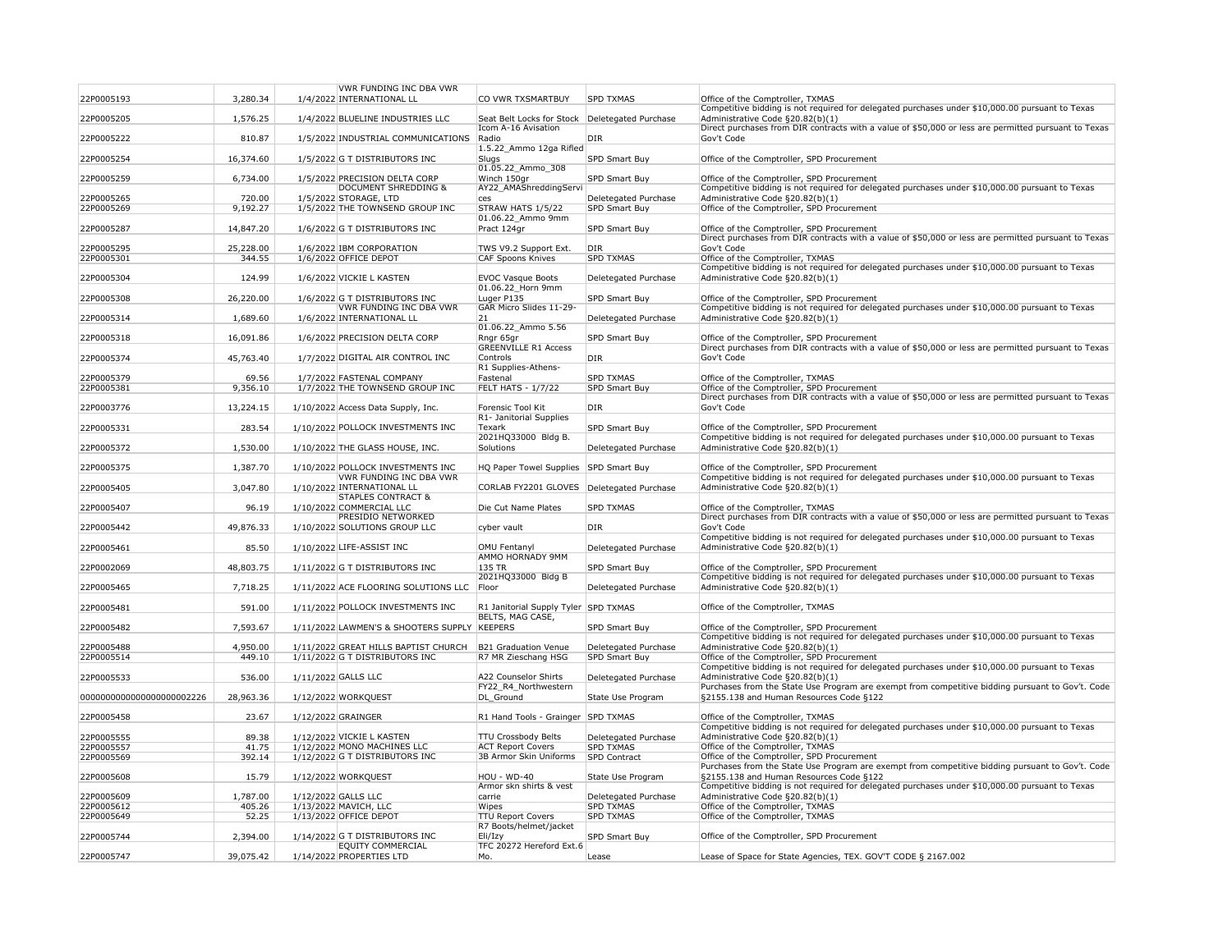| | | | | | | |
|---|---|---|---|---|---|---|
| 22P0005193 | 3,280.34 | 1/4/2022 | VWR FUNDING INC DBA VWR INTERNATIONAL LL | CO VWR TXSMARTBUY | SPD TXMAS | Office of the Comptroller, TXMAS |
| 22P0005205 | 1,576.25 | 1/4/2022 | BLUELINE INDUSTRIES LLC | Seat Belt Locks for Stock | Deletegated Purchase | Competitive bidding is not required for delegated purchases under $10,000.00 pursuant to Texas Administrative Code §20.82(b)(1) |
| 22P0005222 | 810.87 | 1/5/2022 | INDUSTRIAL COMMUNICATIONS | Icom A-16 Avisation Radio | DIR | Direct purchases from DIR contracts with a value of $50,000 or less are permitted pursuant to Texas Gov't Code |
| 22P0005254 | 16,374.60 | 1/5/2022 | G T DISTRIBUTORS INC | 1.5.22_Ammo 12ga Rifled Slugs | SPD Smart Buy | Office of the Comptroller, SPD Procurement |
| 22P0005259 | 6,734.00 | 1/5/2022 | PRECISION DELTA CORP | 01.05.22_Ammo_308 Winch 150gr | SPD Smart Buy | Office of the Comptroller, SPD Procurement |
| 22P0005265 | 720.00 | 1/5/2022 | DOCUMENT SHREDDING & STORAGE, LTD | AY22_AMAShreddingServices | Deletegated Purchase | Competitive bidding is not required for delegated purchases under $10,000.00 pursuant to Texas Administrative Code §20.82(b)(1) |
| 22P0005269 | 9,192.27 | 1/5/2022 | THE TOWNSEND GROUP INC | STRAW HATS 1/5/22 | SPD Smart Buy | Office of the Comptroller, SPD Procurement |
| 22P0005287 | 14,847.20 | 1/6/2022 | G T DISTRIBUTORS INC | 01.06.22_Ammo 9mm Pract 124gr | SPD Smart Buy | Office of the Comptroller, SPD Procurement |
| 22P0005295 | 25,228.00 | 1/6/2022 | IBM CORPORATION | TWS V9.2 Support Ext. | DIR | Direct purchases from DIR contracts with a value of $50,000 or less are permitted pursuant to Texas Gov't Code |
| 22P0005301 | 344.55 | 1/6/2022 | OFFICE DEPOT | CAF Spoons Knives | SPD TXMAS | Office of the Comptroller, TXMAS |
| 22P0005304 | 124.99 | 1/6/2022 | VICKIE L KASTEN | EVOC Vasque Boots | Deletegated Purchase | Competitive bidding is not required for delegated purchases under $10,000.00 pursuant to Texas Administrative Code §20.82(b)(1) |
| 22P0005308 | 26,220.00 | 1/6/2022 | G T DISTRIBUTORS INC | 01.06.22_Horn 9mm Luger P135 | SPD Smart Buy | Office of the Comptroller, SPD Procurement |
| 22P0005314 | 1,689.60 | 1/6/2022 | VWR FUNDING INC DBA VWR INTERNATIONAL LL | GAR Micro Slides 11-29-21 | Deletegated Purchase | Competitive bidding is not required for delegated purchases under $10,000.00 pursuant to Texas Administrative Code §20.82(b)(1) |
| 22P0005318 | 16,091.86 | 1/6/2022 | PRECISION DELTA CORP | 01.06.22_Ammo 5.56 Rngr 65gr | SPD Smart Buy | Office of the Comptroller, SPD Procurement |
| 22P0005374 | 45,763.40 | 1/7/2022 | DIGITAL AIR CONTROL INC | GREENVILLE R1 Access Controls | DIR | Direct purchases from DIR contracts with a value of $50,000 or less are permitted pursuant to Texas Gov't Code |
| 22P0005379 | 69.56 | 1/7/2022 | FASTENAL COMPANY | R1 Supplies-Athens-Fastenal | SPD TXMAS | Office of the Comptroller, TXMAS |
| 22P0005381 | 9,356.10 | 1/7/2022 | THE TOWNSEND GROUP INC | FELT HATS - 1/7/22 | SPD Smart Buy | Office of the Comptroller, SPD Procurement |
| 22P0003776 | 13,224.15 | 1/10/2022 | Access Data Supply, Inc. | Forensic Tool Kit | DIR | Direct purchases from DIR contracts with a value of $50,000 or less are permitted pursuant to Texas Gov't Code |
| 22P0005331 | 283.54 | 1/10/2022 | POLLOCK INVESTMENTS INC | R1- Janitorial Supplies Texark | SPD Smart Buy | Office of the Comptroller, SPD Procurement |
| 22P0005372 | 1,530.00 | 1/10/2022 | THE GLASS HOUSE, INC. | 2021HQ33000 Bldg B. Solutions | Deletegated Purchase | Competitive bidding is not required for delegated purchases under $10,000.00 pursuant to Texas Administrative Code §20.82(b)(1) |
| 22P0005375 | 1,387.70 | 1/10/2022 | POLLOCK INVESTMENTS INC | HQ Paper Towel Supplies | SPD Smart Buy | Office of the Comptroller, SPD Procurement |
| 22P0005405 | 3,047.80 | 1/10/2022 | VWR FUNDING INC DBA VWR INTERNATIONAL LL | CORLAB FY2201 GLOVES | Deletegated Purchase | Competitive bidding is not required for delegated purchases under $10,000.00 pursuant to Texas Administrative Code §20.82(b)(1) |
| 22P0005407 | 96.19 | 1/10/2022 | STAPLES CONTRACT & COMMERCIAL LLC | Die Cut Name Plates | SPD TXMAS | Office of the Comptroller, TXMAS |
| 22P0005442 | 49,876.33 | 1/10/2022 | PRESIDIO NETWORKED SOLUTIONS GROUP LLC | cyber vault | DIR | Direct purchases from DIR contracts with a value of $50,000 or less are permitted pursuant to Texas Gov't Code |
| 22P0005461 | 85.50 | 1/10/2022 | LIFE-ASSIST INC | OMU Fentanyl | Deletegated Purchase | Competitive bidding is not required for delegated purchases under $10,000.00 pursuant to Texas Administrative Code §20.82(b)(1) |
| 22P0002069 | 48,803.75 | 1/11/2022 | G T DISTRIBUTORS INC | AMMO HORNADY 9MM 135 TR | SPD Smart Buy | Office of the Comptroller, SPD Procurement |
| 22P0005465 | 7,718.25 | 1/11/2022 | ACE FLOORING SOLUTIONS LLC | 2021HQ33000 Bldg B Floor | Deletegated Purchase | Competitive bidding is not required for delegated purchases under $10,000.00 pursuant to Texas Administrative Code §20.82(b)(1) |
| 22P0005481 | 591.00 | 1/11/2022 | POLLOCK INVESTMENTS INC | R1 Janitorial Supply Tyler | SPD TXMAS | Office of the Comptroller, TXMAS |
| 22P0005482 | 7,593.67 | 1/11/2022 | LAWMEN'S & SHOOTERS SUPPLY | BELTS, MAG CASE, KEEPERS | SPD Smart Buy | Office of the Comptroller, SPD Procurement |
| 22P0005488 | 4,950.00 | 1/11/2022 | GREAT HILLS BAPTIST CHURCH | B21 Graduation Venue | Deletegated Purchase | Competitive bidding is not required for delegated purchases under $10,000.00 pursuant to Texas Administrative Code §20.82(b)(1) |
| 22P0005514 | 449.10 | 1/11/2022 | G T DISTRIBUTORS INC | R7 MR Zieschang HSG | SPD Smart Buy | Office of the Comptroller, SPD Procurement |
| 22P0005533 | 536.00 | 1/11/2022 | GALLS LLC | A22 Counselor Shirts | Deletegated Purchase | Competitive bidding is not required for delegated purchases under $10,000.00 pursuant to Texas Administrative Code §20.82(b)(1) |
| 0000000000000000000002226 | 28,963.36 | 1/12/2022 | WORKQUEST | FY22_R4_Northwestern DL_Ground | State Use Program | Purchases from the State Use Program are exempt from competitive bidding pursuant to Gov't. Code §2155.138 and Human Resources Code §122 |
| 22P0005458 | 23.67 | 1/12/2022 | GRAINGER | R1 Hand Tools - Grainger | SPD TXMAS | Office of the Comptroller, TXMAS |
| 22P0005555 | 89.38 | 1/12/2022 | VICKIE L KASTEN | TTU Crossbody Belts | Deletegated Purchase | Competitive bidding is not required for delegated purchases under $10,000.00 pursuant to Texas Administrative Code §20.82(b)(1) |
| 22P0005557 | 41.75 | 1/12/2022 | MONO MACHINES LLC | ACT Report Covers | SPD TXMAS | Office of the Comptroller, TXMAS |
| 22P0005569 | 392.14 | 1/12/2022 | G T DISTRIBUTORS INC | 3B Armor Skin Uniforms | SPD Contract | Office of the Comptroller, SPD Procurement |
| 22P0005608 | 15.79 | 1/12/2022 | WORKQUEST | HOU - WD-40 | State Use Program | Purchases from the State Use Program are exempt from competitive bidding pursuant to Gov't. Code §2155.138 and Human Resources Code §122 |
| 22P0005609 | 1,787.00 | 1/12/2022 | GALLS LLC | Armor skn shirts & vest carrie | Deletegated Purchase | Competitive bidding is not required for delegated purchases under $10,000.00 pursuant to Texas Administrative Code §20.82(b)(1) |
| 22P0005612 | 405.26 | 1/13/2022 | MAVICH, LLC | Wipes | SPD TXMAS | Office of the Comptroller, TXMAS |
| 22P0005649 | 52.25 | 1/13/2022 | OFFICE DEPOT | TTU Report Covers | SPD TXMAS | Office of the Comptroller, TXMAS |
| 22P0005744 | 2,394.00 | 1/14/2022 | G T DISTRIBUTORS INC | R7 Boots/helmet/jacket Eli/Izy | SPD Smart Buy | Office of the Comptroller, SPD Procurement |
| 22P0005747 | 39,075.42 | 1/14/2022 | EQUITY COMMERCIAL PROPERTIES LTD | TFC 20272 Hereford Ext.6 Mo. | Lease | Lease of Space for State Agencies, TEX. GOV'T CODE § 2167.002 |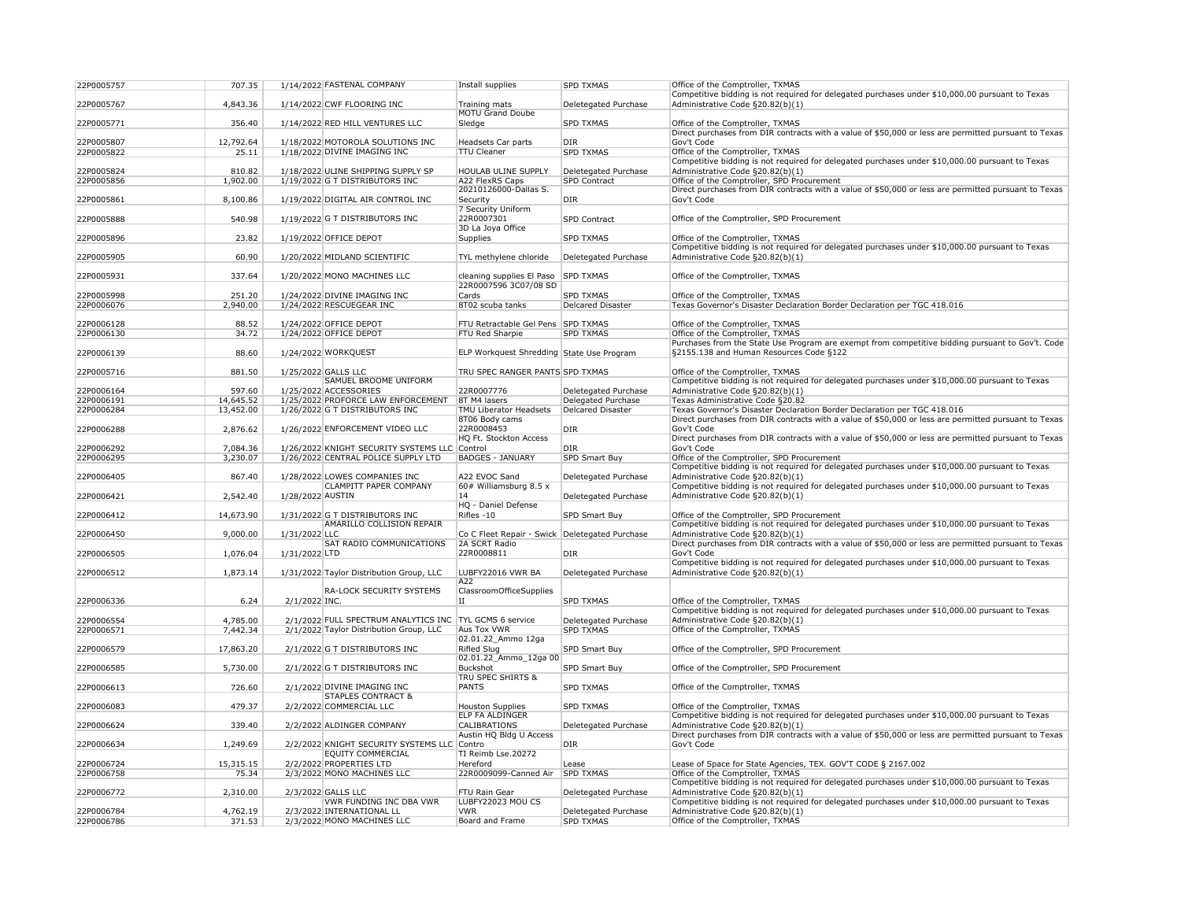| | | | | | | |
|---|---|---|---|---|---|---|
| 22P0005757 | 707.35 | 1/14/2022 | FASTENAL COMPANY | Install supplies | SPD TXMAS | Office of the Comptroller, TXMAS |
| 22P0005767 | 4,843.36 | 1/14/2022 | CWF FLOORING INC | Training mats | Deletegated Purchase | Competitive bidding is not required for delegated purchases under $10,000.00 pursuant to Texas Administrative Code §20.82(b)(1) |
| 22P0005771 | 356.40 | 1/14/2022 | RED HILL VENTURES LLC | MOTU Grand Doube Sledge | SPD TXMAS | Office of the Comptroller, TXMAS |
| 22P0005807 | 12,792.64 | 1/18/2022 | MOTOROLA SOLUTIONS INC | Headsets Car parts | DIR | Direct purchases from DIR contracts with a value of $50,000 or less are permitted pursuant to Texas Gov't Code |
| 22P0005822 | 25.11 | 1/18/2022 | DIVINE IMAGING INC | TTU Cleaner | SPD TXMAS | Office of the Comptroller, TXMAS |
| 22P0005824 | 810.82 | 1/18/2022 | ULINE SHIPPING SUPPLY SP | HOULAB ULINE SUPPLY | Deletegated Purchase | Competitive bidding is not required for delegated purchases under $10,000.00 pursuant to Texas Administrative Code §20.82(b)(1) |
| 22P0005856 | 1,902.00 | 1/19/2022 | G T DISTRIBUTORS INC | A22 FlexRS Caps | SPD Contract | Office of the Comptroller, SPD Procurement |
| 22P0005861 | 8,100.86 | 1/19/2022 | DIGITAL AIR CONTROL INC | 20210126000-Dallas S. Security | DIR | Direct purchases from DIR contracts with a value of $50,000 or less are permitted pursuant to Texas Gov't Code |
| 22P0005888 | 540.98 | 1/19/2022 | G T DISTRIBUTORS INC | 7 Security Uniform 22R0007301 | SPD Contract | Office of the Comptroller, SPD Procurement |
| 22P0005896 | 23.82 | 1/19/2022 | OFFICE DEPOT | 3D La Joya Office Supplies | SPD TXMAS | Office of the Comptroller, TXMAS |
| 22P0005905 | 60.90 | 1/20/2022 | MIDLAND SCIENTIFIC | TYL methylene chloride | Deletegated Purchase | Competitive bidding is not required for delegated purchases under $10,000.00 pursuant to Texas Administrative Code §20.82(b)(1) |
| 22P0005931 | 337.64 | 1/20/2022 | MONO MACHINES LLC | cleaning supplies El Paso | SPD TXMAS | Office of the Comptroller, TXMAS |
| 22P0005998 | 251.20 | 1/24/2022 | DIVINE IMAGING INC | 22R0007596 3C07/08 SD Cards | SPD TXMAS | Office of the Comptroller, TXMAS |
| 22P0006076 | 2,940.00 | 1/24/2022 | RESCUEGEAR INC | 8T02 scuba tanks | Delcared Disaster | Texas Governor's Disaster Declaration Border Declaration per TGC 418.016 |
| 22P0006128 | 88.52 | 1/24/2022 | OFFICE DEPOT | FTU Retractable Gel Pens | SPD TXMAS | Office of the Comptroller, TXMAS |
| 22P0006130 | 34.72 | 1/24/2022 | OFFICE DEPOT | FTU Red Sharpie | SPD TXMAS | Office of the Comptroller, TXMAS |
| 22P0006139 | 88.60 | 1/24/2022 | WORKQUEST | ELP Workquest Shredding | State Use Program | Purchases from the State Use Program are exempt from competitive bidding pursuant to Gov't. Code §2155.138 and Human Resources Code §122 |
| 22P0005716 | 881.50 | 1/25/2022 | GALLS LLC | TRU SPEC RANGER PANTS | SPD TXMAS | Office of the Comptroller, TXMAS |
| 22P0006164 | 597.60 | 1/25/2022 | SAMUEL BROOME UNIFORM ACCESSORIES | 22R0007776 | Deletegated Purchase | Competitive bidding is not required for delegated purchases under $10,000.00 pursuant to Texas Administrative Code §20.82(b)(1) |
| 22P0006191 | 14,645.52 | 1/25/2022 | PROFORCE LAW ENFORCEMENT | 8T M4 lasers | Delegated Purchase | Texas Administrative Code §20.82 |
| 22P0006284 | 13,452.00 | 1/26/2022 | G T DISTRIBUTORS INC | TMU Liberator Headsets | Delcared Disaster | Texas Governor's Disaster Declaration Border Declaration per TGC 418.016 |
| 22P0006288 | 2,876.62 | 1/26/2022 | ENFORCEMENT VIDEO LLC | 8T06 Body cams 22R0008453 | DIR | Direct purchases from DIR contracts with a value of $50,000 or less are permitted pursuant to Texas Gov't Code |
| 22P0006292 | 7,084.36 | 1/26/2022 | KNIGHT SECURITY SYSTEMS LLC | HQ Ft. Stockton Access Control | DIR | Direct purchases from DIR contracts with a value of $50,000 or less are permitted pursuant to Texas Gov't Code |
| 22P0006295 | 3,230.07 | 1/26/2022 | CENTRAL POLICE SUPPLY LTD | BADGES - JANUARY | SPD Smart Buy | Office of the Comptroller, SPD Procurement |
| 22P0006405 | 867.40 | 1/28/2022 | LOWES COMPANIES INC | A22 EVOC Sand | Deletegated Purchase | Competitive bidding is not required for delegated purchases under $10,000.00 pursuant to Texas Administrative Code §20.82(b)(1) |
| 22P0006421 | 2,542.40 | 1/28/2022 | CLAMPITT PAPER COMPANY AUSTIN | 60# Williamsburg 8.5 x 14 | Deletegated Purchase | Competitive bidding is not required for delegated purchases under $10,000.00 pursuant to Texas Administrative Code §20.82(b)(1) |
| 22P0006412 | 14,673.90 | 1/31/2022 | G T DISTRIBUTORS INC | HQ - Daniel Defense Rifles -10 | SPD Smart Buy | Office of the Comptroller, SPD Procurement |
| 22P0006450 | 9,000.00 | 1/31/2022 | AMARILLO COLLISION REPAIR LLC | Co C Fleet Repair - Swick | Deletegated Purchase | Competitive bidding is not required for delegated purchases under $10,000.00 pursuant to Texas Administrative Code §20.82(b)(1) |
| 22P0006505 | 1,076.04 | 1/31/2022 | SAT RADIO COMMUNICATIONS LTD | 2A SCRT Radio 22R0008811 | DIR | Direct purchases from DIR contracts with a value of $50,000 or less are permitted pursuant to Texas Gov't Code |
| 22P0006512 | 1,873.14 | 1/31/2022 | Taylor Distribution Group, LLC | LUBFY22016 VWR BA | Deletegated Purchase | Competitive bidding is not required for delegated purchases under $10,000.00 pursuant to Texas Administrative Code §20.82(b)(1) |
| 22P0006336 | 6.24 | 2/1/2022 | RA-LOCK SECURITY SYSTEMS INC. | A22 ClassroomOfficeSupplies II | SPD TXMAS | Office of the Comptroller, TXMAS |
| 22P0006554 | 4,785.00 | 2/1/2022 | FULL SPECTRUM ANALYTICS INC | TYL GCMS 6 service | Deletegated Purchase | Competitive bidding is not required for delegated purchases under $10,000.00 pursuant to Texas Administrative Code §20.82(b)(1) |
| 22P0006571 | 7,442.34 | 2/1/2022 | Taylor Distribution Group, LLC | Aus Tox VWR | SPD TXMAS | Office of the Comptroller, TXMAS |
| 22P0006579 | 17,863.20 | 2/1/2022 | G T DISTRIBUTORS INC | 02.01.22_Ammo 12ga Rifled Slug | SPD Smart Buy | Office of the Comptroller, SPD Procurement |
| 22P0006585 | 5,730.00 | 2/1/2022 | G T DISTRIBUTORS INC | 02.01.22_Ammo_12ga 00 Buckshot | SPD Smart Buy | Office of the Comptroller, SPD Procurement |
| 22P0006613 | 726.60 | 2/1/2022 | DIVINE IMAGING INC | TRU SPEC SHIRTS & PANTS | SPD TXMAS | Office of the Comptroller, TXMAS |
| 22P0006083 | 479.37 | 2/2/2022 | STAPLES CONTRACT & COMMERCIAL LLC | Houston Supplies | SPD TXMAS | Office of the Comptroller, TXMAS |
| 22P0006624 | 339.40 | 2/2/2022 | ALDINGER COMPANY | ELP FA ALDINGER CALIBRATIONS | Deletegated Purchase | Competitive bidding is not required for delegated purchases under $10,000.00 pursuant to Texas Administrative Code §20.82(b)(1) |
| 22P0006634 | 1,249.69 | 2/2/2022 | KNIGHT SECURITY SYSTEMS LLC | Austin HQ Bldg U Access Contro | DIR | Direct purchases from DIR contracts with a value of $50,000 or less are permitted pursuant to Texas Gov't Code |
| 22P0006724 | 15,315.15 | 2/2/2022 | EQUITY COMMERCIAL PROPERTIES LTD | TI Reimb Lse.20272 Hereford | Lease | Lease of Space for State Agencies, TEX. GOV'T CODE § 2167.002 |
| 22P0006758 | 75.34 | 2/3/2022 | MONO MACHINES LLC | 22R0009099-Canned Air | SPD TXMAS | Office of the Comptroller, TXMAS |
| 22P0006772 | 2,310.00 | 2/3/2022 | GALLS LLC | FTU Rain Gear | Deletegated Purchase | Competitive bidding is not required for delegated purchases under $10,000.00 pursuant to Texas Administrative Code §20.82(b)(1) |
| 22P0006784 | 4,762.19 | 2/3/2022 | VWR FUNDING INC DBA VWR INTERNATIONAL LL | LUBFY22023 MOU CS VWR | Deletegated Purchase | Competitive bidding is not required for delegated purchases under $10,000.00 pursuant to Texas Administrative Code §20.82(b)(1) |
| 22P0006786 | 371.53 | 2/3/2022 | MONO MACHINES LLC | Board and Frame | SPD TXMAS | Office of the Comptroller, TXMAS |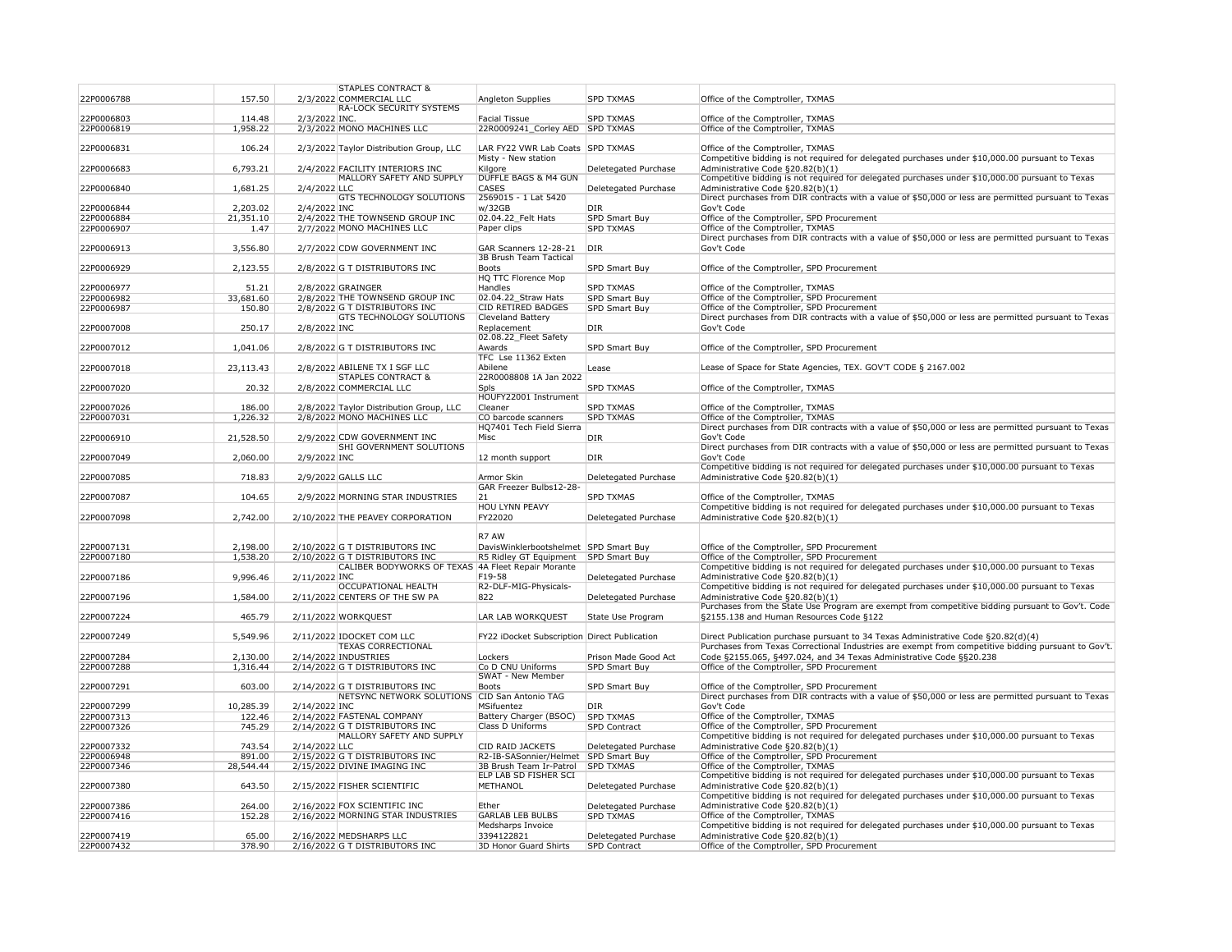| | | | | | | |
|---|---|---|---|---|---|---|
| 22P0006788 | 157.50 | 2/3/2022 | STAPLES CONTRACT & COMMERCIAL LLC | Angleton Supplies | SPD TXMAS | Office of the Comptroller, TXMAS |
| 22P0006803 | 114.48 | 2/3/2022 | RA-LOCK SECURITY SYSTEMS INC. | Facial Tissue | SPD TXMAS | Office of the Comptroller, TXMAS |
| 22P0006819 | 1,958.22 | 2/3/2022 | MONO MACHINES LLC | 22R0009241_Corley AED | SPD TXMAS | Office of the Comptroller, TXMAS |
| 22P0006831 | 106.24 | 2/3/2022 | Taylor Distribution Group, LLC | LAR FY22 VWR Lab Coats | SPD TXMAS | Office of the Comptroller, TXMAS |
| 22P0006683 | 6,793.21 | 2/4/2022 | FACILITY INTERIORS INC | Misty - New station Kilgore | Deletegated Purchase | Competitive bidding is not required for delegated purchases under $10,000.00 pursuant to Texas Administrative Code §20.82(b)(1) |
| 22P0006840 | 1,681.25 | 2/4/2022 | MALLORY SAFETY AND SUPPLY LLC | DUFFLE BAGS & M4 GUN CASES | Deletegated Purchase | Competitive bidding is not required for delegated purchases under $10,000.00 pursuant to Texas Administrative Code §20.82(b)(1) |
| 22P0006844 | 2,203.02 | 2/4/2022 | GTS TECHNOLOGY SOLUTIONS INC | 2569015 - 1 Lat 5420 w/32GB | DIR | Direct purchases from DIR contracts with a value of $50,000 or less are permitted pursuant to Texas Gov't Code |
| 22P0006884 | 21,351.10 | 2/4/2022 | THE TOWNSEND GROUP INC | 02.04.22_Felt Hats | SPD Smart Buy | Office of the Comptroller, SPD Procurement |
| 22P0006907 | 1.47 | 2/7/2022 | MONO MACHINES LLC | Paper clips | SPD TXMAS | Office of the Comptroller, TXMAS |
| 22P0006913 | 3,556.80 | 2/7/2022 | CDW GOVERNMENT INC | GAR Scanners 12-28-21 | DIR | Direct purchases from DIR contracts with a value of $50,000 or less are permitted pursuant to Texas Gov't Code |
| 22P0006929 | 2,123.55 | 2/8/2022 | G T DISTRIBUTORS INC | 3B Brush Team Tactical Boots | SPD Smart Buy | Office of the Comptroller, SPD Procurement |
| 22P0006977 | 51.21 | 2/8/2022 | GRAINGER | HQ TTC Florence Mop Handles | SPD TXMAS | Office of the Comptroller, TXMAS |
| 22P0006982 | 33,681.60 | 2/8/2022 | THE TOWNSEND GROUP INC | 02.04.22_Straw Hats | SPD Smart Buy | Office of the Comptroller, SPD Procurement |
| 22P0006987 | 150.80 | 2/8/2022 | G T DISTRIBUTORS INC | CID RETIRED BADGES | SPD Smart Buy | Office of the Comptroller, SPD Procurement |
| 22P0007008 | 250.17 | 2/8/2022 | GTS TECHNOLOGY SOLUTIONS INC | Cleveland Battery Replacement | DIR | Direct purchases from DIR contracts with a value of $50,000 or less are permitted pursuant to Texas Gov't Code |
| 22P0007012 | 1,041.06 | 2/8/2022 | G T DISTRIBUTORS INC | 02.08.22_Fleet Safety Awards | SPD Smart Buy | Office of the Comptroller, SPD Procurement |
| 22P0007018 | 23,113.43 | 2/8/2022 | ABILENE TX I SGF LLC | TFC Lse 11362 Exten Abilene | Lease | Lease of Space for State Agencies, TEX. GOV'T CODE § 2167.002 |
| 22P0007020 | 20.32 | 2/8/2022 | STAPLES CONTRACT & COMMERCIAL LLC | 22R0008808 1A Jan 2022 Spls | SPD TXMAS | Office of the Comptroller, TXMAS |
| 22P0007026 | 186.00 | 2/8/2022 | Taylor Distribution Group, LLC | HOUFY22001 Instrument Cleaner | SPD TXMAS | Office of the Comptroller, TXMAS |
| 22P0007031 | 1,226.32 | 2/8/2022 | MONO MACHINES LLC | CO barcode scanners | SPD TXMAS | Office of the Comptroller, TXMAS |
| 22P0006910 | 21,528.50 | 2/9/2022 | CDW GOVERNMENT INC | HQ7401 Tech Field Sierra Misc | DIR | Direct purchases from DIR contracts with a value of $50,000 or less are permitted pursuant to Texas Gov't Code |
| 22P0007049 | 2,060.00 | 2/9/2022 | SHI GOVERNMENT SOLUTIONS INC | 12 month support | DIR | Direct purchases from DIR contracts with a value of $50,000 or less are permitted pursuant to Texas Gov't Code |
| 22P0007085 | 718.83 | 2/9/2022 | GALLS LLC | Armor Skin | Deletegated Purchase | Competitive bidding is not required for delegated purchases under $10,000.00 pursuant to Texas Administrative Code §20.82(b)(1) |
| 22P0007087 | 104.65 | 2/9/2022 | MORNING STAR INDUSTRIES | GAR Freezer Bulbs12-28-21 | SPD TXMAS | Office of the Comptroller, TXMAS |
| 22P0007098 | 2,742.00 | 2/10/2022 | THE PEAVEY CORPORATION | HOU LYNN PEAVY FY22020 | Deletegated Purchase | Competitive bidding is not required for delegated purchases under $10,000.00 pursuant to Texas Administrative Code §20.82(b)(1) |
| 22P0007131 | 2,198.00 | 2/10/2022 | G T DISTRIBUTORS INC | R7 AW DavisWinklerbootshelmet | SPD Smart Buy | Office of the Comptroller, SPD Procurement |
| 22P0007180 | 1,538.20 | 2/10/2022 | G T DISTRIBUTORS INC | R5 Ridley GT Equipment | SPD Smart Buy | Office of the Comptroller, SPD Procurement |
| 22P0007186 | 9,996.46 | 2/11/2022 | CALIBER BODYWORKS OF TEXAS INC | 4A Fleet Repair Morante F19-58 | Deletegated Purchase | Competitive bidding is not required for delegated purchases under $10,000.00 pursuant to Texas Administrative Code §20.82(b)(1) |
| 22P0007196 | 1,584.00 | 2/11/2022 | OCCUPATIONAL HEALTH CENTERS OF THE SW PA | R2-DLF-MIG-Physicals-822 | Deletegated Purchase | Competitive bidding is not required for delegated purchases under $10,000.00 pursuant to Texas Administrative Code §20.82(b)(1) |
| 22P0007224 | 465.79 | 2/11/2022 | WORKQUEST | LAR LAB WORKQUEST | State Use Program | Purchases from the State Use Program are exempt from competitive bidding pursuant to Gov't. Code §2155.138 and Human Resources Code §122 |
| 22P0007249 | 5,549.96 | 2/11/2022 | IDOCKET COM LLC | FY22 iDocket Subscription | Direct Publication | Direct Publication purchase pursuant to 34 Texas Administrative Code §20.82(d)(4) |
| 22P0007284 | 2,130.00 | 2/14/2022 | TEXAS CORRECTIONAL INDUSTRIES | Lockers | Prison Made Good Act | Purchases from Texas Correctional Industries are exempt from competitive bidding pursuant to Gov't. Code §2155.065, §497.024, and 34 Texas Administrative Code §§20.238 |
| 22P0007288 | 1,316.44 | 2/14/2022 | G T DISTRIBUTORS INC | Co D CNU Uniforms | SPD Smart Buy | Office of the Comptroller, SPD Procurement |
| 22P0007291 | 603.00 | 2/14/2022 | G T DISTRIBUTORS INC | SWAT - New Member Boots | SPD Smart Buy | Office of the Comptroller, SPD Procurement |
| 22P0007299 | 10,285.39 | 2/14/2022 | NETSYNC NETWORK SOLUTIONS INC | CID San Antonio TAG MSifuentez | DIR | Direct purchases from DIR contracts with a value of $50,000 or less are permitted pursuant to Texas Gov't Code |
| 22P0007313 | 122.46 | 2/14/2022 | FASTENAL COMPANY | Battery Charger (BSOC) | SPD TXMAS | Office of the Comptroller, TXMAS |
| 22P0007326 | 745.29 | 2/14/2022 | G T DISTRIBUTORS INC | Class D Uniforms | SPD Contract | Office of the Comptroller, SPD Procurement |
| 22P0007332 | 743.54 | 2/14/2022 | MALLORY SAFETY AND SUPPLY LLC | CID RAID JACKETS | Deletegated Purchase | Competitive bidding is not required for delegated purchases under $10,000.00 pursuant to Texas Administrative Code §20.82(b)(1) |
| 22P0006948 | 891.00 | 2/15/2022 | G T DISTRIBUTORS INC | R2-IB-SASonnier/Helmet | SPD Smart Buy | Office of the Comptroller, SPD Procurement |
| 22P0007346 | 28,544.44 | 2/15/2022 | DIVINE IMAGING INC | 3B Brush Team Ir-Patrol | SPD TXMAS | Office of the Comptroller, TXMAS |
| 22P0007380 | 643.50 | 2/15/2022 | FISHER SCIENTIFIC | ELP LAB SD FISHER SCI METHANOL | Deletegated Purchase | Competitive bidding is not required for delegated purchases under $10,000.00 pursuant to Texas Administrative Code §20.82(b)(1) |
| 22P0007386 | 264.00 | 2/16/2022 | FOX SCIENTIFIC INC | Ether | Deletegated Purchase | Competitive bidding is not required for delegated purchases under $10,000.00 pursuant to Texas Administrative Code §20.82(b)(1) |
| 22P0007416 | 152.28 | 2/16/2022 | MORNING STAR INDUSTRIES | GARLAB LEB BULBS | SPD TXMAS | Office of the Comptroller, TXMAS |
| 22P0007419 | 65.00 | 2/16/2022 | MEDSHARPS LLC | Medsharps Invoice 3394122821 | Deletegated Purchase | Competitive bidding is not required for delegated purchases under $10,000.00 pursuant to Texas Administrative Code §20.82(b)(1) |
| 22P0007432 | 378.90 | 2/16/2022 | G T DISTRIBUTORS INC | 3D Honor Guard Shirts | SPD Contract | Office of the Comptroller, SPD Procurement |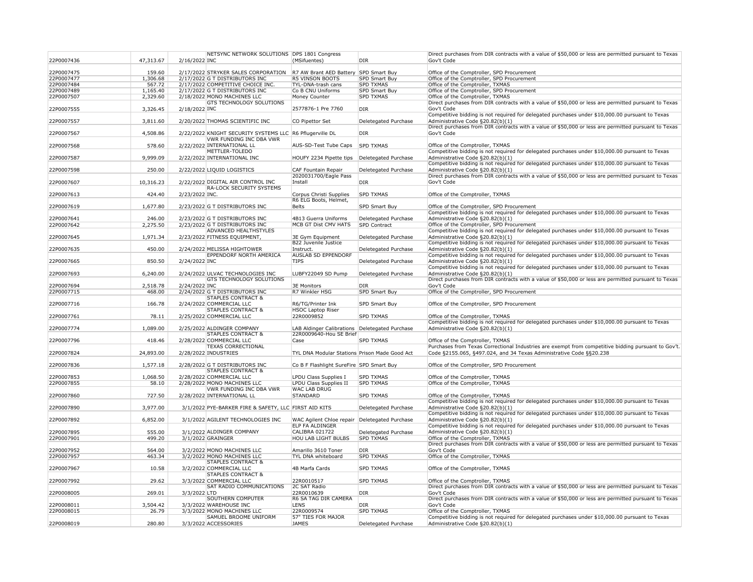| | | | | | | |
|---|---|---|---|---|---|---|
| 22P0007436 | 47,313.67 | 2/16/2022 | NETSYNC NETWORK SOLUTIONS INC | DPS 1801 Congress (MSifuentes) | DIR | Direct purchases from DIR contracts with a value of $50,000 or less are permitted pursuant to Texas Gov't Code |
| 22P0007475 | 159.60 | 2/17/2022 | STRYKER SALES CORPORATION | R7 AW Brant AED Battery | SPD Smart Buy | Office of the Comptroller, SPD Procurement |
| 22P0007477 | 1,306.68 | 2/17/2022 | G T DISTRIBUTORS INC | R5 VINSON BOOTS | SPD Smart Buy | Office of the Comptroller, SPD Procurement |
| 22P0007484 | 567.72 | 2/17/2022 | COMPETITIVE CHOICE INC. | TYL-DNA-trash cans | SPD TXMAS | Office of the Comptroller, TXMAS |
| 22P0007489 | 1,165.40 | 2/17/2022 | G T DISTRIBUTORS INC | Co B CNU Uniforms | SPD Smart Buy | Office of the Comptroller, SPD Procurement |
| 22P0007507 | 2,329.60 | 2/18/2022 | MONO MACHINES LLC | Money Counter | SPD TXMAS | Office of the Comptroller, TXMAS |
| 22P0007555 | 3,326.45 | 2/18/2022 | GTS TECHNOLOGY SOLUTIONS INC | 2577876-1 Pre 7760 | DIR | Direct purchases from DIR contracts with a value of $50,000 or less are permitted pursuant to Texas Gov't Code |
| 22P0007557 | 3,811.60 | 2/20/2022 | THOMAS SCIENTIFIC INC | CO Pipettor Set | Deletegated Purchase | Competitive bidding is not required for delegated purchases under $10,000.00 pursuant to Texas Administrative Code §20.82(b)(1) |
| 22P0007567 | 4,508.86 | 2/22/2022 | KNIGHT SECURITY SYSTEMS LLC | R6 Pflugerville DL | DIR | Direct purchases from DIR contracts with a value of $50,000 or less are permitted pursuant to Texas Gov't Code |
| 22P0007568 | 578.60 | 2/22/2022 | VWR FUNDING INC DBA VWR INTERNATIONAL LL | AUS-SD-Test Tube Caps | SPD TXMAS | Office of the Comptroller, TXMAS |
| 22P0007587 | 9,999.09 | 2/22/2022 | METTLER-TOLEDO INTERNATIONAL INC | HOUFY 2234 Pipette tips | Deletegated Purchase | Competitive bidding is not required for delegated purchases under $10,000.00 pursuant to Texas Administrative Code §20.82(b)(1) |
| 22P0007598 | 250.00 | 2/22/2022 | LIQUID LOGISTICS | CAF Fountain Repair | Deletegated Purchase | Competitive bidding is not required for delegated purchases under $10,000.00 pursuant to Texas Administrative Code §20.82(b)(1) |
| 22P0007607 | 10,316.23 | 2/22/2022 | DIGITAL AIR CONTROL INC | 2020031700/Eagle Pass Install | DIR | Direct purchases from DIR contracts with a value of $50,000 or less are permitted pursuant to Texas Gov't Code |
| 22P0007613 | 424.40 | 2/23/2022 | RA-LOCK SECURITY SYSTEMS INC. | Corpus Christi Supplies | SPD TXMAS | Office of the Comptroller, TXMAS |
| 22P0007619 | 1,677.80 | 2/23/2022 | G T DISTRIBUTORS INC | R6 ELG Boots, Helmet, Belts | SPD Smart Buy | Office of the Comptroller, SPD Procurement |
| 22P0007641 | 246.00 | 2/23/2022 | G T DISTRIBUTORS INC | 4B13 Guerra Uniforms | Deletegated Purchase | Competitive bidding is not required for delegated purchases under $10,000.00 pursuant to Texas Administrative Code §20.82(b)(1) |
| 22P0007642 | 2,275.50 | 2/23/2022 | G T DISTRIBUTORS INC | MCB GT Dist CMV HATS | SPD Contract | Office of the Comptroller, SPD Procurement |
| 22P0007645 | 1,971.34 | 2/23/2022 | ADVANCED HEALTHSTYLES FITNESS EQUIPMENT, | 3E Gym Equipment | Deletegated Purchase | Competitive bidding is not required for delegated purchases under $10,000.00 pursuant to Texas Administrative Code §20.82(b)(1) |
| 22P0007635 | 450.00 | 2/24/2022 | MELISSA HIGHTOWER | B22 Juvenile Justice Instruct. | Deletegated Purchase | Competitive bidding is not required for delegated purchases under $10,000.00 pursuant to Texas Administrative Code §20.82(b)(1) |
| 22P0007665 | 850.50 | 2/24/2022 | EPPENDORF NORTH AMERICA INC | AUSLAB SD EPPENDORF TIPS | Deletegated Purchase | Competitive bidding is not required for delegated purchases under $10,000.00 pursuant to Texas Administrative Code §20.82(b)(1) |
| 22P0007693 | 6,240.00 | 2/24/2022 | ULVAC TECHNOLOGIES INC | LUBFY22049 SD Pump | Deletegated Purchase | Competitive bidding is not required for delegated purchases under $10,000.00 pursuant to Texas Administrative Code §20.82(b)(1) |
| 22P0007694 | 2,518.78 | 2/24/2022 | GTS TECHNOLOGY SOLUTIONS INC | 3E Monitors | DIR | Direct purchases from DIR contracts with a value of $50,000 or less are permitted pursuant to Texas Gov't Code |
| 22P0007715 | 468.00 | 2/24/2022 | G T DISTRIBUTORS INC | R7 Winkler HSG | SPD Smart Buy | Office of the Comptroller, SPD Procurement |
| 22P0007716 | 166.78 | 2/24/2022 | STAPLES CONTRACT & COMMERCIAL LLC | R6/TG/Printer Ink | SPD Smart Buy | Office of the Comptroller, SPD Procurement |
| 22P0007761 | 78.11 | 2/25/2022 | STAPLES CONTRACT & COMMERCIAL LLC | HSOC Laptop Riser 22R0009852 | SPD TXMAS | Office of the Comptroller, TXMAS |
| 22P0007774 | 1,089.00 | 2/25/2022 | ALDINGER COMPANY | LAB Aldinger Calibrations | Deletegated Purchase | Competitive bidding is not required for delegated purchases under $10,000.00 pursuant to Texas Administrative Code §20.82(b)(1) |
| 22P0007796 | 418.46 | 2/28/2022 | STAPLES CONTRACT & COMMERCIAL LLC | 22R0009640-Hou SE Brief Case | SPD TXMAS | Office of the Comptroller, TXMAS |
| 22P0007824 | 24,893.00 | 2/28/2022 | TEXAS CORRECTIONAL INDUSTRIES | TYL DNA Modular Stations | Prison Made Good Act | Purchases from Texas Correctional Industries are exempt from competitive bidding pursuant to Gov't. Code §2155.065, §497.024, and 34 Texas Administrative Code §§20.238 |
| 22P0007836 | 1,577.18 | 2/28/2022 | G T DISTRIBUTORS INC | Co B F Flashlight SureFire | SPD Smart Buy | Office of the Comptroller, SPD Procurement |
| 22P0007853 | 1,068.50 | 2/28/2022 | STAPLES CONTRACT & COMMERCIAL LLC | LPDU Class Supplies I | SPD TXMAS | Office of the Comptroller, TXMAS |
| 22P0007855 | 58.10 | 2/28/2022 | MONO MACHINES LLC | LPDU Class Supplies II | SPD TXMAS | Office of the Comptroller, TXMAS |
| 22P0007860 | 727.50 | 2/28/2022 | VWR FUNDING INC DBA VWR INTERNATIONAL LL | WAC LAB DRUG STANDARD | SPD TXMAS | Office of the Comptroller, TXMAS |
| 22P0007890 | 3,977.00 | 3/1/2022 | PYE-BARKER FIRE & SAFETY, LLC | FIRST AID KITS | Deletegated Purchase | Competitive bidding is not required for delegated purchases under $10,000.00 pursuant to Texas Administrative Code §20.82(b)(1) |
| 22P0007892 | 6,852.00 | 3/1/2022 | AGILENT TECHNOLOGIES INC | WAC Agilent Chloe repair | Deletegated Purchase | Competitive bidding is not required for delegated purchases under $10,000.00 pursuant to Texas Administrative Code §20.82(b)(1) |
| 22P0007895 | 555.00 | 3/1/2022 | ALDINGER COMPANY | ELP FA ALDINGER CALIBRA 021722 | Deletegated Purchase | Competitive bidding is not required for delegated purchases under $10,000.00 pursuant to Texas Administrative Code §20.82(b)(1) |
| 22P0007901 | 499.20 | 3/1/2022 | GRAINGER | HOU LAB LIGHT BULBS | SPD TXMAS | Office of the Comptroller, TXMAS |
| 22P0007952 | 564.00 | 3/2/2022 | MONO MACHINES LLC | Amarillo 3610 Toner | DIR | Direct purchases from DIR contracts with a value of $50,000 or less are permitted pursuant to Texas Gov't Code |
| 22P0007957 | 463.34 | 3/2/2022 | MONO MACHINES LLC | TYL DNA whiteboard | SPD TXMAS | Office of the Comptroller, TXMAS |
| 22P0007967 | 10.58 | 3/2/2022 | STAPLES CONTRACT & COMMERCIAL LLC | 4B Marfa Cards | SPD TXMAS | Office of the Comptroller, TXMAS |
| 22P0007992 | 29.62 | 3/3/2022 | STAPLES CONTRACT & COMMERCIAL LLC | 22R0010517 | SPD TXMAS | Office of the Comptroller, TXMAS |
| 22P0008005 | 269.01 | 3/3/2022 | SAT RADIO COMMUNICATIONS LTD | 2C SAT Radio 22R0010639 | DIR | Direct purchases from DIR contracts with a value of $50,000 or less are permitted pursuant to Texas Gov't Code |
| 22P0008011 | 3,504.42 | 3/3/2022 | SOUTHERN COMPUTER WAREHOUSE INC | R6 SA TAG DIR CAMERA LENS | DIR | Direct purchases from DIR contracts with a value of $50,000 or less are permitted pursuant to Texas Gov't Code |
| 22P0008015 | 26.79 | 3/3/2022 | MONO MACHINES LLC | 22R0009574 | SPD TXMAS | Office of the Comptroller, TXMAS |
| 22P0008019 | 280.80 | 3/3/2022 | SAMUEL BROOME UNIFORM ACCESSORIES | 57" TIES FOR MAJOR JAMES | Deletegated Purchase | Competitive bidding is not required for delegated purchases under $10,000.00 pursuant to Texas Administrative Code §20.82(b)(1) |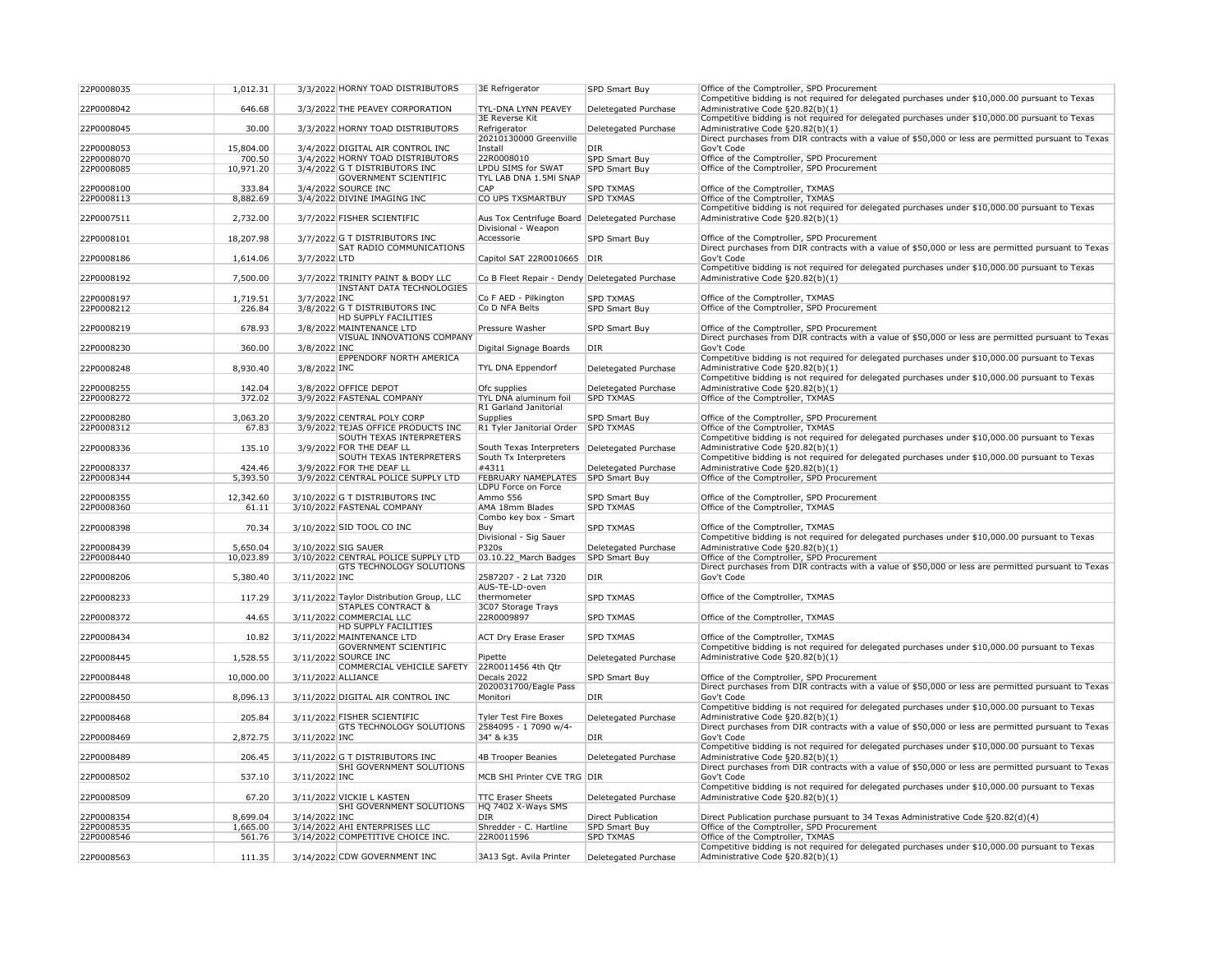| | | | | | | |
|---|---|---|---|---|---|---|
| 22P0008035 | 1,012.31 | 3/3/2022 | HORNY TOAD DISTRIBUTORS | 3E Refrigerator | SPD Smart Buy | Office of the Comptroller, SPD Procurement |
| 22P0008042 | 646.68 | 3/3/2022 | THE PEAVEY CORPORATION | TYL-DNA LYNN PEAVEY | Deletegated Purchase | Competitive bidding is not required for delegated purchases under $10,000.00 pursuant to Texas Administrative Code §20.82(b)(1) |
| 22P0008045 | 30.00 | 3/3/2022 | HORNY TOAD DISTRIBUTORS | 3E Reverse Kit Refrigerator | Deletegated Purchase | Competitive bidding is not required for delegated purchases under $10,000.00 pursuant to Texas Administrative Code §20.82(b)(1) |
| 22P0008053 | 15,804.00 | 3/4/2022 | DIGITAL AIR CONTROL INC | 20210130000 Greenville Install | DIR | Direct purchases from DIR contracts with a value of $50,000 or less are permitted pursuant to Texas Gov't Code |
| 22P0008070 | 700.50 | 3/4/2022 | HORNY TOAD DISTRIBUTORS | 22R0008010 | SPD Smart Buy | Office of the Comptroller, SPD Procurement |
| 22P0008085 | 10,971.20 | 3/4/2022 | G T DISTRIBUTORS INC | LPDU SIMS for SWAT | SPD Smart Buy | Office of the Comptroller, SPD Procurement |
| 22P0008100 | 333.84 | 3/4/2022 | GOVERNMENT SCIENTIFIC SOURCE INC | TYL LAB DNA 1.5Ml SNAP CAP | SPD TXMAS | Office of the Comptroller, TXMAS |
| 22P0008113 | 8,882.69 | 3/4/2022 | DIVINE IMAGING INC | CO UPS TXSMARTBUY | SPD TXMAS | Office of the Comptroller, TXMAS |
| 22P0007511 | 2,732.00 | 3/7/2022 | FISHER SCIENTIFIC | Aus Tox Centrifuge Board | Deletegated Purchase | Competitive bidding is not required for delegated purchases under $10,000.00 pursuant to Texas Administrative Code §20.82(b)(1) |
| 22P0008101 | 18,207.98 | 3/7/2022 | G T DISTRIBUTORS INC | Divisional - Weapon Accessorie | SPD Smart Buy | Office of the Comptroller, SPD Procurement |
| 22P0008186 | 1,614.06 | 3/7/2022 | SAT RADIO COMMUNICATIONS LTD | Capitol SAT 22R0010665 | DIR | Direct purchases from DIR contracts with a value of $50,000 or less are permitted pursuant to Texas Gov't Code |
| 22P0008192 | 7,500.00 | 3/7/2022 | TRINITY PAINT & BODY LLC | Co B Fleet Repair - Dendy | Deletegated Purchase | Competitive bidding is not required for delegated purchases under $10,000.00 pursuant to Texas Administrative Code §20.82(b)(1) |
| 22P0008197 | 1,719.51 | 3/7/2022 | INSTANT DATA TECHNOLOGIES INC | Co F AED - Pilkington | SPD TXMAS | Office of the Comptroller, TXMAS |
| 22P0008212 | 226.84 | 3/8/2022 | G T DISTRIBUTORS INC | Co D NFA Belts | SPD Smart Buy | Office of the Comptroller, SPD Procurement |
| 22P0008219 | 678.93 | 3/8/2022 | HD SUPPLY FACILITIES MAINTENANCE LTD | Pressure Washer | SPD Smart Buy | Office of the Comptroller, SPD Procurement |
| 22P0008230 | 360.00 | 3/8/2022 | VISUAL INNOVATIONS COMPANY INC | Digital Signage Boards | DIR | Direct purchases from DIR contracts with a value of $50,000 or less are permitted pursuant to Texas Gov't Code |
| 22P0008248 | 8,930.40 | 3/8/2022 | EPPENDORF NORTH AMERICA INC | TYL DNA Eppendorf | Deletegated Purchase | Competitive bidding is not required for delegated purchases under $10,000.00 pursuant to Texas Administrative Code §20.82(b)(1) |
| 22P0008255 | 142.04 | 3/8/2022 | OFFICE DEPOT | Ofc supplies | Deletegated Purchase | Competitive bidding is not required for delegated purchases under $10,000.00 pursuant to Texas Administrative Code §20.82(b)(1) |
| 22P0008272 | 372.02 | 3/9/2022 | FASTENAL COMPANY | TYL DNA aluminum foil | SPD TXMAS | Office of the Comptroller, TXMAS |
| 22P0008280 | 3,063.20 | 3/9/2022 | CENTRAL POLY CORP | R1 Garland Janitorial Supplies | SPD Smart Buy | Office of the Comptroller, SPD Procurement |
| 22P0008312 | 67.83 | 3/9/2022 | TEJAS OFFICE PRODUCTS INC | R1 Tyler Janitorial Order | SPD TXMAS | Office of the Comptroller, TXMAS |
| 22P0008336 | 135.10 | 3/9/2022 | SOUTH TEXAS INTERPRETERS FOR THE DEAF LL | South Texas Interpreters | Deletegated Purchase | Competitive bidding is not required for delegated purchases under $10,000.00 pursuant to Texas Administrative Code §20.82(b)(1) |
| 22P0008337 | 424.46 | 3/9/2022 | SOUTH TEXAS INTERPRETERS FOR THE DEAF LL | South Tx Interpreters #4311 | Deletegated Purchase | Competitive bidding is not required for delegated purchases under $10,000.00 pursuant to Texas Administrative Code §20.82(b)(1) |
| 22P0008344 | 5,393.50 | 3/9/2022 | CENTRAL POLICE SUPPLY LTD | FEBRUARY NAMEPLATES | SPD Smart Buy | Office of the Comptroller, SPD Procurement |
| 22P0008355 | 12,342.60 | 3/10/2022 | G T DISTRIBUTORS INC | LDPU Force on Force Ammo 556 | SPD Smart Buy | Office of the Comptroller, SPD Procurement |
| 22P0008360 | 61.11 | 3/10/2022 | FASTENAL COMPANY | AMA 18mm Blades | SPD TXMAS | Office of the Comptroller, TXMAS |
| 22P0008398 | 70.34 | 3/10/2022 | SID TOOL CO INC | Combo key box - Smart Buy | SPD TXMAS | Office of the Comptroller, TXMAS |
| 22P0008439 | 5,650.04 | 3/10/2022 | SIG SAUER | Divisional - Sig Sauer P320s | Deletegated Purchase | Competitive bidding is not required for delegated purchases under $10,000.00 pursuant to Texas Administrative Code §20.82(b)(1) |
| 22P0008440 | 10,023.89 | 3/10/2022 | CENTRAL POLICE SUPPLY LTD | 03.10.22_March Badges | SPD Smart Buy | Office of the Comptroller, SPD Procurement |
| 22P0008206 | 5,380.40 | 3/11/2022 | GTS TECHNOLOGY SOLUTIONS INC | 2587207 - 2 Lat 7320 | DIR | Direct purchases from DIR contracts with a value of $50,000 or less are permitted pursuant to Texas Gov't Code |
| 22P0008233 | 117.29 | 3/11/2022 | Taylor Distribution Group, LLC | AUS-TE-LD-oven thermometer | SPD TXMAS | Office of the Comptroller, TXMAS |
| 22P0008372 | 44.65 | 3/11/2022 | STAPLES CONTRACT & COMMERCIAL LLC | 3C07 Storage Trays 22R0009897 | SPD TXMAS | Office of the Comptroller, TXMAS |
| 22P0008434 | 10.82 | 3/11/2022 | HD SUPPLY FACILITIES MAINTENANCE LTD | ACT Dry Erase Eraser | SPD TXMAS | Office of the Comptroller, TXMAS |
| 22P0008445 | 1,528.55 | 3/11/2022 | GOVERNMENT SCIENTIFIC SOURCE INC | Pipette | Deletegated Purchase | Competitive bidding is not required for delegated purchases under $10,000.00 pursuant to Texas Administrative Code §20.82(b)(1) |
| 22P0008448 | 10,000.00 | 3/11/2022 | COMMERCIAL VEHICILE SAFETY ALLIANCE | 22R0011456 4th Qtr Decals 2022 | SPD Smart Buy | Office of the Comptroller, SPD Procurement |
| 22P0008450 | 8,096.13 | 3/11/2022 | DIGITAL AIR CONTROL INC | 2020031700/Eagle Pass Monitori | DIR | Direct purchases from DIR contracts with a value of $50,000 or less are permitted pursuant to Texas Gov't Code |
| 22P0008468 | 205.84 | 3/11/2022 | FISHER SCIENTIFIC | Tyler Test Fire Boxes | Deletegated Purchase | Competitive bidding is not required for delegated purchases under $10,000.00 pursuant to Texas Administrative Code §20.82(b)(1) |
| 22P0008469 | 2,872.75 | 3/11/2022 | GTS TECHNOLOGY SOLUTIONS INC | 2584095 - 1 7090 w/4-34" & k35 | DIR | Direct purchases from DIR contracts with a value of $50,000 or less are permitted pursuant to Texas Gov't Code |
| 22P0008489 | 206.45 | 3/11/2022 | G T DISTRIBUTORS INC | 4B Trooper Beanies | Deletegated Purchase | Competitive bidding is not required for delegated purchases under $10,000.00 pursuant to Texas Administrative Code §20.82(b)(1) |
| 22P0008502 | 537.10 | 3/11/2022 | SHI GOVERNMENT SOLUTIONS INC | MCB SHI Printer CVE TRG | DIR | Direct purchases from DIR contracts with a value of $50,000 or less are permitted pursuant to Texas Gov't Code |
| 22P0008509 | 67.20 | 3/11/2022 | VICKIE L KASTEN | TTC Eraser Sheets | Deletegated Purchase | Competitive bidding is not required for delegated purchases under $10,000.00 pursuant to Texas Administrative Code §20.82(b)(1) |
| 22P0008354 | 8,699.04 | 3/14/2022 | SHI GOVERNMENT SOLUTIONS INC | HQ 7402 X-Ways SMS DIR | Direct Publication | Direct Publication purchase pursuant to 34 Texas Administrative Code §20.82(d)(4) |
| 22P0008535 | 1,665.00 | 3/14/2022 | AHI ENTERPRISES LLC | Shredder - C. Hartline | SPD Smart Buy | Office of the Comptroller, SPD Procurement |
| 22P0008546 | 561.76 | 3/14/2022 | COMPETITIVE CHOICE INC. | 22R0011596 | SPD TXMAS | Office of the Comptroller, TXMAS |
| 22P0008563 | 111.35 | 3/14/2022 | CDW GOVERNMENT INC | 3A13 Sgt. Avila Printer | Deletegated Purchase | Competitive bidding is not required for delegated purchases under $10,000.00 pursuant to Texas Administrative Code §20.82(b)(1) |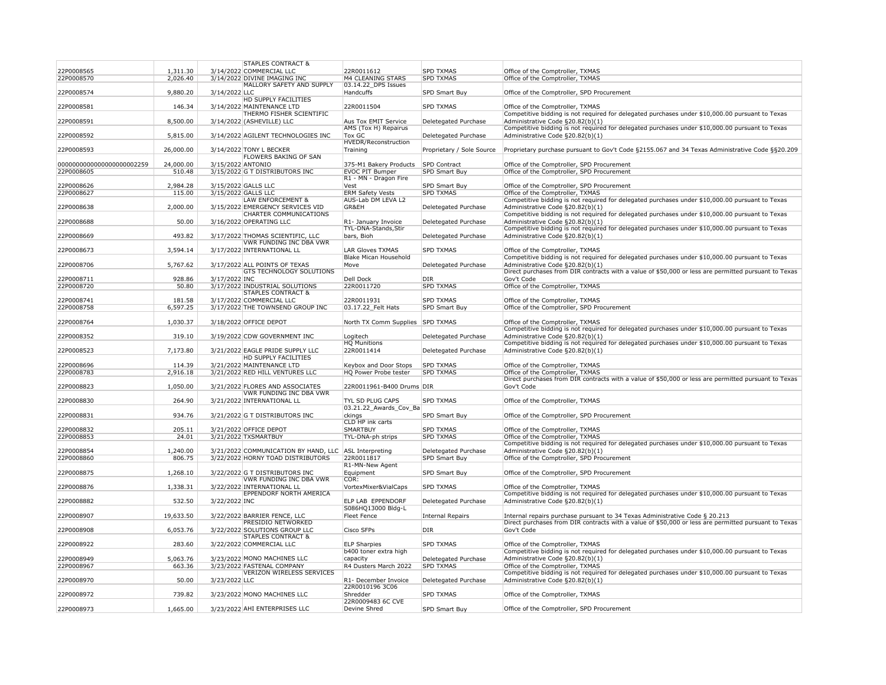| | | | | | | |
|---|---|---|---|---|---|---|
| 22P0008565 | 1,311.30 | 3/14/2022 | STAPLES CONTRACT & COMMERCIAL LLC | 22R0011612 | SPD TXMAS | Office of the Comptroller, TXMAS |
| 22P0008570 | 2,026.40 | 3/14/2022 | DIVINE IMAGING INC | M4 CLEANING STARS | SPD TXMAS | Office of the Comptroller, TXMAS |
| 22P0008574 | 9,880.20 | 3/14/2022 | MALLORY SAFETY AND SUPPLY LLC | 03.14.22_DPS Issues Handcuffs | SPD Smart Buy | Office of the Comptroller, SPD Procurement |
| 22P0008581 | 146.34 | 3/14/2022 | HD SUPPLY FACILITIES MAINTENANCE LTD | 22R0011504 | SPD TXMAS | Office of the Comptroller, TXMAS |
| 22P0008591 | 8,500.00 | 3/14/2022 | THERMO FISHER SCIENTIFIC (ASHEVILLE) LLC | Aus Tox EMIT Service | Deletegated Purchase | Competitive bidding is not required for delegated purchases under $10,000.00 pursuant to Texas Administrative Code §20.82(b)(1) |
| 22P0008592 | 5,815.00 | 3/14/2022 | AGILENT TECHNOLOGIES INC | AMS (Tox H) Repairus Tox GC | Deletegated Purchase | Competitive bidding is not required for delegated purchases under $10,000.00 pursuant to Texas Administrative Code §20.82(b)(1) |
| 22P0008593 | 26,000.00 | 3/14/2022 | TONY L BECKER | HVEDR/Reconstruction Training | Proprietary / Sole Source | Proprietary purchase pursuant to Gov't Code §2155.067 and 34 Texas Administrative Code §§20.209 |
| 000000000000000000002259 | 24,000.00 | 3/15/2022 | FLOWERS BAKING OF SAN ANTONIO | 375-M1 Bakery Products | SPD Contract | Office of the Comptroller, SPD Procurement |
| 22P0008605 | 510.48 | 3/15/2022 | G T DISTRIBUTORS INC | EVOC PIT Bumper | SPD Smart Buy | Office of the Comptroller, SPD Procurement |
| 22P0008626 | 2,984.28 | 3/15/2022 | GALLS LLC | R1 - MN - Dragon Fire Vest | SPD Smart Buy | Office of the Comptroller, SPD Procurement |
| 22P0008627 | 115.00 | 3/15/2022 | GALLS LLC | ERM Safety Vests | SPD TXMAS | Office of the Comptroller, TXMAS |
| 22P0008638 | 2,000.00 | 3/15/2022 | LAW ENFORCEMENT & EMERGENCY SERVICES VID | AUS-Lab DM LEVA L2 GR&EH | Deletegated Purchase | Competitive bidding is not required for delegated purchases under $10,000.00 pursuant to Texas Administrative Code §20.82(b)(1) |
| 22P0008688 | 50.00 | 3/16/2022 | CHARTER COMMUNICATIONS OPERATING LLC | R1- January Invoice | Deletegated Purchase | Competitive bidding is not required for delegated purchases under $10,000.00 pursuant to Texas Administrative Code §20.82(b)(1) |
| 22P0008669 | 493.82 | 3/17/2022 | THOMAS SCIENTIFIC, LLC | TYL-DNA-Stands,Stir bars, Bioh | Deletegated Purchase | Competitive bidding is not required for delegated purchases under $10,000.00 pursuant to Texas Administrative Code §20.82(b)(1) |
| 22P0008673 | 3,594.14 | 3/17/2022 | VWR FUNDING INC DBA VWR INTERNATIONAL LL | LAR Gloves TXMAS | SPD TXMAS | Office of the Comptroller, TXMAS |
| 22P0008706 | 5,767.62 | 3/17/2022 | ALL POINTS OF TEXAS | Blake Mican Household Move | Deletegated Purchase | Competitive bidding is not required for delegated purchases under $10,000.00 pursuant to Texas Administrative Code §20.82(b)(1) |
| 22P0008711 | 928.86 | 3/17/2022 | GTS TECHNOLOGY SOLUTIONS INC | Dell Dock | DIR | Direct purchases from DIR contracts with a value of $50,000 or less are permitted pursuant to Texas Gov't Code |
| 22P0008720 | 50.80 | 3/17/2022 | INDUSTRIAL SOLUTIONS | 22R0011720 | SPD TXMAS | Office of the Comptroller, TXMAS |
| 22P0008741 | 181.58 | 3/17/2022 | STAPLES CONTRACT & COMMERCIAL LLC | 22R0011931 | SPD TXMAS | Office of the Comptroller, TXMAS |
| 22P0008758 | 6,597.25 | 3/17/2022 | THE TOWNSEND GROUP INC | 03.17.22_Felt Hats | SPD Smart Buy | Office of the Comptroller, SPD Procurement |
| 22P0008764 | 1,030.37 | 3/18/2022 | OFFICE DEPOT | North TX Comm Supplies | SPD TXMAS | Office of the Comptroller, TXMAS |
| 22P0008352 | 319.10 | 3/19/2022 | CDW GOVERNMENT INC | Logitech | Deletegated Purchase | Competitive bidding is not required for delegated purchases under $10,000.00 pursuant to Texas Administrative Code §20.82(b)(1) |
| 22P0008523 | 7,173.80 | 3/21/2022 | EAGLE PRIDE SUPPLY LLC | HQ Munitions 22R0011414 | Deletegated Purchase | Competitive bidding is not required for delegated purchases under $10,000.00 pursuant to Texas Administrative Code §20.82(b)(1) |
| 22P0008696 | 114.39 | 3/21/2022 | HD SUPPLY FACILITIES MAINTENANCE LTD | Keybox and Door Stops | SPD TXMAS | Office of the Comptroller, TXMAS |
| 22P0008783 | 2,916.18 | 3/21/2022 | RED HILL VENTURES LLC | HQ Power Probe tester | SPD TXMAS | Office of the Comptroller, TXMAS |
| 22P0008823 | 1,050.00 | 3/21/2022 | FLORES AND ASSOCIATES | 22R0011961-B400 Drums | DIR | Direct purchases from DIR contracts with a value of $50,000 or less are permitted pursuant to Texas Gov't Code |
| 22P0008830 | 264.90 | 3/21/2022 | VWR FUNDING INC DBA VWR INTERNATIONAL LL | TYL SD PLUG CAPS | SPD TXMAS | Office of the Comptroller, TXMAS |
| 22P0008831 | 934.76 | 3/21/2022 | G T DISTRIBUTORS INC | 03.21.22_Awards_Cov_Backings | SPD Smart Buy | Office of the Comptroller, SPD Procurement |
| 22P0008832 | 205.11 | 3/21/2022 | OFFICE DEPOT | CLD HP ink carts SMARTBUY | SPD TXMAS | Office of the Comptroller, TXMAS |
| 22P0008853 | 24.01 | 3/21/2022 | TXSMARTBUY | TYL-DNA-ph strips | SPD TXMAS | Office of the Comptroller, TXMAS |
| 22P0008854 | 1,240.00 | 3/21/2022 | COMMUNICATION BY HAND, LLC | ASL Interpreting | Deletegated Purchase | Competitive bidding is not required for delegated purchases under $10,000.00 pursuant to Texas Administrative Code §20.82(b)(1) |
| 22P0008860 | 806.75 | 3/22/2022 | HORNY TOAD DISTRIBUTORS | 22R0011817 | SPD Smart Buy | Office of the Comptroller, SPD Procurement |
| 22P0008875 | 1,268.10 | 3/22/2022 | G T DISTRIBUTORS INC | R1-MN-New Agent Equipment | SPD Smart Buy | Office of the Comptroller, SPD Procurement |
| 22P0008876 | 1,338.31 | 3/22/2022 | VWR FUNDING INC DBA VWR INTERNATIONAL LL | COR: VortexMixer&VialCaps | SPD TXMAS | Office of the Comptroller, TXMAS |
| 22P0008882 | 532.50 | 3/22/2022 | EPPENDORF NORTH AMERICA INC | ELP LAB EPPENDORF | Deletegated Purchase | Competitive bidding is not required for delegated purchases under $10,000.00 pursuant to Texas Administrative Code §20.82(b)(1) |
| 22P0008907 | 19,633.50 | 3/22/2022 | BARRIER FENCE, LLC | S086HQ13000 Bldg-L Fleet Fence | Internal Repairs | Internal repairs purchase pursuant to 34 Texas Administrative Code § 20.213 |
| 22P0008908 | 6,053.76 | 3/22/2022 | PRESIDIO NETWORKED SOLUTIONS GROUP LLC | Cisco SFPs | DIR | Direct purchases from DIR contracts with a value of $50,000 or less are permitted pursuant to Texas Gov't Code |
| 22P0008922 | 283.60 | 3/22/2022 | STAPLES CONTRACT & COMMERCIAL LLC | ELP Sharpies | SPD TXMAS | Office of the Comptroller, TXMAS |
| 22P0008949 | 5,063.76 | 3/23/2022 | MONO MACHINES LLC | b400 toner extra high capacity | Deletegated Purchase | Competitive bidding is not required for delegated purchases under $10,000.00 pursuant to Texas Administrative Code §20.82(b)(1) |
| 22P0008967 | 663.36 | 3/23/2022 | FASTENAL COMPANY | R4 Dusters March 2022 | SPD TXMAS | Office of the Comptroller, TXMAS |
| 22P0008970 | 50.00 | 3/23/2022 | VERIZON WIRELESS SERVICES LLC | R1- December Invoice | Deletegated Purchase | Competitive bidding is not required for delegated purchases under $10,000.00 pursuant to Texas Administrative Code §20.82(b)(1) |
| 22P0008972 | 739.82 | 3/23/2022 | MONO MACHINES LLC | 22R0010196 3C06 Shredder | SPD TXMAS | Office of the Comptroller, TXMAS |
| 22P0008973 | 1,665.00 | 3/23/2022 | AHI ENTERPRISES LLC | 22R0009483 6C CVE Devine Shred | SPD Smart Buy | Office of the Comptroller, SPD Procurement |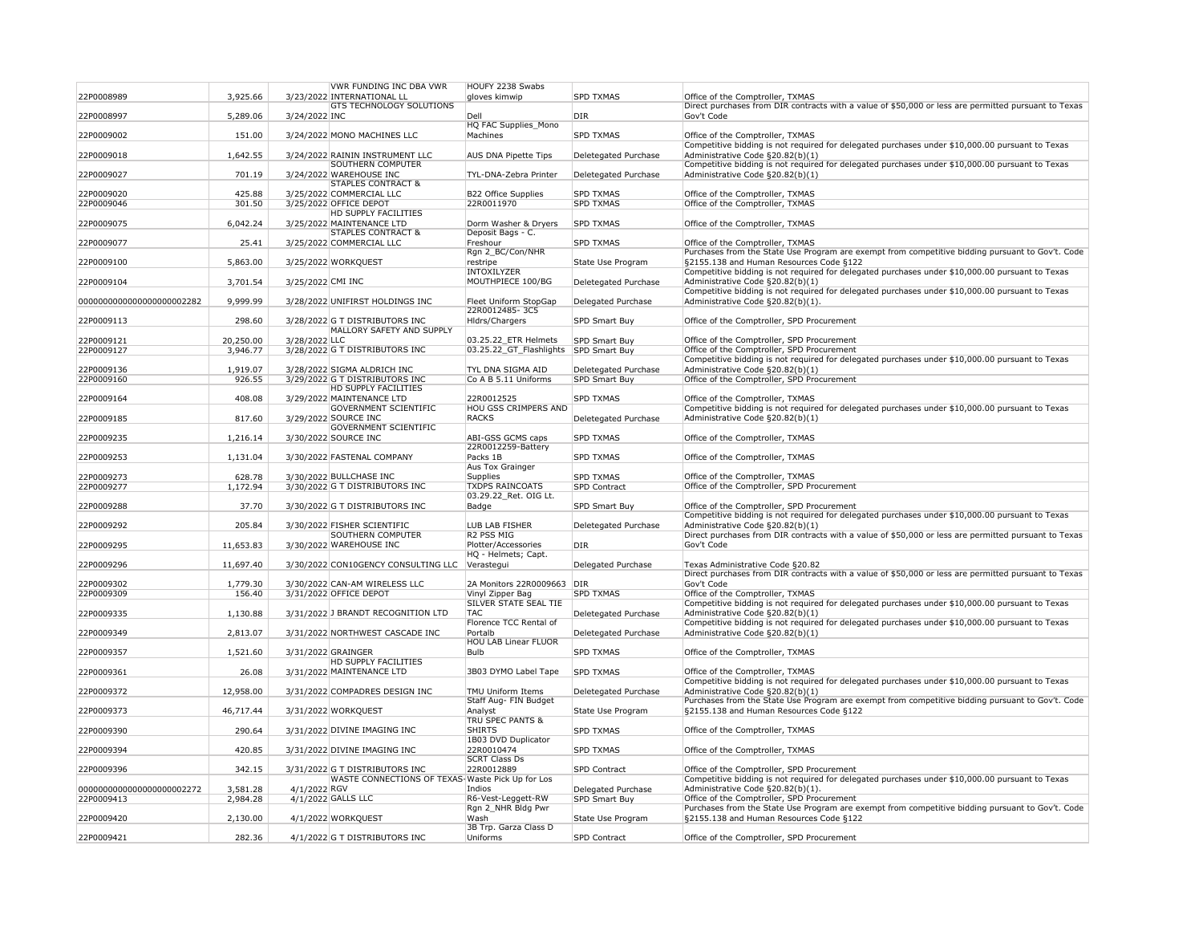| | | | | | | |
|---|---|---|---|---|---|---|
| 22P0008989 | 3,925.66 | 3/23/2022 | VWR FUNDING INC DBA VWR INTERNATIONAL LL | HOUFY 2238 Swabs gloves kimwip | SPD TXMAS | Office of the Comptroller, TXMAS |
| 22P0008997 | 5,289.06 | 3/24/2022 | GTS TECHNOLOGY SOLUTIONS INC | Dell | DIR | Direct purchases from DIR contracts with a value of $50,000 or less are permitted pursuant to Texas Gov't Code |
| 22P0009002 | 151.00 | 3/24/2022 | MONO MACHINES LLC | HQ FAC Supplies_Mono Machines | SPD TXMAS | Office of the Comptroller, TXMAS |
| 22P0009018 | 1,642.55 | 3/24/2022 | RAININ INSTRUMENT LLC | AUS DNA Pipette Tips | Deletegated Purchase | Competitive bidding is not required for delegated purchases under $10,000.00 pursuant to Texas Administrative Code §20.82(b)(1) |
| 22P0009027 | 701.19 | 3/24/2022 | SOUTHERN COMPUTER WAREHOUSE INC | TYL-DNA-Zebra Printer | Deletegated Purchase | Competitive bidding is not required for delegated purchases under $10,000.00 pursuant to Texas Administrative Code §20.82(b)(1) |
| 22P0009020 | 425.88 | 3/25/2022 | STAPLES CONTRACT & COMMERCIAL LLC | B22 Office Supplies | SPD TXMAS | Office of the Comptroller, TXMAS |
| 22P0009046 | 301.50 | 3/25/2022 | OFFICE DEPOT | 22R0011970 | SPD TXMAS | Office of the Comptroller, TXMAS |
| 22P0009075 | 6,042.24 | 3/25/2022 | HD SUPPLY FACILITIES MAINTENANCE LTD | Dorm Washer & Dryers | SPD TXMAS | Office of the Comptroller, TXMAS |
| 22P0009077 | 25.41 | 3/25/2022 | STAPLES CONTRACT & COMMERCIAL LLC | Deposit Bags - C. Freshour | SPD TXMAS | Office of the Comptroller, TXMAS |
| 22P0009100 | 5,863.00 | 3/25/2022 | WORKQUEST | Rgn 2_BC/Con/NHR restripe | State Use Program | Purchases from the State Use Program are exempt from competitive bidding pursuant to Gov't. Code §2155.138 and Human Resources Code §122 |
| 22P0009104 | 3,701.54 | 3/25/2022 | CMI INC | INTOXILYZER MOUTHPIECE 100/BG | Deletegated Purchase | Competitive bidding is not required for delegated purchases under $10,000.00 pursuant to Texas Administrative Code §20.82(b)(1) |
| 000000000000000000002282 | 9,999.99 | 3/28/2022 | UNIFIRST HOLDINGS INC | Fleet Uniform StopGap | Delegated Purchase | Competitive bidding is not required for delegated purchases under $10,000.00 pursuant to Texas Administrative Code §20.82(b)(1). |
| 22P0009113 | 298.60 | 3/28/2022 | G T DISTRIBUTORS INC | 22R0012485- 3C5 Hldrs/Chargers | SPD Smart Buy | Office of the Comptroller, SPD Procurement |
| 22P0009121 | 20,250.00 | 3/28/2022 | MALLORY SAFETY AND SUPPLY LLC | 03.25.22_ETR Helmets | SPD Smart Buy | Office of the Comptroller, SPD Procurement |
| 22P0009127 | 3,946.77 | 3/28/2022 | G T DISTRIBUTORS INC | 03.25.22_GT_Flashlights | SPD Smart Buy | Office of the Comptroller, SPD Procurement |
| 22P0009136 | 1,919.07 | 3/28/2022 | SIGMA ALDRICH INC | TYL DNA SIGMA AID | Deletegated Purchase | Competitive bidding is not required for delegated purchases under $10,000.00 pursuant to Texas Administrative Code §20.82(b)(1) |
| 22P0009160 | 926.55 | 3/29/2022 | G T DISTRIBUTORS INC | Co A B 5.11 Uniforms | SPD Smart Buy | Office of the Comptroller, SPD Procurement |
| 22P0009164 | 408.08 | 3/29/2022 | HD SUPPLY FACILITIES MAINTENANCE LTD | 22R0012525 | SPD TXMAS | Office of the Comptroller, TXMAS |
| 22P0009185 | 817.60 | 3/29/2022 | GOVERNMENT SCIENTIFIC SOURCE INC | HOU GSS CRIMPERS AND RACKS | Deletegated Purchase | Competitive bidding is not required for delegated purchases under $10,000.00 pursuant to Texas Administrative Code §20.82(b)(1) |
| 22P0009235 | 1,216.14 | 3/30/2022 | GOVERNMENT SCIENTIFIC SOURCE INC | ABI-GSS GCMS caps | SPD TXMAS | Office of the Comptroller, TXMAS |
| 22P0009253 | 1,131.04 | 3/30/2022 | FASTENAL COMPANY | 22R0012259-Battery Packs 1B | SPD TXMAS | Office of the Comptroller, TXMAS |
| 22P0009273 | 628.78 | 3/30/2022 | BULLCHASE INC | Aus Tox Grainger Supplies | SPD TXMAS | Office of the Comptroller, TXMAS |
| 22P0009277 | 1,172.94 | 3/30/2022 | G T DISTRIBUTORS INC | TXDPS RAINCOATS | SPD Contract | Office of the Comptroller, SPD Procurement |
| 22P0009288 | 37.70 | 3/30/2022 | G T DISTRIBUTORS INC | 03.29.22_Ret. OIG Lt. Badge | SPD Smart Buy | Office of the Comptroller, SPD Procurement |
| 22P0009292 | 205.84 | 3/30/2022 | FISHER SCIENTIFIC | LUB LAB FISHER | Deletegated Purchase | Competitive bidding is not required for delegated purchases under $10,000.00 pursuant to Texas Administrative Code §20.82(b)(1) |
| 22P0009295 | 11,653.83 | 3/30/2022 | SOUTHERN COMPUTER WAREHOUSE INC | R2 PSS MIG Plotter/Accessories | DIR | Direct purchases from DIR contracts with a value of $50,000 or less are permitted pursuant to Texas Gov't Code |
| 22P0009296 | 11,697.40 | 3/30/2022 | CON10GENCY CONSULTING LLC | HQ - Helmets; Capt. Verastegui | Delegated Purchase | Texas Administrative Code §20.82 |
| 22P0009302 | 1,779.30 | 3/30/2022 | CAN-AM WIRELESS LLC | 2A Monitors 22R0009663 | DIR | Direct purchases from DIR contracts with a value of $50,000 or less are permitted pursuant to Texas Gov't Code |
| 22P0009309 | 156.40 | 3/31/2022 | OFFICE DEPOT | Vinyl Zipper Bag | SPD TXMAS | Office of the Comptroller, TXMAS |
| 22P0009335 | 1,130.88 | 3/31/2022 | J BRANDT RECOGNITION LTD | SILVER STATE SEAL TIE TAC | Deletegated Purchase | Competitive bidding is not required for delegated purchases under $10,000.00 pursuant to Texas Administrative Code §20.82(b)(1) |
| 22P0009349 | 2,813.07 | 3/31/2022 | NORTHWEST CASCADE INC | Florence TCC Rental of Portalb | Deletegated Purchase | Competitive bidding is not required for delegated purchases under $10,000.00 pursuant to Texas Administrative Code §20.82(b)(1) |
| 22P0009357 | 1,521.60 | 3/31/2022 | GRAINGER | HOU LAB Linear FLUOR Bulb | SPD TXMAS | Office of the Comptroller, TXMAS |
| 22P0009361 | 26.08 | 3/31/2022 | HD SUPPLY FACILITIES MAINTENANCE LTD | 3B03 DYMO Label Tape | SPD TXMAS | Office of the Comptroller, TXMAS |
| 22P0009372 | 12,958.00 | 3/31/2022 | COMPADRES DESIGN INC | TMU Uniform Items | Deletegated Purchase | Competitive bidding is not required for delegated purchases under $10,000.00 pursuant to Texas Administrative Code §20.82(b)(1) |
| 22P0009373 | 46,717.44 | 3/31/2022 | WORKQUEST | Staff Aug- FIN Budget Analyst | State Use Program | Purchases from the State Use Program are exempt from competitive bidding pursuant to Gov't. Code §2155.138 and Human Resources Code §122 |
| 22P0009390 | 290.64 | 3/31/2022 | DIVINE IMAGING INC | TRU SPEC PANTS & SHIRTS | SPD TXMAS | Office of the Comptroller, TXMAS |
| 22P0009394 | 420.85 | 3/31/2022 | DIVINE IMAGING INC | 1B03 DVD Duplicator 22R0010474 | SPD TXMAS | Office of the Comptroller, TXMAS |
| 22P0009396 | 342.15 | 3/31/2022 | G T DISTRIBUTORS INC | SCRT Class Ds 22R0012889 | SPD Contract | Office of the Comptroller, SPD Procurement |
| 000000000000000000002272 | 3,581.28 | 4/1/2022 | WASTE CONNECTIONS OF TEXAS-RGV | Waste Pick Up for Los Indios | Delegated Purchase | Competitive bidding is not required for delegated purchases under $10,000.00 pursuant to Texas Administrative Code §20.82(b)(1). |
| 22P0009413 | 2,984.28 | 4/1/2022 | GALLS LLC | R6-Vest-Leggett-RW | SPD Smart Buy | Office of the Comptroller, SPD Procurement |
| 22P0009420 | 2,130.00 | 4/1/2022 | WORKQUEST | Rgn 2_NHR Bldg Pwr Wash | State Use Program | Purchases from the State Use Program are exempt from competitive bidding pursuant to Gov't. Code §2155.138 and Human Resources Code §122 |
| 22P0009421 | 282.36 | 4/1/2022 | G T DISTRIBUTORS INC | 3B Trp. Garza Class D Uniforms | SPD Contract | Office of the Comptroller, SPD Procurement |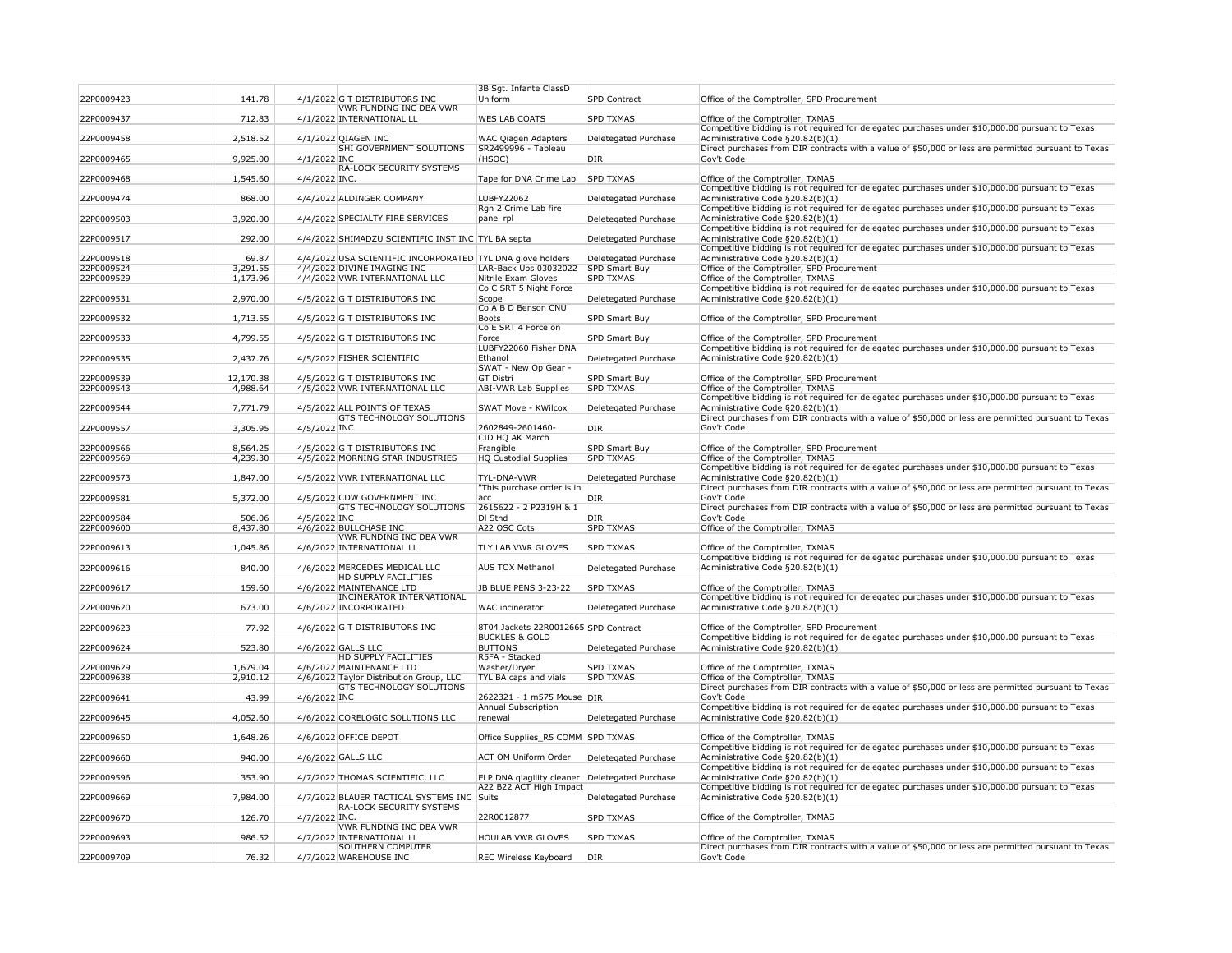| | | | | | | |
|---|---|---|---|---|---|---|
| 22P0009423 | 141.78 | 4/1/2022 | G T DISTRIBUTORS INC | 3B Sgt. Infante ClassD Uniform | SPD Contract | Office of the Comptroller, SPD Procurement |
| 22P0009437 | 712.83 | 4/1/2022 | VWR FUNDING INC DBA VWR INTERNATIONAL LL | WES LAB COATS | SPD TXMAS | Office of the Comptroller, TXMAS |
| 22P0009458 | 2,518.52 | 4/1/2022 | QIAGEN INC | WAC Qiagen Adapters | Deletegated Purchase | Competitive bidding is not required for delegated purchases under $10,000.00 pursuant to Texas Administrative Code §20.82(b)(1) |
| 22P0009465 | 9,925.00 | 4/1/2022 | SHI GOVERNMENT SOLUTIONS INC | SR2499996 - Tableau (HSOC) | DIR | Direct purchases from DIR contracts with a value of $50,000 or less are permitted pursuant to Texas Gov't Code |
| 22P0009468 | 1,545.60 | 4/4/2022 | RA-LOCK SECURITY SYSTEMS INC. | Tape for DNA Crime Lab | SPD TXMAS | Office of the Comptroller, TXMAS |
| 22P0009474 | 868.00 | 4/4/2022 | ALDINGER COMPANY | LUBFY22062 | Deletegated Purchase | Competitive bidding is not required for delegated purchases under $10,000.00 pursuant to Texas Administrative Code §20.82(b)(1) |
| 22P0009503 | 3,920.00 | 4/4/2022 | SPECIALTY FIRE SERVICES | Rgn 2 Crime Lab fire panel rpl | Deletegated Purchase | Competitive bidding is not required for delegated purchases under $10,000.00 pursuant to Texas Administrative Code §20.82(b)(1) |
| 22P0009517 | 292.00 | 4/4/2022 | SHIMADZU SCIENTIFIC INST INC | TYL BA septa | Deletegated Purchase | Competitive bidding is not required for delegated purchases under $10,000.00 pursuant to Texas Administrative Code §20.82(b)(1) |
| 22P0009518 | 69.87 | 4/4/2022 | USA SCIENTIFIC INCORPORATED | TYL DNA glove holders | Deletegated Purchase | Competitive bidding is not required for delegated purchases under $10,000.00 pursuant to Texas Administrative Code §20.82(b)(1) |
| 22P0009524 | 3,291.55 | 4/4/2022 | DIVINE IMAGING INC | LAR-Back Ups 03032022 | SPD Smart Buy | Office of the Comptroller, SPD Procurement |
| 22P0009529 | 1,173.96 | 4/4/2022 | VWR INTERNATIONAL LLC | Nitrile Exam Gloves | SPD TXMAS | Office of the Comptroller, TXMAS |
| 22P0009531 | 2,970.00 | 4/5/2022 | G T DISTRIBUTORS INC | Co C SRT 5 Night Force Scope | Deletegated Purchase | Competitive bidding is not required for delegated purchases under $10,000.00 pursuant to Texas Administrative Code §20.82(b)(1) |
| 22P0009532 | 1,713.55 | 4/5/2022 | G T DISTRIBUTORS INC | Co A B D Benson CNU Boots | SPD Smart Buy | Office of the Comptroller, SPD Procurement |
| 22P0009533 | 4,799.55 | 4/5/2022 | G T DISTRIBUTORS INC | Co E SRT 4 Force on Force | SPD Smart Buy | Office of the Comptroller, SPD Procurement |
| 22P0009535 | 2,437.76 | 4/5/2022 | FISHER SCIENTIFIC | LUBFY22060 Fisher DNA Ethanol | Deletegated Purchase | Competitive bidding is not required for delegated purchases under $10,000.00 pursuant to Texas Administrative Code §20.82(b)(1) |
| 22P0009539 | 12,170.38 | 4/5/2022 | G T DISTRIBUTORS INC | SWAT - New Op Gear - GT Distri | SPD Smart Buy | Office of the Comptroller, SPD Procurement |
| 22P0009543 | 4,988.64 | 4/5/2022 | VWR INTERNATIONAL LLC | ABI-VWR Lab Supplies | SPD TXMAS | Office of the Comptroller, TXMAS |
| 22P0009544 | 7,771.79 | 4/5/2022 | ALL POINTS OF TEXAS | SWAT Move - KWilcox | Deletegated Purchase | Competitive bidding is not required for delegated purchases under $10,000.00 pursuant to Texas Administrative Code §20.82(b)(1) |
| 22P0009557 | 3,305.95 | 4/5/2022 | GTS TECHNOLOGY SOLUTIONS INC | 2602849-2601460- | DIR | Direct purchases from DIR contracts with a value of $50,000 or less are permitted pursuant to Texas Gov't Code |
| 22P0009566 | 8,564.25 | 4/5/2022 | G T DISTRIBUTORS INC | CID HQ AK March Frangible | SPD Smart Buy | Office of the Comptroller, SPD Procurement |
| 22P0009569 | 4,239.30 | 4/5/2022 | MORNING STAR INDUSTRIES | HQ Custodial Supplies | SPD TXMAS | Office of the Comptroller, TXMAS |
| 22P0009573 | 1,847.00 | 4/5/2022 | VWR INTERNATIONAL LLC | TYL-DNA-VWR | Deletegated Purchase | Competitive bidding is not required for delegated purchases under $10,000.00 pursuant to Texas Administrative Code §20.82(b)(1) |
| 22P0009581 | 5,372.00 | 4/5/2022 | CDW GOVERNMENT INC | "This purchase order is in acc | DIR | Direct purchases from DIR contracts with a value of $50,000 or less are permitted pursuant to Texas Gov't Code |
| 22P0009584 | 506.06 | 4/5/2022 | GTS TECHNOLOGY SOLUTIONS INC | 2615622 - 2 P2319H & 1 DI Stnd | DIR | Direct purchases from DIR contracts with a value of $50,000 or less are permitted pursuant to Texas Gov't Code |
| 22P0009600 | 8,437.80 | 4/6/2022 | BULLCHASE INC | A22 OSC Cots | SPD TXMAS | Office of the Comptroller, TXMAS |
| 22P0009613 | 1,045.86 | 4/6/2022 | VWR FUNDING INC DBA VWR INTERNATIONAL LL | TLY LAB VWR GLOVES | SPD TXMAS | Office of the Comptroller, TXMAS |
| 22P0009616 | 840.00 | 4/6/2022 | MERCEDES MEDICAL LLC | AUS TOX Methanol | Deletegated Purchase | Competitive bidding is not required for delegated purchases under $10,000.00 pursuant to Texas Administrative Code §20.82(b)(1) |
| 22P0009617 | 159.60 | 4/6/2022 | HD SUPPLY FACILITIES MAINTENANCE LTD | JB BLUE PENS 3-23-22 | SPD TXMAS | Office of the Comptroller, TXMAS |
| 22P0009620 | 673.00 | 4/6/2022 | INCINERATOR INTERNATIONAL INCORPORATED | WAC incinerator | Deletegated Purchase | Competitive bidding is not required for delegated purchases under $10,000.00 pursuant to Texas Administrative Code §20.82(b)(1) |
| 22P0009623 | 77.92 | 4/6/2022 | G T DISTRIBUTORS INC | 8T04 Jackets 22R0012665 | SPD Contract | Office of the Comptroller, SPD Procurement |
| 22P0009624 | 523.80 | 4/6/2022 | GALLS LLC | BUCKLES & GOLD BUTTONS | Deletegated Purchase | Competitive bidding is not required for delegated purchases under $10,000.00 pursuant to Texas Administrative Code §20.82(b)(1) |
| 22P0009629 | 1,679.04 | 4/6/2022 | HD SUPPLY FACILITIES MAINTENANCE LTD | R5FA - Stacked Washer/Dryer | SPD TXMAS | Office of the Comptroller, TXMAS |
| 22P0009638 | 2,910.12 | 4/6/2022 | Taylor Distribution Group, LLC | TYL BA caps and vials | SPD TXMAS | Office of the Comptroller, TXMAS |
| 22P0009641 | 43.99 | 4/6/2022 | GTS TECHNOLOGY SOLUTIONS INC | 2622321 - 1 m575 Mouse | DIR | Direct purchases from DIR contracts with a value of $50,000 or less are permitted pursuant to Texas Gov't Code |
| 22P0009645 | 4,052.60 | 4/6/2022 | CORELOGIC SOLUTIONS LLC | Annual Subscription renewal | Deletegated Purchase | Competitive bidding is not required for delegated purchases under $10,000.00 pursuant to Texas Administrative Code §20.82(b)(1) |
| 22P0009650 | 1,648.26 | 4/6/2022 | OFFICE DEPOT | Office Supplies_R5 COMM | SPD TXMAS | Office of the Comptroller, TXMAS |
| 22P0009660 | 940.00 | 4/6/2022 | GALLS LLC | ACT OM Uniform Order | Deletegated Purchase | Competitive bidding is not required for delegated purchases under $10,000.00 pursuant to Texas Administrative Code §20.82(b)(1) |
| 22P0009596 | 353.90 | 4/7/2022 | THOMAS SCIENTIFIC, LLC | ELP DNA qiagility cleaner | Deletegated Purchase | Competitive bidding is not required for delegated purchases under $10,000.00 pursuant to Texas Administrative Code §20.82(b)(1) |
| 22P0009669 | 7,984.00 | 4/7/2022 | BLAUER TACTICAL SYSTEMS INC | A22 B22 ACT High Impact Suits | Deletegated Purchase | Competitive bidding is not required for delegated purchases under $10,000.00 pursuant to Texas Administrative Code §20.82(b)(1) |
| 22P0009670 | 126.70 | 4/7/2022 | RA-LOCK SECURITY SYSTEMS INC. | 22R0012877 | SPD TXMAS | Office of the Comptroller, TXMAS |
| 22P0009693 | 986.52 | 4/7/2022 | VWR FUNDING INC DBA VWR INTERNATIONAL LL | HOULAB VWR GLOVES | SPD TXMAS | Office of the Comptroller, TXMAS |
| 22P0009709 | 76.32 | 4/7/2022 | SOUTHERN COMPUTER WAREHOUSE INC | REC Wireless Keyboard | DIR | Direct purchases from DIR contracts with a value of $50,000 or less are permitted pursuant to Texas Gov't Code |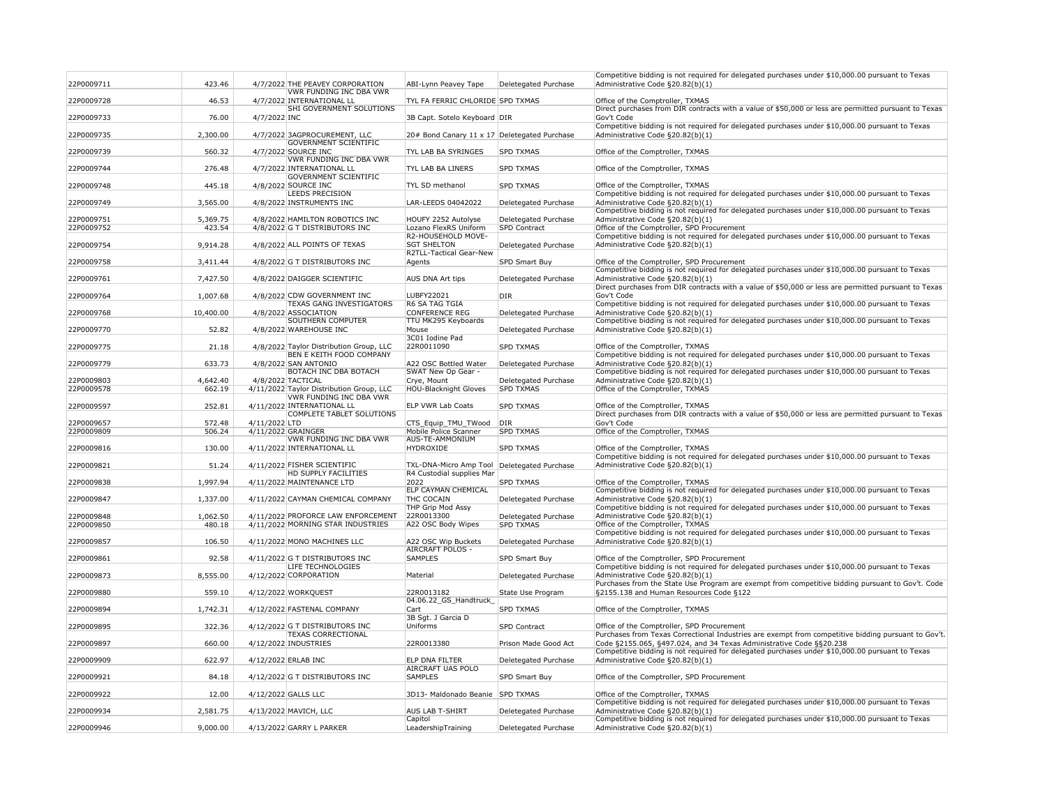| | | | | | | |
|---|---|---|---|---|---|---|
| 22P0009711 | 423.46 | 4/7/2022 | THE PEAVEY CORPORATION | ABI-Lynn Peavey Tape | Deletegated Purchase | Competitive bidding is not required for delegated purchases under $10,000.00 pursuant to Texas Administrative Code §20.82(b)(1) |
| 22P0009728 | 46.53 | 4/7/2022 | VWR FUNDING INC DBA VWR INTERNATIONAL LL | TYL FA FERRIC CHLORIDE | SPD TXMAS | Office of the Comptroller, TXMAS |
| 22P0009733 | 76.00 | 4/7/2022 | SHI GOVERNMENT SOLUTIONS INC | 3B Capt. Sotelo Keyboard | DIR | Direct purchases from DIR contracts with a value of $50,000 or less are permitted pursuant to Texas Gov't Code |
| 22P0009735 | 2,300.00 | 4/7/2022 | 3AGPROCUREMENT, LLC | 20# Bond Canary 11 x 17 | Deletegated Purchase | Competitive bidding is not required for delegated purchases under $10,000.00 pursuant to Texas Administrative Code §20.82(b)(1) |
| 22P0009739 | 560.32 | 4/7/2022 | GOVERNMENT SCIENTIFIC SOURCE INC | TYL LAB BA SYRINGES | SPD TXMAS | Office of the Comptroller, TXMAS |
| 22P0009744 | 276.48 | 4/7/2022 | VWR FUNDING INC DBA VWR INTERNATIONAL LL | TYL LAB BA LINERS | SPD TXMAS | Office of the Comptroller, TXMAS |
| 22P0009748 | 445.18 | 4/8/2022 | GOVERNMENT SCIENTIFIC SOURCE INC | TYL SD methanol | SPD TXMAS | Office of the Comptroller, TXMAS |
| 22P0009749 | 3,565.00 | 4/8/2022 | LEEDS PRECISION INSTRUMENTS INC | LAR-LEEDS 04042022 | Deletegated Purchase | Competitive bidding is not required for delegated purchases under $10,000.00 pursuant to Texas Administrative Code §20.82(b)(1) |
| 22P0009751 | 5,369.75 | 4/8/2022 | HAMILTON ROBOTICS INC | HOUFY 2252 Autolyse | Deletegated Purchase | Competitive bidding is not required for delegated purchases under $10,000.00 pursuant to Texas Administrative Code §20.82(b)(1) |
| 22P0009752 | 423.54 | 4/8/2022 | G T DISTRIBUTORS INC | Lozano FlexRS Uniform | SPD Contract | Office of the Comptroller, SPD Procurement |
| 22P0009754 | 9,914.28 | 4/8/2022 | ALL POINTS OF TEXAS | R2-HOUSEHOLD MOVE-SGT SHELTON | Deletegated Purchase | Competitive bidding is not required for delegated purchases under $10,000.00 pursuant to Texas Administrative Code §20.82(b)(1) |
| 22P0009758 | 3,411.44 | 4/8/2022 | G T DISTRIBUTORS INC | R2TLL-Tactical Gear-New Agents | SPD Smart Buy | Office of the Comptroller, SPD Procurement |
| 22P0009761 | 7,427.50 | 4/8/2022 | DAIGGER SCIENTIFIC | AUS DNA Art tips | Deletegated Purchase | Competitive bidding is not required for delegated purchases under $10,000.00 pursuant to Texas Administrative Code §20.82(b)(1) |
| 22P0009764 | 1,007.68 | 4/8/2022 | CDW GOVERNMENT INC | LUBFY22021 | DIR | Direct purchases from DIR contracts with a value of $50,000 or less are permitted pursuant to Texas Gov't Code |
| 22P0009768 | 10,400.00 | 4/8/2022 | TEXAS GANG INVESTIGATORS ASSOCIATION | R6 SA TAG TGIA CONFERENCE REG | Deletegated Purchase | Competitive bidding is not required for delegated purchases under $10,000.00 pursuant to Texas Administrative Code §20.82(b)(1) |
| 22P0009770 | 52.82 | 4/8/2022 | SOUTHERN COMPUTER WAREHOUSE INC | TTU MK295 Keyboards Mouse | Deletegated Purchase | Competitive bidding is not required for delegated purchases under $10,000.00 pursuant to Texas Administrative Code §20.82(b)(1) |
| 22P0009775 | 21.18 | 4/8/2022 | Taylor Distribution Group, LLC | 3C01 Iodine Pad 22R0011090 | SPD TXMAS | Office of the Comptroller, TXMAS |
| 22P0009779 | 633.73 | 4/8/2022 | BEN E KEITH FOOD COMPANY SAN ANTONIO | A22 OSC Bottled Water | Deletegated Purchase | Competitive bidding is not required for delegated purchases under $10,000.00 pursuant to Texas Administrative Code §20.82(b)(1) |
| 22P0009803 | 4,642.40 | 4/8/2022 | BOTACH INC DBA BOTACH TACTICAL | SWAT New Op Gear - Crye, Mount | Deletegated Purchase | Competitive bidding is not required for delegated purchases under $10,000.00 pursuant to Texas Administrative Code §20.82(b)(1) |
| 22P0009578 | 662.19 | 4/11/2022 | Taylor Distribution Group, LLC | HOU-Blacknight Gloves | SPD TXMAS | Office of the Comptroller, TXMAS |
| 22P0009597 | 252.81 | 4/11/2022 | VWR FUNDING INC DBA VWR INTERNATIONAL LL | ELP VWR Lab Coats | SPD TXMAS | Office of the Comptroller, TXMAS |
| 22P0009657 | 572.48 | 4/11/2022 | COMPLETE TABLET SOLUTIONS LTD | CTS_Equip_TMU_TWood | DIR | Direct purchases from DIR contracts with a value of $50,000 or less are permitted pursuant to Texas Gov't Code |
| 22P0009809 | 506.24 | 4/11/2022 | GRAINGER | Mobile Police Scanner | SPD TXMAS | Office of the Comptroller, TXMAS |
| 22P0009816 | 130.00 | 4/11/2022 | VWR FUNDING INC DBA VWR INTERNATIONAL LL | AUS-TE-AMMONIUM HYDROXIDE | SPD TXMAS | Office of the Comptroller, TXMAS |
| 22P0009821 | 51.24 | 4/11/2022 | FISHER SCIENTIFIC | TXL-DNA-Micro Amp Tool | Deletegated Purchase | Competitive bidding is not required for delegated purchases under $10,000.00 pursuant to Texas Administrative Code §20.82(b)(1) |
| 22P0009838 | 1,997.94 | 4/11/2022 | HD SUPPLY FACILITIES MAINTENANCE LTD | R4 Custodial supplies Mar 2022 | SPD TXMAS | Office of the Comptroller, TXMAS |
| 22P0009847 | 1,337.00 | 4/11/2022 | CAYMAN CHEMICAL COMPANY | ELP CAYMAN CHEMICAL THC COCAIN | Deletegated Purchase | Competitive bidding is not required for delegated purchases under $10,000.00 pursuant to Texas Administrative Code §20.82(b)(1) |
| 22P0009848 | 1,062.50 | 4/11/2022 | PROFORCE LAW ENFORCEMENT | THP Grip Mod Assy 22R0013300 | Deletegated Purchase | Competitive bidding is not required for delegated purchases under $10,000.00 pursuant to Texas Administrative Code §20.82(b)(1) |
| 22P0009850 | 480.18 | 4/11/2022 | MORNING STAR INDUSTRIES | A22 OSC Body Wipes | SPD TXMAS | Office of the Comptroller, TXMAS |
| 22P0009857 | 106.50 | 4/11/2022 | MONO MACHINES LLC | A22 OSC Wip Buckets | Deletegated Purchase | Competitive bidding is not required for delegated purchases under $10,000.00 pursuant to Texas Administrative Code §20.82(b)(1) |
| 22P0009861 | 92.58 | 4/11/2022 | G T DISTRIBUTORS INC | AIRCRAFT POLOS - SAMPLES | SPD Smart Buy | Office of the Comptroller, SPD Procurement |
| 22P0009873 | 8,555.00 | 4/12/2022 | LIFE TECHNOLOGIES CORPORATION | Material | Deletegated Purchase | Competitive bidding is not required for delegated purchases under $10,000.00 pursuant to Texas Administrative Code §20.82(b)(1) |
| 22P0009880 | 559.10 | 4/12/2022 | WORKQUEST | 22R0013182 | State Use Program | Purchases from the State Use Program are exempt from competitive bidding pursuant to Gov't. Code §2155.138 and Human Resources Code §122 |
| 22P0009894 | 1,742.31 | 4/12/2022 | FASTENAL COMPANY | 04.06.22_GS_Handtruck_Cart | SPD TXMAS | Office of the Comptroller, TXMAS |
| 22P0009895 | 322.36 | 4/12/2022 | G T DISTRIBUTORS INC | 3B Sgt. J Garcia D Uniforms | SPD Contract | Office of the Comptroller, SPD Procurement |
| 22P0009897 | 660.00 | 4/12/2022 | TEXAS CORRECTIONAL INDUSTRIES | 22R0013380 | Prison Made Good Act | Purchases from Texas Correctional Industries are exempt from competitive bidding pursuant to Gov't. Code §2155.065, §497.024, and 34 Texas Administrative Code §§20.238 |
| 22P0009909 | 622.97 | 4/12/2022 | ERLAB INC | ELP DNA FILTER | Deletegated Purchase | Competitive bidding is not required for delegated purchases under $10,000.00 pursuant to Texas Administrative Code §20.82(b)(1) |
| 22P0009921 | 84.18 | 4/12/2022 | G T DISTRIBUTORS INC | AIRCRAFT UAS POLO SAMPLES | SPD Smart Buy | Office of the Comptroller, SPD Procurement |
| 22P0009922 | 12.00 | 4/12/2022 | GALLS LLC | 3D13- Maldonado Beanie | SPD TXMAS | Office of the Comptroller, TXMAS |
| 22P0009934 | 2,581.75 | 4/13/2022 | MAVICH, LLC | AUS LAB T-SHIRT | Deletegated Purchase | Competitive bidding is not required for delegated purchases under $10,000.00 pursuant to Texas Administrative Code §20.82(b)(1) |
| 22P0009946 | 9,000.00 | 4/13/2022 | GARRY L PARKER | Capitol LeadershipTraining | Deletegated Purchase | Competitive bidding is not required for delegated purchases under $10,000.00 pursuant to Texas Administrative Code §20.82(b)(1) |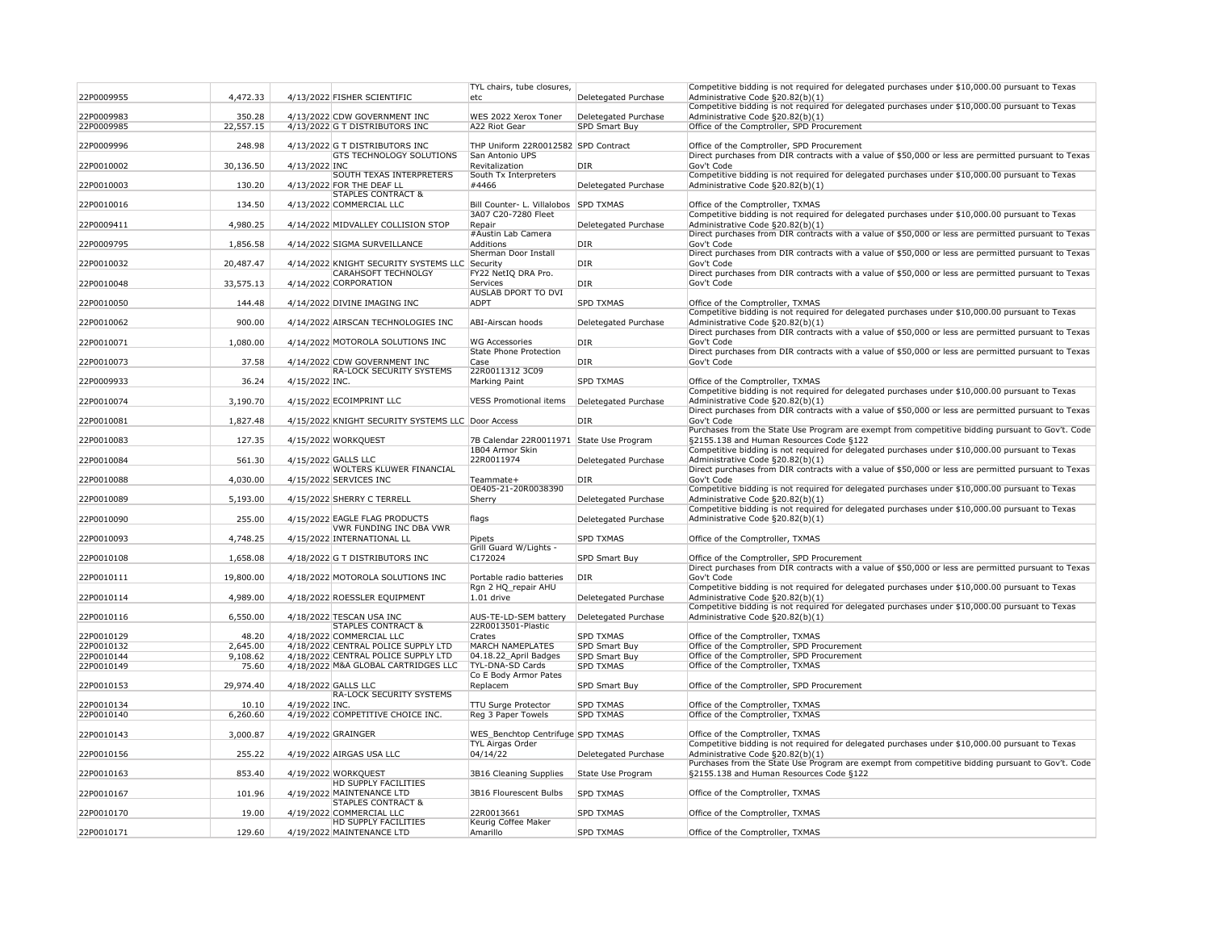| | | | | | | |
|---|---|---|---|---|---|---|
| 22P0009955 | 4,472.33 | 4/13/2022 | FISHER SCIENTIFIC | TYL chairs, tube closures, etc | Deletegated Purchase | Competitive bidding is not required for delegated purchases under $10,000.00 pursuant to Texas Administrative Code §20.82(b)(1) |
| 22P0009983 | 350.28 | 4/13/2022 | CDW GOVERNMENT INC | WES 2022 Xerox Toner | Deletegated Purchase | Competitive bidding is not required for delegated purchases under $10,000.00 pursuant to Texas Administrative Code §20.82(b)(1) |
| 22P0009985 | 22,557.15 | 4/13/2022 | G T DISTRIBUTORS INC | A22 Riot Gear | SPD Smart Buy | Office of the Comptroller, SPD Procurement |
| 22P0009996 | 248.98 | 4/13/2022 | G T DISTRIBUTORS INC | THP Uniform 22R0012582 | SPD Contract | Office of the Comptroller, SPD Procurement |
| 22P0010002 | 30,136.50 | 4/13/2022 | GTS TECHNOLOGY SOLUTIONS INC | San Antonio UPS Revitalization | DIR | Direct purchases from DIR contracts with a value of $50,000 or less are permitted pursuant to Texas Gov't Code |
| 22P0010003 | 130.20 | 4/13/2022 | SOUTH TEXAS INTERPRETERS FOR THE DEAF LL | South Tx Interpreters #4466 | Deletegated Purchase | Competitive bidding is not required for delegated purchases under $10,000.00 pursuant to Texas Administrative Code §20.82(b)(1) |
| 22P0010016 | 134.50 | 4/13/2022 | STAPLES CONTRACT & COMMERCIAL LLC | Bill Counter- L. Villalobos | SPD TXMAS | Office of the Comptroller, TXMAS |
| 22P0009411 | 4,980.25 | 4/14/2022 | MIDVALLEY COLLISION STOP | 3A07 C20-7280 Fleet Repair | Deletegated Purchase | Competitive bidding is not required for delegated purchases under $10,000.00 pursuant to Texas Administrative Code §20.82(b)(1) |
| 22P0009795 | 1,856.58 | 4/14/2022 | SIGMA SURVEILLANCE | #Austin Lab Camera Additions | DIR | Direct purchases from DIR contracts with a value of $50,000 or less are permitted pursuant to Texas Gov't Code |
| 22P0010032 | 20,487.47 | 4/14/2022 | KNIGHT SECURITY SYSTEMS LLC | Sherman Door Install Security | DIR | Direct purchases from DIR contracts with a value of $50,000 or less are permitted pursuant to Texas Gov't Code |
| 22P0010048 | 33,575.13 | 4/14/2022 | CARAHSOFT TECHNOLGY CORPORATION | FY22 NetIQ DRA Pro. Services | DIR | Direct purchases from DIR contracts with a value of $50,000 or less are permitted pursuant to Texas Gov't Code |
| 22P0010050 | 144.48 | 4/14/2022 | DIVINE IMAGING INC | AUSLAB DPORT TO DVI ADPT | SPD TXMAS | Office of the Comptroller, TXMAS |
| 22P0010062 | 900.00 | 4/14/2022 | AIRSCAN TECHNOLOGIES INC | ABI-Airscan hoods | Deletegated Purchase | Competitive bidding is not required for delegated purchases under $10,000.00 pursuant to Texas Administrative Code §20.82(b)(1) |
| 22P0010071 | 1,080.00 | 4/14/2022 | MOTOROLA SOLUTIONS INC | WG Accessories | DIR | Direct purchases from DIR contracts with a value of $50,000 or less are permitted pursuant to Texas Gov't Code |
| 22P0010073 | 37.58 | 4/14/2022 | CDW GOVERNMENT INC | State Phone Protection Case | DIR | Direct purchases from DIR contracts with a value of $50,000 or less are permitted pursuant to Texas Gov't Code |
| 22P0009933 | 36.24 | 4/15/2022 | RA-LOCK SECURITY SYSTEMS INC. | 22R0011312 3C09 Marking Paint | SPD TXMAS | Office of the Comptroller, TXMAS |
| 22P0010074 | 3,190.70 | 4/15/2022 | ECOIMPRINT LLC | VESS Promotional items | Deletegated Purchase | Competitive bidding is not required for delegated purchases under $10,000.00 pursuant to Texas Administrative Code §20.82(b)(1) |
| 22P0010081 | 1,827.48 | 4/15/2022 | KNIGHT SECURITY SYSTEMS LLC | Door Access | DIR | Direct purchases from DIR contracts with a value of $50,000 or less are permitted pursuant to Texas Gov't Code |
| 22P0010083 | 127.35 | 4/15/2022 | WORKQUEST | 7B Calendar 22R0011971 | State Use Program | Purchases from the State Use Program are exempt from competitive bidding pursuant to Gov't. Code §2155.138 and Human Resources Code §122 |
| 22P0010084 | 561.30 | 4/15/2022 | GALLS LLC | 1B04 Armor Skin 22R0011974 | Deletegated Purchase | Competitive bidding is not required for delegated purchases under $10,000.00 pursuant to Texas Administrative Code §20.82(b)(1) |
| 22P0010088 | 4,030.00 | 4/15/2022 | WOLTERS KLUWER FINANCIAL SERVICES INC | Teammate+ | DIR | Direct purchases from DIR contracts with a value of $50,000 or less are permitted pursuant to Texas Gov't Code |
| 22P0010089 | 5,193.00 | 4/15/2022 | SHERRY C TERRELL | OE405-21-20R0038390 Sherry | Deletegated Purchase | Competitive bidding is not required for delegated purchases under $10,000.00 pursuant to Texas Administrative Code §20.82(b)(1) |
| 22P0010090 | 255.00 | 4/15/2022 | EAGLE FLAG PRODUCTS | flags | Deletegated Purchase | Competitive bidding is not required for delegated purchases under $10,000.00 pursuant to Texas Administrative Code §20.82(b)(1) |
| 22P0010093 | 4,748.25 | 4/15/2022 | VWR FUNDING INC DBA VWR INTERNATIONAL LL | Pipets | SPD TXMAS | Office of the Comptroller, TXMAS |
| 22P0010108 | 1,658.08 | 4/18/2022 | G T DISTRIBUTORS INC | Grill Guard W/Lights - C172024 | SPD Smart Buy | Office of the Comptroller, SPD Procurement |
| 22P0010111 | 19,800.00 | 4/18/2022 | MOTOROLA SOLUTIONS INC | Portable radio batteries | DIR | Direct purchases from DIR contracts with a value of $50,000 or less are permitted pursuant to Texas Gov't Code |
| 22P0010114 | 4,989.00 | 4/18/2022 | ROESSLER EQUIPMENT | Rgn 2 HQ_repair AHU 1.01 drive | Deletegated Purchase | Competitive bidding is not required for delegated purchases under $10,000.00 pursuant to Texas Administrative Code §20.82(b)(1) |
| 22P0010116 | 6,550.00 | 4/18/2022 | TESCAN USA INC | AUS-TE-LD-SEM battery | Deletegated Purchase | Competitive bidding is not required for delegated purchases under $10,000.00 pursuant to Texas Administrative Code §20.82(b)(1) |
| 22P0010129 | 48.20 | 4/18/2022 | STAPLES CONTRACT & COMMERCIAL LLC | 22R0013501-Plastic Crates | SPD TXMAS | Office of the Comptroller, TXMAS |
| 22P0010132 | 2,645.00 | 4/18/2022 | CENTRAL POLICE SUPPLY LTD | MARCH NAMEPLATES | SPD Smart Buy | Office of the Comptroller, SPD Procurement |
| 22P0010144 | 9,108.62 | 4/18/2022 | CENTRAL POLICE SUPPLY LTD | 04.18.22_April Badges | SPD Smart Buy | Office of the Comptroller, SPD Procurement |
| 22P0010149 | 75.60 | 4/18/2022 | M&A GLOBAL CARTRIDGES LLC | TYL-DNA-SD Cards | SPD TXMAS | Office of the Comptroller, TXMAS |
| 22P0010153 | 29,974.40 | 4/18/2022 | GALLS LLC | Co E Body Armor Pates Replacem | SPD Smart Buy | Office of the Comptroller, SPD Procurement |
| 22P0010134 | 10.10 | 4/19/2022 | RA-LOCK SECURITY SYSTEMS INC. | TTU Surge Protector | SPD TXMAS | Office of the Comptroller, TXMAS |
| 22P0010140 | 6,260.60 | 4/19/2022 | COMPETITIVE CHOICE INC. | Reg 3 Paper Towels | SPD TXMAS | Office of the Comptroller, TXMAS |
| 22P0010143 | 3,000.87 | 4/19/2022 | GRAINGER | WES_Benchtop Centrifuge | SPD TXMAS | Office of the Comptroller, TXMAS |
| 22P0010156 | 255.22 | 4/19/2022 | AIRGAS USA LLC | TYL Airgas Order 04/14/22 | Deletegated Purchase | Competitive bidding is not required for delegated purchases under $10,000.00 pursuant to Texas Administrative Code §20.82(b)(1) |
| 22P0010163 | 853.40 | 4/19/2022 | WORKQUEST | 3B16 Cleaning Supplies | State Use Program | Purchases from the State Use Program are exempt from competitive bidding pursuant to Gov't. Code §2155.138 and Human Resources Code §122 |
| 22P0010167 | 101.96 | 4/19/2022 | HD SUPPLY FACILITIES MAINTENANCE LTD | 3B16 Flourescent Bulbs | SPD TXMAS | Office of the Comptroller, TXMAS |
| 22P0010170 | 19.00 | 4/19/2022 | STAPLES CONTRACT & COMMERCIAL LLC | 22R0013661 | SPD TXMAS | Office of the Comptroller, TXMAS |
| 22P0010171 | 129.60 | 4/19/2022 | HD SUPPLY FACILITIES MAINTENANCE LTD | Keurig Coffee Maker Amarillo | SPD TXMAS | Office of the Comptroller, TXMAS |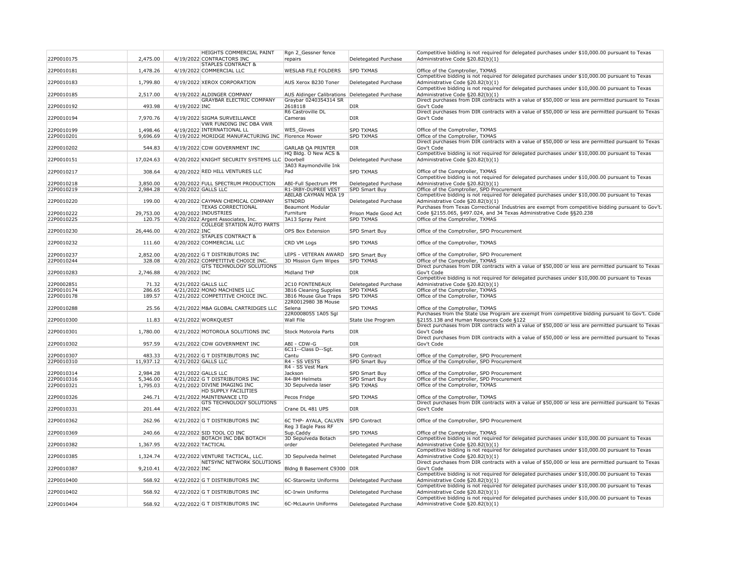| | | | | | | |
|---|---|---|---|---|---|---|
| 22P0010175 | 2,475.00 | 4/19/2022 | HEIGHTS COMMERCIAL PAINT CONTRACTORS INC | Rgn 2_Gessner fence repairs | Deletegated Purchase | Competitive bidding is not required for delegated purchases under $10,000.00 pursuant to Texas Administrative Code §20.82(b)(1) |
| 22P0010181 | 1,478.26 | 4/19/2022 | STAPLES CONTRACT & COMMERCIAL LLC | WESLAB FILE FOLDERS | SPD TXMAS | Office of the Comptroller, TXMAS |
| 22P0010183 | 1,799.80 | 4/19/2022 | XEROX CORPORATION | AUS Xerox B230 Toner | Deletegated Purchase | Competitive bidding is not required for delegated purchases under $10,000.00 pursuant to Texas Administrative Code §20.82(b)(1) |
| 22P0010185 | 2,517.00 | 4/19/2022 | ALDINGER COMPANY | AUS Aldinger Calibrations | Deletegated Purchase | Competitive bidding is not required for delegated purchases under $10,000.00 pursuant to Texas Administrative Code §20.82(b)(1) |
| 22P0010192 | 493.98 | 4/19/2022 | GRAYBAR ELECTRIC COMPANY INC | Graybar 0240354314 SR 2618118 | DIR | Direct purchases from DIR contracts with a value of $50,000 or less are permitted pursuant to Texas Gov't Code |
| 22P0010194 | 7,970.76 | 4/19/2022 | SIGMA SURVEILLANCE | R6 Castroville DL Cameras | DIR | Direct purchases from DIR contracts with a value of $50,000 or less are permitted pursuant to Texas Gov't Code |
| 22P0010199 | 1,498.46 | 4/19/2022 | VWR FUNDING INC DBA VWR INTERNATIONAL LL | WES_Gloves | SPD TXMAS | Office of the Comptroller, TXMAS |
| 22P0010201 | 9,696.69 | 4/19/2022 | MORIDGE MANUFACTURING INC | Florence Mower | SPD TXMAS | Office of the Comptroller, TXMAS |
| 22P0010202 | 544.83 | 4/19/2022 | CDW GOVERNMENT INC | GARLAB QA PRINTER | DIR | Direct purchases from DIR contracts with a value of $50,000 or less are permitted pursuant to Texas Gov't Code |
| 22P0010151 | 17,024.63 | 4/20/2022 | KNIGHT SECURITY SYSTEMS LLC | HQ Bldg. O New ACS & Doorbell | Deletegated Purchase | Competitive bidding is not required for delegated purchases under $10,000.00 pursuant to Texas Administrative Code §20.82(b)(1) |
| 22P0010217 | 308.64 | 4/20/2022 | RED HILL VENTURES LLC | 3A03 Raymondville Ink Pad | SPD TXMAS | Office of the Comptroller, TXMAS |
| 22P0010218 | 3,850.00 | 4/20/2022 | FULL SPECTRUM PRODUCTION | ABI-Full Spectrum PM | Deletegated Purchase | Competitive bidding is not required for delegated purchases under $10,000.00 pursuant to Texas Administrative Code §20.82(b)(1) |
| 22P0010219 | 2,984.28 | 4/20/2022 | GALLS LLC | R1-IRBY-DUPREE VEST | SPD Smart Buy | Office of the Comptroller, SPD Procurement |
| 22P0010220 | 199.00 | 4/20/2022 | CAYMAN CHEMICAL COMPANY | ABILAB CAYMAN MDA 19 STNDRD | Deletegated Purchase | Competitive bidding is not required for delegated purchases under $10,000.00 pursuant to Texas Administrative Code §20.82(b)(1) |
| 22P0010222 | 29,753.00 | 4/20/2022 | TEXAS CORRECTIONAL INDUSTRIES | Beaumont Modular Furniture | Prison Made Good Act | Purchases from Texas Correctional Industries are exempt from competitive bidding pursuant to Gov't. Code §2155.065, §497.024, and 34 Texas Administrative Code §§20.238 |
| 22P0010225 | 120.75 | 4/20/2022 | Argent Associates, Inc. | 3A13 Spray Paint | SPD TXMAS | Office of the Comptroller, TXMAS |
| 22P0010230 | 26,446.00 | 4/20/2022 | COLLEGE STATION AUTO PARTS INC | OPS Box Extension | SPD Smart Buy | Office of the Comptroller, SPD Procurement |
| 22P0010232 | 111.60 | 4/20/2022 | STAPLES CONTRACT & COMMERCIAL LLC | CRD VM Logs | SPD TXMAS | Office of the Comptroller, TXMAS |
| 22P0010237 | 2,852.00 | 4/20/2022 | G T DISTRIBUTORS INC | LEPS - VETERAN AWARD | SPD Smart Buy | Office of the Comptroller, SPD Procurement |
| 22P0010244 | 328.08 | 4/20/2022 | COMPETITIVE CHOICE INC. | 3D Mission Gym Wipes | SPD TXMAS | Office of the Comptroller, TXMAS |
| 22P0010283 | 2,746.88 | 4/20/2022 | GTS TECHNOLOGY SOLUTIONS INC | Midland THP | DIR | Direct purchases from DIR contracts with a value of $50,000 or less are permitted pursuant to Texas Gov't Code |
| 22P0002851 | 71.32 | 4/21/2022 | GALLS LLC | 2C10 FONTENEAUX | Deletegated Purchase | Competitive bidding is not required for delegated purchases under $10,000.00 pursuant to Texas Administrative Code §20.82(b)(1) |
| 22P0010174 | 286.65 | 4/21/2022 | MONO MACHINES LLC | 3B16 Cleaning Supplies | SPD TXMAS | Office of the Comptroller, TXMAS |
| 22P0010178 | 189.57 | 4/21/2022 | COMPETITIVE CHOICE INC. | 3B16 Mouse Glue Traps | SPD TXMAS | Office of the Comptroller, TXMAS |
| 22P0010288 | 25.56 | 4/21/2022 | M&A GLOBAL CARTRIDGES LLC | 22R0012980 3B Mouse Selena | SPD TXMAS | Office of the Comptroller, TXMAS |
| 22P0010300 | 11.83 | 4/21/2022 | WORKQUEST | 22R0008055 1A05 Sgl Wall File | State Use Program | Purchases from the State Use Program are exempt from competitive bidding pursuant to Gov't. Code §2155.138 and Human Resources Code §122 |
| 22P0010301 | 1,780.00 | 4/21/2022 | MOTOROLA SOLUTIONS INC | Stock Motorola Parts | DIR | Direct purchases from DIR contracts with a value of $50,000 or less are permitted pursuant to Texas Gov't Code |
| 22P0010302 | 957.59 | 4/21/2022 | CDW GOVERNMENT INC | ABI - CDW-G | DIR | Direct purchases from DIR contracts with a value of $50,000 or less are permitted pursuant to Texas Gov't Code |
| 22P0010307 | 483.33 | 4/21/2022 | G T DISTRIBUTORS INC | 6C11--Class D--Sgt. Cantu | SPD Contract | Office of the Comptroller, SPD Procurement |
| 22P0010310 | 11,937.12 | 4/21/2022 | GALLS LLC | R4 - SS VESTS | SPD Smart Buy | Office of the Comptroller, SPD Procurement |
| 22P0010314 | 2,984.28 | 4/21/2022 | GALLS LLC | R4 - SS Vest Mark Jackson | SPD Smart Buy | Office of the Comptroller, SPD Procurement |
| 22P0010316 | 5,346.00 | 4/21/2022 | G T DISTRIBUTORS INC | R4-BM Helmets | SPD Smart Buy | Office of the Comptroller, SPD Procurement |
| 22P0010321 | 1,795.03 | 4/21/2022 | DIVINE IMAGING INC | 3D Sepulveda laser | SPD TXMAS | Office of the Comptroller, TXMAS |
| 22P0010326 | 246.71 | 4/21/2022 | HD SUPPLY FACILITIES MAINTENANCE LTD | Pecos Fridge | SPD TXMAS | Office of the Comptroller, TXMAS |
| 22P0010331 | 201.44 | 4/21/2022 | GTS TECHNOLOGY SOLUTIONS INC | Crane DL 481 UPS | DIR | Direct purchases from DIR contracts with a value of $50,000 or less are permitted pursuant to Texas Gov't Code |
| 22P0010362 | 262.96 | 4/21/2022 | G T DISTRIBUTORS INC | 6C THP- AYALA, CALVEN | SPD Contract | Office of the Comptroller, SPD Procurement |
| 22P0010369 | 240.66 | 4/22/2022 | SID TOOL CO INC | Reg 3 Eagle Pass RF Sup.Caddy | SPD TXMAS | Office of the Comptroller, TXMAS |
| 22P0010382 | 1,367.95 | 4/22/2022 | BOTACH INC DBA BOTACH TACTICAL | 3D Sepulveda Botach order | Deletegated Purchase | Competitive bidding is not required for delegated purchases under $10,000.00 pursuant to Texas Administrative Code §20.82(b)(1) |
| 22P0010385 | 1,324.74 | 4/22/2022 | VENTURE TACTICAL, LLC. | 3D Sepulveda helmet | Deletegated Purchase | Competitive bidding is not required for delegated purchases under $10,000.00 pursuant to Texas Administrative Code §20.82(b)(1) |
| 22P0010387 | 9,210.41 | 4/22/2022 | NETSYNC NETWORK SOLUTIONS INC | Bldng B Basement C9300 | DIR | Direct purchases from DIR contracts with a value of $50,000 or less are permitted pursuant to Texas Gov't Code |
| 22P0010400 | 568.92 | 4/22/2022 | G T DISTRIBUTORS INC | 6C-Starowitz Uniforms | Deletegated Purchase | Competitive bidding is not required for delegated purchases under $10,000.00 pursuant to Texas Administrative Code §20.82(b)(1) |
| 22P0010402 | 568.92 | 4/22/2022 | G T DISTRIBUTORS INC | 6C-Irwin Uniforms | Deletegated Purchase | Competitive bidding is not required for delegated purchases under $10,000.00 pursuant to Texas Administrative Code §20.82(b)(1) |
| 22P0010404 | 568.92 | 4/22/2022 | G T DISTRIBUTORS INC | 6C-McLaurin Uniforms | Deletegated Purchase | Competitive bidding is not required for delegated purchases under $10,000.00 pursuant to Texas Administrative Code §20.82(b)(1) |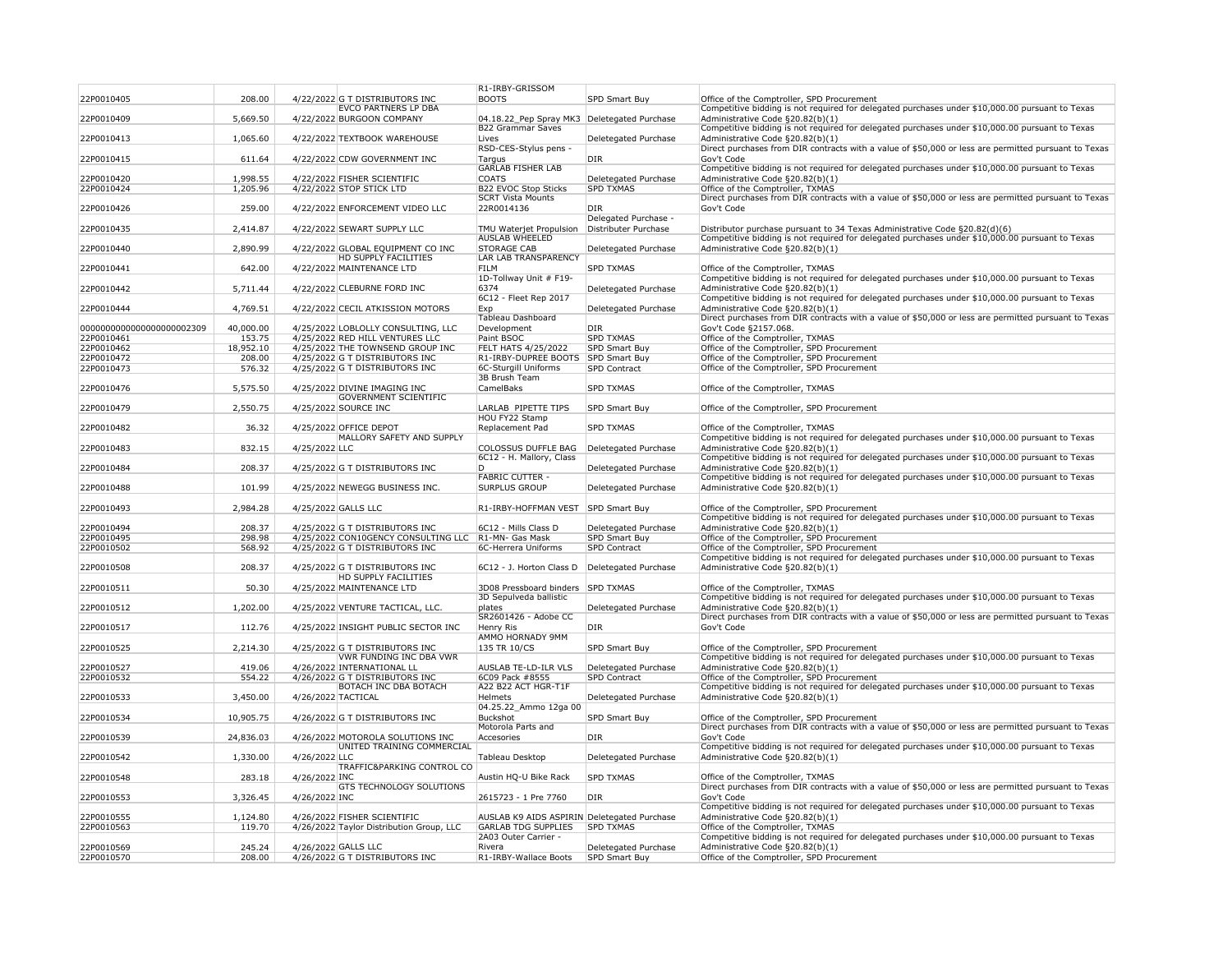| | | | | | | |
|---|---|---|---|---|---|---|
| 22P0010405 | 208.00 | 4/22/2022 | G T DISTRIBUTORS INC | R1-IRBY-GRISSOM BOOTS | SPD Smart Buy | Office of the Comptroller, SPD Procurement |
| 22P0010409 | 5,669.50 | 4/22/2022 | EVCO PARTNERS LP DBA BURGOON COMPANY | 04.18.22_Pep Spray MK3 | Deletegated Purchase | Competitive bidding is not required for delegated purchases under $10,000.00 pursuant to Texas Administrative Code §20.82(b)(1) |
| 22P0010413 | 1,065.60 | 4/22/2022 | TEXTBOOK WAREHOUSE | B22 Grammar Saves Lives | Deletegated Purchase | Competitive bidding is not required for delegated purchases under $10,000.00 pursuant to Texas Administrative Code §20.82(b)(1) |
| 22P0010415 | 611.64 | 4/22/2022 | CDW GOVERNMENT INC | RSD-CES-Stylus pens - Targus | DIR | Direct purchases from DIR contracts with a value of $50,000 or less are permitted pursuant to Texas Gov't Code |
| 22P0010420 | 1,998.55 | 4/22/2022 | FISHER SCIENTIFIC | GARLAB FISHER LAB COATS | Deletegated Purchase | Competitive bidding is not required for delegated purchases under $10,000.00 pursuant to Texas Administrative Code §20.82(b)(1) |
| 22P0010424 | 1,205.96 | 4/22/2022 | STOP STICK LTD | B22 EVOC Stop Sticks | SPD TXMAS | Office of the Comptroller, TXMAS |
| 22P0010426 | 259.00 | 4/22/2022 | ENFORCEMENT VIDEO LLC | SCRT Vista Mounts 22R0014136 | DIR | Direct purchases from DIR contracts with a value of $50,000 or less are permitted pursuant to Texas Gov't Code |
| 22P0010435 | 2,414.87 | 4/22/2022 | SEWART SUPPLY LLC | TMU Waterjet Propulsion | Delegated Purchase - Distributer Purchase | Distributor purchase pursuant to 34 Texas Administrative Code §20.82(d)(6) |
| 22P0010440 | 2,890.99 | 4/22/2022 | GLOBAL EQUIPMENT CO INC | AUSLAB WHEELED STORAGE CAB | Deletegated Purchase | Competitive bidding is not required for delegated purchases under $10,000.00 pursuant to Texas Administrative Code §20.82(b)(1) |
| 22P0010441 | 642.00 | 4/22/2022 | HD SUPPLY FACILITIES MAINTENANCE LTD | LAR LAB TRANSPARENCY FILM | SPD TXMAS | Office of the Comptroller, TXMAS |
| 22P0010442 | 5,711.44 | 4/22/2022 | CLEBURNE FORD INC | 1D-Tollway Unit # F19-6374 | Deletegated Purchase | Competitive bidding is not required for delegated purchases under $10,000.00 pursuant to Texas Administrative Code §20.82(b)(1) |
| 22P0010444 | 4,769.51 | 4/22/2022 | CECIL ATKISSION MOTORS | 6C12 - Fleet Rep 2017 Exp | Deletegated Purchase | Competitive bidding is not required for delegated purchases under $10,000.00 pursuant to Texas Administrative Code §20.82(b)(1) |
| 0000000000000000000002309 | 40,000.00 | 4/25/2022 | LOBLOLLY CONSULTING, LLC | Tableau Dashboard Development | DIR | Direct purchases from DIR contracts with a value of $50,000 or less are permitted pursuant to Texas Gov't Code §2157.068. |
| 22P0010461 | 153.75 | 4/25/2022 | RED HILL VENTURES LLC | Paint BSOC | SPD TXMAS | Office of the Comptroller, TXMAS |
| 22P0010462 | 18,952.10 | 4/25/2022 | THE TOWNSEND GROUP INC | FELT HATS 4/25/2022 | SPD Smart Buy | Office of the Comptroller, SPD Procurement |
| 22P0010472 | 208.00 | 4/25/2022 | G T DISTRIBUTORS INC | R1-IRBY-DUPREE BOOTS | SPD Smart Buy | Office of the Comptroller, SPD Procurement |
| 22P0010473 | 576.32 | 4/25/2022 | G T DISTRIBUTORS INC | 6C-Sturgill Uniforms | SPD Contract | Office of the Comptroller, SPD Procurement |
| 22P0010476 | 5,575.50 | 4/25/2022 | DIVINE IMAGING INC | 3B Brush Team CamelBaks | SPD TXMAS | Office of the Comptroller, TXMAS |
| 22P0010479 | 2,550.75 | 4/25/2022 | GOVERNMENT SCIENTIFIC SOURCE INC | LARLAB PIPETTE TIPS | SPD Smart Buy | Office of the Comptroller, SPD Procurement |
| 22P0010482 | 36.32 | 4/25/2022 | OFFICE DEPOT | HOU FY22 Stamp Replacement Pad | SPD TXMAS | Office of the Comptroller, TXMAS |
| 22P0010483 | 832.15 | 4/25/2022 | MALLORY SAFETY AND SUPPLY LLC | COLOSSUS DUFFLE BAG | Deletegated Purchase | Competitive bidding is not required for delegated purchases under $10,000.00 pursuant to Texas Administrative Code §20.82(b)(1) |
| 22P0010484 | 208.37 | 4/25/2022 | G T DISTRIBUTORS INC | 6C12 - H. Mallory, Class D | Deletegated Purchase | Competitive bidding is not required for delegated purchases under $10,000.00 pursuant to Texas Administrative Code §20.82(b)(1) |
| 22P0010488 | 101.99 | 4/25/2022 | NEWEGG BUSINESS INC. | FABRIC CUTTER - SURPLUS GROUP | Deletegated Purchase | Competitive bidding is not required for delegated purchases under $10,000.00 pursuant to Texas Administrative Code §20.82(b)(1) |
| 22P0010493 | 2,984.28 | 4/25/2022 | GALLS LLC | R1-IRBY-HOFFMAN VEST | SPD Smart Buy | Office of the Comptroller, SPD Procurement |
| 22P0010494 | 208.37 | 4/25/2022 | G T DISTRIBUTORS INC | 6C12 - Mills Class D | Deletegated Purchase | Competitive bidding is not required for delegated purchases under $10,000.00 pursuant to Texas Administrative Code §20.82(b)(1) |
| 22P0010495 | 298.98 | 4/25/2022 | CON10GENCY CONSULTING LLC | R1-MN- Gas Mask | SPD Smart Buy | Office of the Comptroller, SPD Procurement |
| 22P0010502 | 568.92 | 4/25/2022 | G T DISTRIBUTORS INC | 6C-Herrera Uniforms | SPD Contract | Office of the Comptroller, SPD Procurement |
| 22P0010508 | 208.37 | 4/25/2022 | G T DISTRIBUTORS INC | 6C12 - J. Horton Class D | Deletegated Purchase | Competitive bidding is not required for delegated purchases under $10,000.00 pursuant to Texas Administrative Code §20.82(b)(1) |
| 22P0010511 | 50.30 | 4/25/2022 | HD SUPPLY FACILITIES MAINTENANCE LTD | 3D08 Pressboard binders | SPD TXMAS | Office of the Comptroller, TXMAS |
| 22P0010512 | 1,202.00 | 4/25/2022 | VENTURE TACTICAL, LLC. | 3D Sepulveda ballistic plates | Deletegated Purchase | Competitive bidding is not required for delegated purchases under $10,000.00 pursuant to Texas Administrative Code §20.82(b)(1) |
| 22P0010517 | 112.76 | 4/25/2022 | INSIGHT PUBLIC SECTOR INC | SR2601426 - Adobe CC Henry Ris | DIR | Direct purchases from DIR contracts with a value of $50,000 or less are permitted pursuant to Texas Gov't Code |
| 22P0010525 | 2,214.30 | 4/25/2022 | G T DISTRIBUTORS INC | AMMO HORNADY 9MM 135 TR 10/CS | SPD Smart Buy | Office of the Comptroller, SPD Procurement |
| 22P0010527 | 419.06 | 4/26/2022 | VWR FUNDING INC DBA VWR INTERNATIONAL LL | AUSLAB TE-LD-ILR VLS | Deletegated Purchase | Competitive bidding is not required for delegated purchases under $10,000.00 pursuant to Texas Administrative Code §20.82(b)(1) |
| 22P0010532 | 554.22 | 4/26/2022 | G T DISTRIBUTORS INC | 6C09 Pack #8555 | SPD Contract | Office of the Comptroller, SPD Procurement |
| 22P0010533 | 3,450.00 | 4/26/2022 | BOTACH INC DBA BOTACH TACTICAL | A22 B22 ACT HGR-T1F Helmets | Deletegated Purchase | Competitive bidding is not required for delegated purchases under $10,000.00 pursuant to Texas Administrative Code §20.82(b)(1) |
| 22P0010534 | 10,905.75 | 4/26/2022 | G T DISTRIBUTORS INC | 04.25.22_Ammo 12ga 00 Buckshot | SPD Smart Buy | Office of the Comptroller, SPD Procurement |
| 22P0010539 | 24,836.03 | 4/26/2022 | MOTOROLA SOLUTIONS INC | Motorola Parts and Accesories | DIR | Direct purchases from DIR contracts with a value of $50,000 or less are permitted pursuant to Texas Gov't Code |
| 22P0010542 | 1,330.00 | 4/26/2022 | UNITED TRAINING COMMERCIAL LLC | Tableau Desktop | Deletegated Purchase | Competitive bidding is not required for delegated purchases under $10,000.00 pursuant to Texas Administrative Code §20.82(b)(1) |
| 22P0010548 | 283.18 | 4/26/2022 | TRAFFIC&PARKING CONTROL CO INC | Austin HQ-U Bike Rack | SPD TXMAS | Office of the Comptroller, TXMAS |
| 22P0010553 | 3,326.45 | 4/26/2022 | GTS TECHNOLOGY SOLUTIONS INC | 2615723 - 1 Pre 7760 | DIR | Direct purchases from DIR contracts with a value of $50,000 or less are permitted pursuant to Texas Gov't Code |
| 22P0010555 | 1,124.80 | 4/26/2022 | FISHER SCIENTIFIC | AUSLAB K9 AIDS ASPIRIN | Deletegated Purchase | Competitive bidding is not required for delegated purchases under $10,000.00 pursuant to Texas Administrative Code §20.82(b)(1) |
| 22P0010563 | 119.70 | 4/26/2022 | Taylor Distribution Group, LLC | GARLAB TDG SUPPLIES | SPD TXMAS | Office of the Comptroller, TXMAS |
| 22P0010569 | 245.24 | 4/26/2022 | GALLS LLC | 2A03 Outer Carrier - Rivera | Deletegated Purchase | Competitive bidding is not required for delegated purchases under $10,000.00 pursuant to Texas Administrative Code §20.82(b)(1) |
| 22P0010570 | 208.00 | 4/26/2022 | G T DISTRIBUTORS INC | R1-IRBY-Wallace Boots | SPD Smart Buy | Office of the Comptroller, SPD Procurement |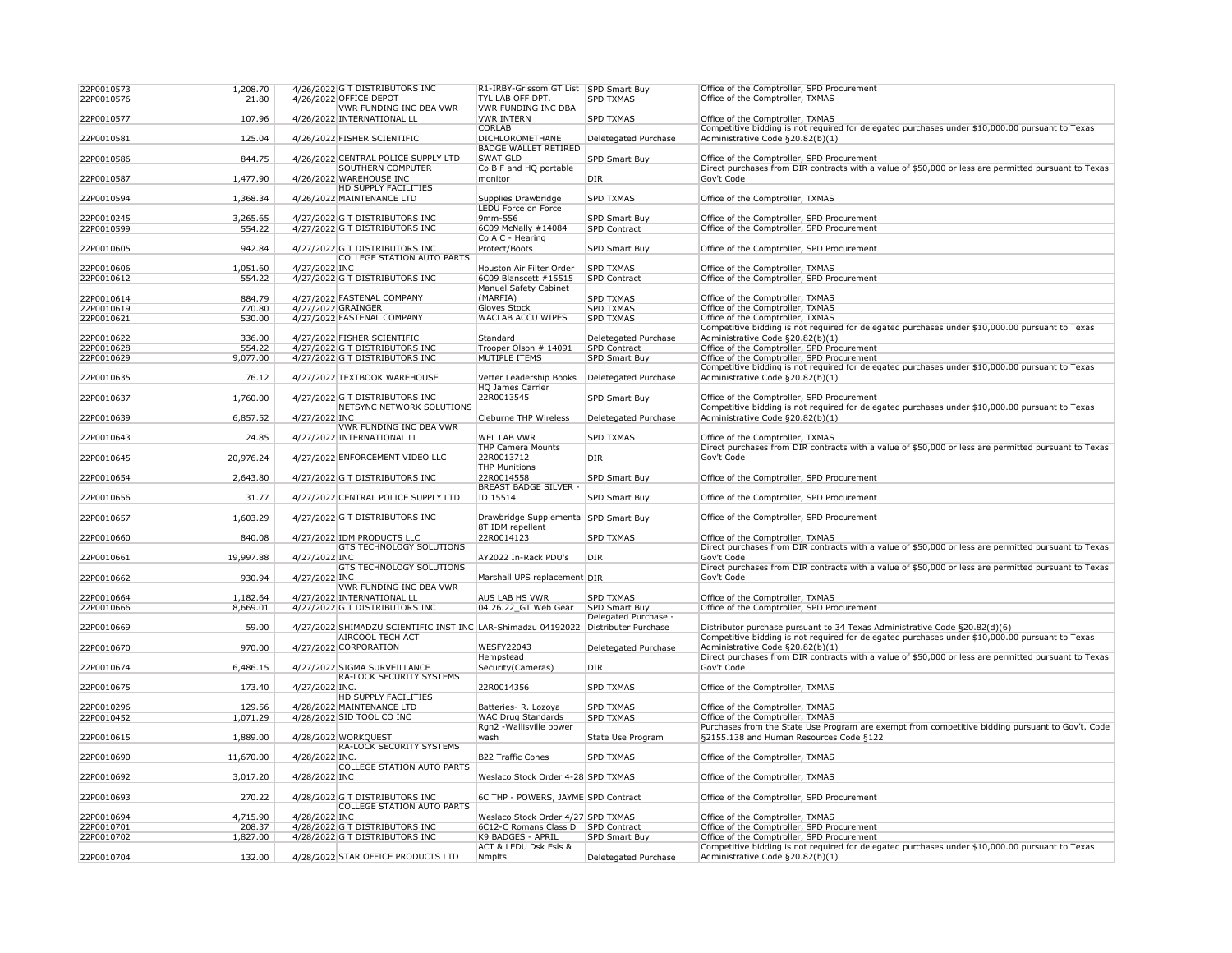| | | | | | | |
|---|---|---|---|---|---|---|
| 22P0010573 | 1,208.70 | 4/26/2022 | G T DISTRIBUTORS INC | R1-IRBY-Grissom GT List | SPD Smart Buy | Office of the Comptroller, SPD Procurement |
| 22P0010576 | 21.80 | 4/26/2022 | OFFICE DEPOT | TYL LAB OFF DPT. | SPD TXMAS | Office of the Comptroller, TXMAS |
| 22P0010577 | 107.96 | 4/26/2022 | VWR FUNDING INC DBA VWR INTERNATIONAL LL | VWR FUNDING INC DBA VWR INTERN | SPD TXMAS | Office of the Comptroller, TXMAS |
| 22P0010581 | 125.04 | 4/26/2022 | FISHER SCIENTIFIC | CORLAB DICHLOROMETHANE | Deletegated Purchase | Competitive bidding is not required for delegated purchases under $10,000.00 pursuant to Texas Administrative Code §20.82(b)(1) |
| 22P0010586 | 844.75 | 4/26/2022 | CENTRAL POLICE SUPPLY LTD | BADGE WALLET RETIRED SWAT GLD | SPD Smart Buy | Office of the Comptroller, SPD Procurement |
| 22P0010587 | 1,477.90 | 4/26/2022 | SOUTHERN COMPUTER WAREHOUSE INC | Co B F and HQ portable monitor | DIR | Direct purchases from DIR contracts with a value of $50,000 or less are permitted pursuant to Texas Gov't Code |
| 22P0010594 | 1,368.34 | 4/26/2022 | HD SUPPLY FACILITIES MAINTENANCE LTD | Supplies Drawbridge | SPD TXMAS | Office of the Comptroller, TXMAS |
| 22P0010245 | 3,265.65 | 4/27/2022 | G T DISTRIBUTORS INC | LEDU Force on Force 9mm-556 | SPD Smart Buy | Office of the Comptroller, SPD Procurement |
| 22P0010599 | 554.22 | 4/27/2022 | G T DISTRIBUTORS INC | 6C09 McNally #14084 | SPD Contract | Office of the Comptroller, SPD Procurement |
| 22P0010605 | 942.84 | 4/27/2022 | G T DISTRIBUTORS INC | Co A C - Hearing Protect/Boots | SPD Smart Buy | Office of the Comptroller, SPD Procurement |
| 22P0010606 | 1,051.60 | 4/27/2022 | COLLEGE STATION AUTO PARTS INC | Houston Air Filter Order | SPD TXMAS | Office of the Comptroller, TXMAS |
| 22P0010612 | 554.22 | 4/27/2022 | G T DISTRIBUTORS INC | 6C09 Blanscett #15515 | SPD Contract | Office of the Comptroller, SPD Procurement |
| 22P0010614 | 884.79 | 4/27/2022 | FASTENAL COMPANY | Manuel Safety Cabinet (MARFIA) | SPD TXMAS | Office of the Comptroller, TXMAS |
| 22P0010619 | 770.80 | 4/27/2022 | GRAINGER | Gloves Stock | SPD TXMAS | Office of the Comptroller, TXMAS |
| 22P0010621 | 530.00 | 4/27/2022 | FASTENAL COMPANY | WACLAB ACCU WIPES | SPD TXMAS | Office of the Comptroller, TXMAS |
| 22P0010622 | 336.00 | 4/27/2022 | FISHER SCIENTIFIC | Standard | Deletegated Purchase | Competitive bidding is not required for delegated purchases under $10,000.00 pursuant to Texas Administrative Code §20.82(b)(1) |
| 22P0010628 | 554.22 | 4/27/2022 | G T DISTRIBUTORS INC | Trooper Olson # 14091 | SPD Contract | Office of the Comptroller, SPD Procurement |
| 22P0010629 | 9,077.00 | 4/27/2022 | G T DISTRIBUTORS INC | MUTIPLE ITEMS | SPD Smart Buy | Office of the Comptroller, SPD Procurement |
| 22P0010635 | 76.12 | 4/27/2022 | TEXTBOOK WAREHOUSE | Vetter Leadership Books | Deletegated Purchase | Competitive bidding is not required for delegated purchases under $10,000.00 pursuant to Texas Administrative Code §20.82(b)(1) |
| 22P0010637 | 1,760.00 | 4/27/2022 | G T DISTRIBUTORS INC | HQ James Carrier 22R0013545 | SPD Smart Buy | Office of the Comptroller, SPD Procurement |
| 22P0010639 | 6,857.52 | 4/27/2022 | NETSYNC NETWORK SOLUTIONS INC | Cleburne THP Wireless | Deletegated Purchase | Competitive bidding is not required for delegated purchases under $10,000.00 pursuant to Texas Administrative Code §20.82(b)(1) |
| 22P0010643 | 24.85 | 4/27/2022 | VWR FUNDING INC DBA VWR INTERNATIONAL LL | WEL LAB VWR | SPD TXMAS | Office of the Comptroller, TXMAS |
| 22P0010645 | 20,976.24 | 4/27/2022 | ENFORCEMENT VIDEO LLC | THP Camera Mounts 22R0013712 | DIR | Direct purchases from DIR contracts with a value of $50,000 or less are permitted pursuant to Texas Gov't Code |
| 22P0010654 | 2,643.80 | 4/27/2022 | G T DISTRIBUTORS INC | THP Munitions 22R0014558 | SPD Smart Buy | Office of the Comptroller, SPD Procurement |
| 22P0010656 | 31.77 | 4/27/2022 | CENTRAL POLICE SUPPLY LTD | BREAST BADGE SILVER - ID 15514 | SPD Smart Buy | Office of the Comptroller, SPD Procurement |
| 22P0010657 | 1,603.29 | 4/27/2022 | G T DISTRIBUTORS INC | Drawbridge Supplemental | SPD Smart Buy | Office of the Comptroller, SPD Procurement |
| 22P0010660 | 840.08 | 4/27/2022 | IDM PRODUCTS LLC | 8T IDM repellent 22R0014123 | SPD TXMAS | Office of the Comptroller, TXMAS |
| 22P0010661 | 19,997.88 | 4/27/2022 | GTS TECHNOLOGY SOLUTIONS INC | AY2022 In-Rack PDU's | DIR | Direct purchases from DIR contracts with a value of $50,000 or less are permitted pursuant to Texas Gov't Code |
| 22P0010662 | 930.94 | 4/27/2022 | GTS TECHNOLOGY SOLUTIONS INC | Marshall UPS replacement | DIR | Direct purchases from DIR contracts with a value of $50,000 or less are permitted pursuant to Texas Gov't Code |
| 22P0010664 | 1,182.64 | 4/27/2022 | VWR FUNDING INC DBA VWR INTERNATIONAL LL | AUS LAB HS VWR | SPD TXMAS | Office of the Comptroller, TXMAS |
| 22P0010666 | 8,669.01 | 4/27/2022 | G T DISTRIBUTORS INC | 04.26.22_GT Web Gear | SPD Smart Buy | Office of the Comptroller, SPD Procurement |
| 22P0010669 | 59.00 | 4/27/2022 | SHIMADZU SCIENTIFIC INST INC | LAR-Shimadzu 04192022 | Delegated Purchase - Distributer Purchase | Distributor purchase pursuant to 34 Texas Administrative Code §20.82(d)(6) |
| 22P0010670 | 970.00 | 4/27/2022 | AIRCOOL TECH ACT CORPORATION | WESFY22043 | Deletegated Purchase | Competitive bidding is not required for delegated purchases under $10,000.00 pursuant to Texas Administrative Code §20.82(b)(1) |
| 22P0010674 | 6,486.15 | 4/27/2022 | SIGMA SURVEILLANCE | Hempstead Security(Cameras) | DIR | Direct purchases from DIR contracts with a value of $50,000 or less are permitted pursuant to Texas Gov't Code |
| 22P0010675 | 173.40 | 4/27/2022 | RA-LOCK SECURITY SYSTEMS INC. | 22R0014356 | SPD TXMAS | Office of the Comptroller, TXMAS |
| 22P0010296 | 129.56 | 4/28/2022 | HD SUPPLY FACILITIES MAINTENANCE LTD | Batteries- R. Lozoya | SPD TXMAS | Office of the Comptroller, TXMAS |
| 22P0010452 | 1,071.29 | 4/28/2022 | SID TOOL CO INC | WAC Drug Standards | SPD TXMAS | Office of the Comptroller, TXMAS |
| 22P0010615 | 1,889.00 | 4/28/2022 | WORKQUEST | Rgn2 -Wallisville power wash | State Use Program | Purchases from the State Use Program are exempt from competitive bidding pursuant to Gov't. Code §2155.138 and Human Resources Code §122 |
| 22P0010690 | 11,670.00 | 4/28/2022 | RA-LOCK SECURITY SYSTEMS INC. | B22 Traffic Cones | SPD TXMAS | Office of the Comptroller, TXMAS |
| 22P0010692 | 3,017.20 | 4/28/2022 | COLLEGE STATION AUTO PARTS INC | Weslaco Stock Order 4-28 | SPD TXMAS | Office of the Comptroller, TXMAS |
| 22P0010693 | 270.22 | 4/28/2022 | G T DISTRIBUTORS INC | 6C THP - POWERS, JAYME | SPD Contract | Office of the Comptroller, SPD Procurement |
| 22P0010694 | 4,715.90 | 4/28/2022 | COLLEGE STATION AUTO PARTS INC | Weslaco Stock Order 4/27 | SPD TXMAS | Office of the Comptroller, TXMAS |
| 22P0010701 | 208.37 | 4/28/2022 | G T DISTRIBUTORS INC | 6C12-C Romans Class D | SPD Contract | Office of the Comptroller, SPD Procurement |
| 22P0010702 | 1,827.00 | 4/28/2022 | G T DISTRIBUTORS INC | K9 BADGES - APRIL | SPD Smart Buy | Office of the Comptroller, SPD Procurement |
| 22P0010704 | 132.00 | 4/28/2022 | STAR OFFICE PRODUCTS LTD | ACT & LEDU Dsk Esls & Nmplts | Deletegated Purchase | Competitive bidding is not required for delegated purchases under $10,000.00 pursuant to Texas Administrative Code §20.82(b)(1) |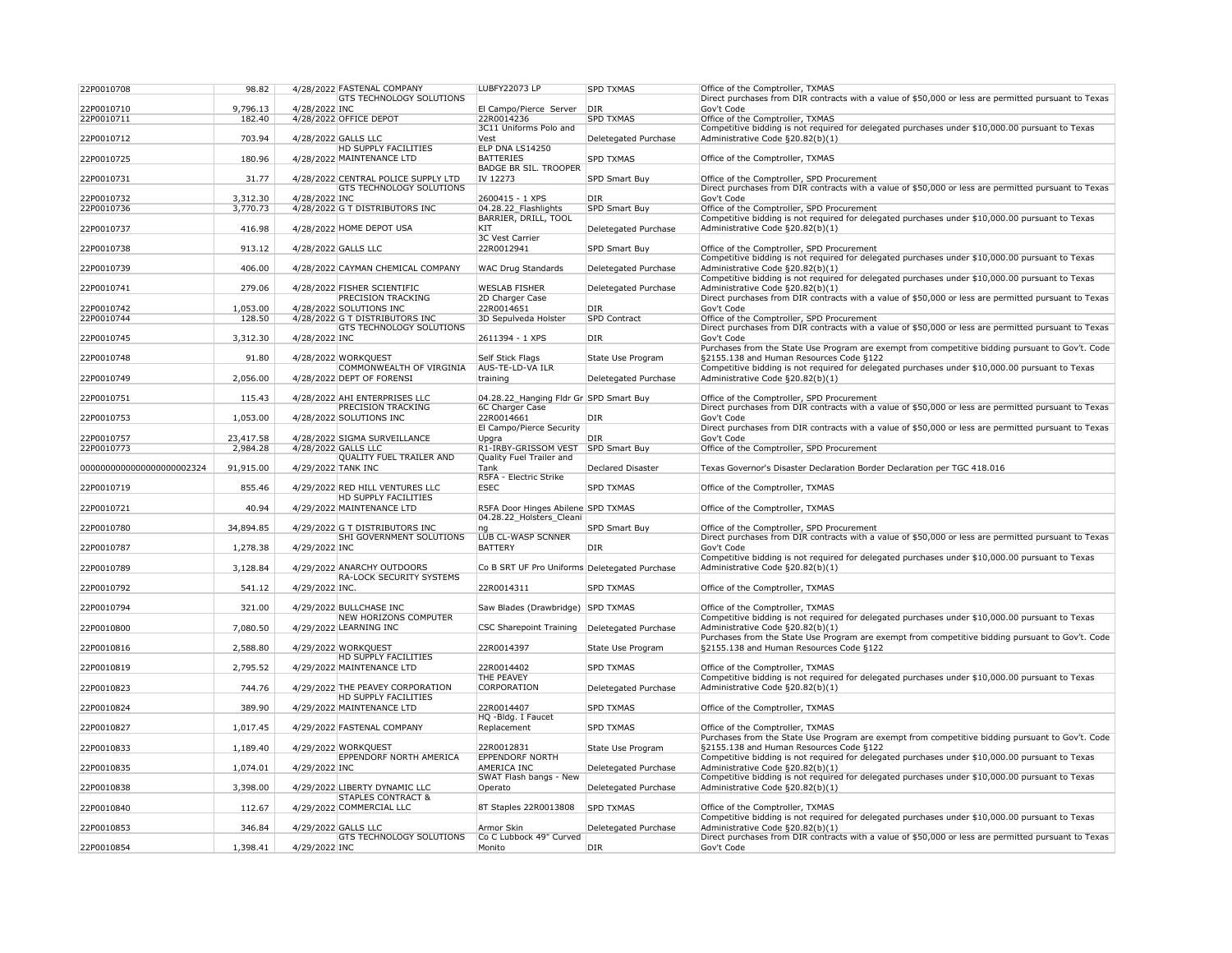| | | | | | | |
|---|---|---|---|---|---|---|
| 22P0010708 | 98.82 | 4/28/2022 | FASTENAL COMPANY | LUBFY22073 LP | SPD TXMAS | Office of the Comptroller, TXMAS |
| 22P0010710 | 9,796.13 | 4/28/2022 | GTS TECHNOLOGY SOLUTIONS INC | El Campo/Pierce Server | DIR | Direct purchases from DIR contracts with a value of $50,000 or less are permitted pursuant to Texas Gov't Code |
| 22P0010711 | 182.40 | 4/28/2022 | OFFICE DEPOT | 22R0014236 | SPD TXMAS | Office of the Comptroller, TXMAS |
| 22P0010712 | 703.94 | 4/28/2022 | GALLS LLC | 3C11 Uniforms Polo and Vest | Deletegated Purchase | Competitive bidding is not required for delegated purchases under $10,000.00 pursuant to Texas Administrative Code §20.82(b)(1) |
| 22P0010725 | 180.96 | 4/28/2022 | HD SUPPLY FACILITIES MAINTENANCE LTD | ELP DNA LS14250 BATTERIES | SPD TXMAS | Office of the Comptroller, TXMAS |
| 22P0010731 | 31.77 | 4/28/2022 | CENTRAL POLICE SUPPLY LTD | BADGE BR SIL. TROOPER IV 12273 | SPD Smart Buy | Office of the Comptroller, SPD Procurement |
| 22P0010732 | 3,312.30 | 4/28/2022 | GTS TECHNOLOGY SOLUTIONS INC | 2600415 - 1 XPS | DIR | Direct purchases from DIR contracts with a value of $50,000 or less are permitted pursuant to Texas Gov't Code |
| 22P0010736 | 3,770.73 | 4/28/2022 | G T DISTRIBUTORS INC | 04.28.22_Flashlights | SPD Smart Buy | Office of the Comptroller, SPD Procurement |
| 22P0010737 | 416.98 | 4/28/2022 | HOME DEPOT USA | BARRIER, DRILL, TOOL KIT | Deletegated Purchase | Competitive bidding is not required for delegated purchases under $10,000.00 pursuant to Texas Administrative Code §20.82(b)(1) |
| 22P0010738 | 913.12 | 4/28/2022 | GALLS LLC | 3C Vest Carrier 22R0012941 | SPD Smart Buy | Office of the Comptroller, SPD Procurement |
| 22P0010739 | 406.00 | 4/28/2022 | CAYMAN CHEMICAL COMPANY | WAC Drug Standards | Deletegated Purchase | Competitive bidding is not required for delegated purchases under $10,000.00 pursuant to Texas Administrative Code §20.82(b)(1) |
| 22P0010741 | 279.06 | 4/28/2022 | FISHER SCIENTIFIC | WESLAB FISHER | Deletegated Purchase | Competitive bidding is not required for delegated purchases under $10,000.00 pursuant to Texas Administrative Code §20.82(b)(1) |
| 22P0010742 | 1,053.00 | 4/28/2022 | PRECISION TRACKING SOLUTIONS INC | 2D Charger Case 22R0014651 | DIR | Direct purchases from DIR contracts with a value of $50,000 or less are permitted pursuant to Texas Gov't Code |
| 22P0010744 | 128.50 | 4/28/2022 | G T DISTRIBUTORS INC | 3D Sepulveda Holster | SPD Contract | Office of the Comptroller, SPD Procurement |
| 22P0010745 | 3,312.30 | 4/28/2022 | GTS TECHNOLOGY SOLUTIONS INC | 2611394 - 1 XPS | DIR | Direct purchases from DIR contracts with a value of $50,000 or less are permitted pursuant to Texas Gov't Code |
| 22P0010748 | 91.80 | 4/28/2022 | WORKQUEST | Self Stick Flags | State Use Program | Purchases from the State Use Program are exempt from competitive bidding pursuant to Gov't. Code §2155.138 and Human Resources Code §122 |
| 22P0010749 | 2,056.00 | 4/28/2022 | COMMONWEALTH OF VIRGINIA DEPT OF FORENSI | AUS-TE-LD-VA ILR training | Deletegated Purchase | Competitive bidding is not required for delegated purchases under $10,000.00 pursuant to Texas Administrative Code §20.82(b)(1) |
| 22P0010751 | 115.43 | 4/28/2022 | AHI ENTERPRISES LLC | 04.28.22_Hanging Fldr Gr | SPD Smart Buy | Office of the Comptroller, SPD Procurement |
| 22P0010753 | 1,053.00 | 4/28/2022 | PRECISION TRACKING SOLUTIONS INC | 6C Charger Case 22R0014661 | DIR | Direct purchases from DIR contracts with a value of $50,000 or less are permitted pursuant to Texas Gov't Code |
| 22P0010757 | 23,417.58 | 4/28/2022 | SIGMA SURVEILLANCE | El Campo/Pierce Security Upgra | DIR | Direct purchases from DIR contracts with a value of $50,000 or less are permitted pursuant to Texas Gov't Code |
| 22P0010773 | 2,984.28 | 4/28/2022 | GALLS LLC | R1-IRBY-GRISSOM VEST | SPD Smart Buy | Office of the Comptroller, SPD Procurement |
| 000000000000000000002324 | 91,915.00 | 4/29/2022 | QUALITY FUEL TRAILER AND TANK INC | Quality Fuel Trailer and Tank | Declared Disaster | Texas Governor's Disaster Declaration Border Declaration per TGC 418.016 |
| 22P0010719 | 855.46 | 4/29/2022 | RED HILL VENTURES LLC | R5FA - Electric Strike ESEC | SPD TXMAS | Office of the Comptroller, TXMAS |
| 22P0010721 | 40.94 | 4/29/2022 | HD SUPPLY FACILITIES MAINTENANCE LTD | R5FA Door Hinges Abilene | SPD TXMAS | Office of the Comptroller, TXMAS |
| 22P0010780 | 34,894.85 | 4/29/2022 | G T DISTRIBUTORS INC | 04.28.22_Holsters_Cleaning | SPD Smart Buy | Office of the Comptroller, SPD Procurement |
| 22P0010787 | 1,278.38 | 4/29/2022 | SHI GOVERNMENT SOLUTIONS INC | LUB CL-WASP SCNNER BATTERY | DIR | Direct purchases from DIR contracts with a value of $50,000 or less are permitted pursuant to Texas Gov't Code |
| 22P0010789 | 3,128.84 | 4/29/2022 | ANARCHY OUTDOORS | Co B SRT UF Pro Uniforms | Deletegated Purchase | Competitive bidding is not required for delegated purchases under $10,000.00 pursuant to Texas Administrative Code §20.82(b)(1) |
| 22P0010792 | 541.12 | 4/29/2022 | RA-LOCK SECURITY SYSTEMS INC. | 22R0014311 | SPD TXMAS | Office of the Comptroller, TXMAS |
| 22P0010794 | 321.00 | 4/29/2022 | BULLCHASE INC | Saw Blades (Drawbridge) | SPD TXMAS | Office of the Comptroller, TXMAS |
| 22P0010800 | 7,080.50 | 4/29/2022 | NEW HORIZONS COMPUTER LEARNING INC | CSC Sharepoint Training | Deletegated Purchase | Competitive bidding is not required for delegated purchases under $10,000.00 pursuant to Texas Administrative Code §20.82(b)(1) |
| 22P0010816 | 2,588.80 | 4/29/2022 | WORKQUEST | 22R0014397 | State Use Program | Purchases from the State Use Program are exempt from competitive bidding pursuant to Gov't. Code §2155.138 and Human Resources Code §122 |
| 22P0010819 | 2,795.52 | 4/29/2022 | HD SUPPLY FACILITIES MAINTENANCE LTD | 22R0014402 | SPD TXMAS | Office of the Comptroller, TXMAS |
| 22P0010823 | 744.76 | 4/29/2022 | THE PEAVEY CORPORATION | THE PEAVEY CORPORATION | Deletegated Purchase | Competitive bidding is not required for delegated purchases under $10,000.00 pursuant to Texas Administrative Code §20.82(b)(1) |
| 22P0010824 | 389.90 | 4/29/2022 | HD SUPPLY FACILITIES MAINTENANCE LTD | 22R0014407 | SPD TXMAS | Office of the Comptroller, TXMAS |
| 22P0010827 | 1,017.45 | 4/29/2022 | FASTENAL COMPANY | HQ -Bldg. I Faucet Replacement | SPD TXMAS | Office of the Comptroller, TXMAS |
| 22P0010833 | 1,189.40 | 4/29/2022 | WORKQUEST | 22R0012831 | State Use Program | Purchases from the State Use Program are exempt from competitive bidding pursuant to Gov't. Code §2155.138 and Human Resources Code §122 |
| 22P0010835 | 1,074.01 | 4/29/2022 | EPPENDORF NORTH AMERICA INC | EPPENDORF NORTH AMERICA INC | Deletegated Purchase | Competitive bidding is not required for delegated purchases under $10,000.00 pursuant to Texas Administrative Code §20.82(b)(1) |
| 22P0010838 | 3,398.00 | 4/29/2022 | LIBERTY DYNAMIC LLC | SWAT Flash bangs - New Operato | Deletegated Purchase | Competitive bidding is not required for delegated purchases under $10,000.00 pursuant to Texas Administrative Code §20.82(b)(1) |
| 22P0010840 | 112.67 | 4/29/2022 | STAPLES CONTRACT & COMMERCIAL LLC | 8T Staples 22R0013808 | SPD TXMAS | Office of the Comptroller, TXMAS |
| 22P0010853 | 346.84 | 4/29/2022 | GALLS LLC | Armor Skin | Deletegated Purchase | Competitive bidding is not required for delegated purchases under $10,000.00 pursuant to Texas Administrative Code §20.82(b)(1) |
| 22P0010854 | 1,398.41 | 4/29/2022 | GTS TECHNOLOGY SOLUTIONS INC | Co C Lubbock 49" Curved Monito | DIR | Direct purchases from DIR contracts with a value of $50,000 or less are permitted pursuant to Texas Gov't Code |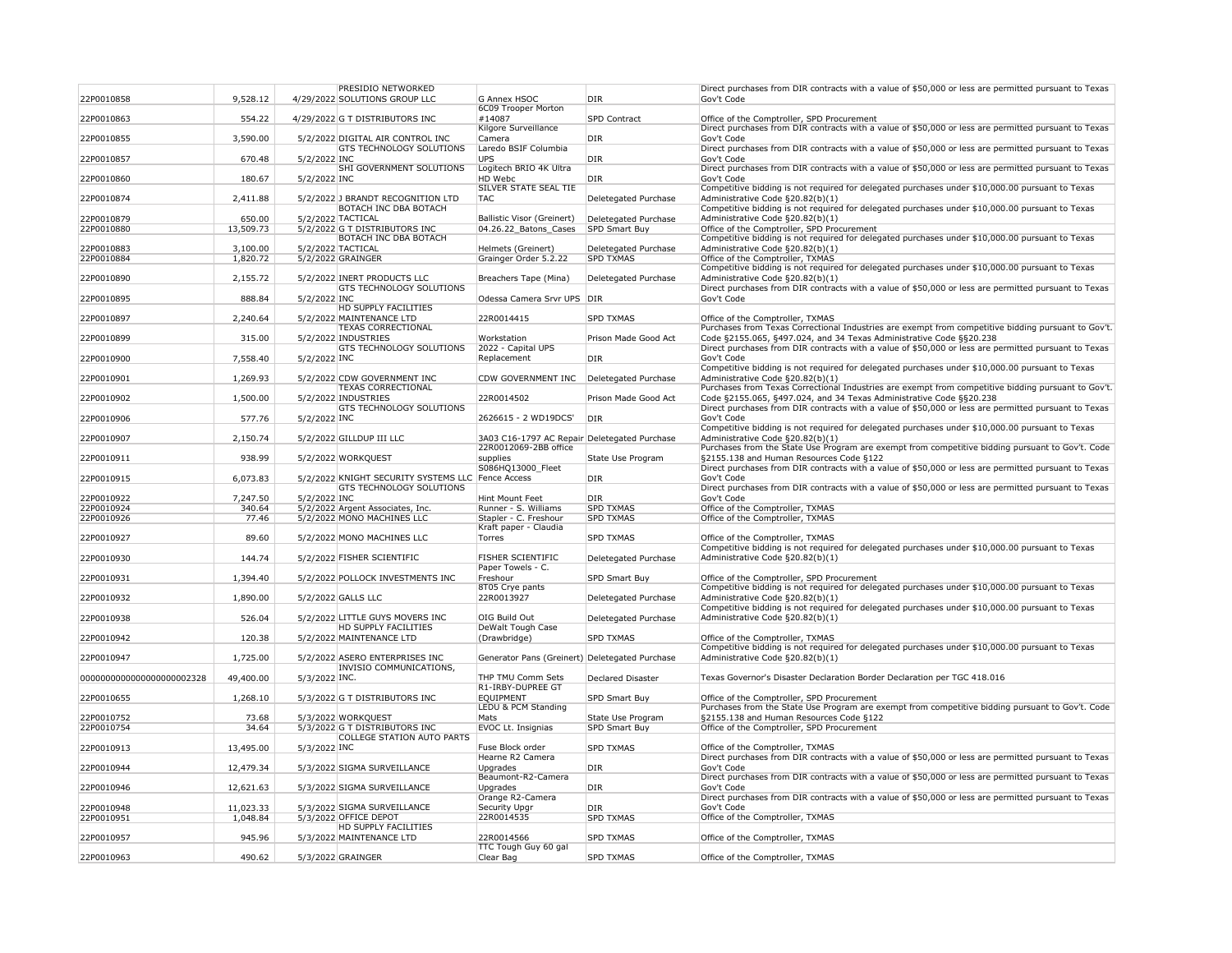| | | | | | | |
|---|---|---|---|---|---|---|
| 22P0010858 | 9,528.12 | 4/29/2022 | PRESIDIO NETWORKED SOLUTIONS GROUP LLC | G Annex HSOC | DIR | Direct purchases from DIR contracts with a value of $50,000 or less are permitted pursuant to Texas Gov't Code |
| 22P0010863 | 554.22 | 4/29/2022 | G T DISTRIBUTORS INC | 6C09 Trooper Morton #14087 | SPD Contract | Office of the Comptroller, SPD Procurement |
| 22P0010855 | 3,590.00 | 5/2/2022 | DIGITAL AIR CONTROL INC | Kilgore Surveillance Camera | DIR | Direct purchases from DIR contracts with a value of $50,000 or less are permitted pursuant to Texas Gov't Code |
| 22P0010857 | 670.48 | 5/2/2022 | GTS TECHNOLOGY SOLUTIONS INC | Laredo BSIF Columbia UPS | DIR | Direct purchases from DIR contracts with a value of $50,000 or less are permitted pursuant to Texas Gov't Code |
| 22P0010860 | 180.67 | 5/2/2022 | SHI GOVERNMENT SOLUTIONS INC | Logitech BRIO 4K Ultra HD Webc | DIR | Direct purchases from DIR contracts with a value of $50,000 or less are permitted pursuant to Texas Gov't Code |
| 22P0010874 | 2,411.88 | 5/2/2022 | J BRANDT RECOGNITION LTD | SILVER STATE SEAL TIE TAC | Deletegated Purchase | Competitive bidding is not required for delegated purchases under $10,000.00 pursuant to Texas Administrative Code §20.82(b)(1) |
| 22P0010879 | 650.00 | 5/2/2022 | BOTACH INC DBA BOTACH TACTICAL | Ballistic Visor (Greinert) | Deletegated Purchase | Competitive bidding is not required for delegated purchases under $10,000.00 pursuant to Texas Administrative Code §20.82(b)(1) |
| 22P0010880 | 13,509.73 | 5/2/2022 | G T DISTRIBUTORS INC | 04.26.22_Batons_Cases | SPD Smart Buy | Office of the Comptroller, SPD Procurement |
| 22P0010883 | 3,100.00 | 5/2/2022 | BOTACH INC DBA BOTACH TACTICAL | Helmets (Greinert) | Deletegated Purchase | Competitive bidding is not required for delegated purchases under $10,000.00 pursuant to Texas Administrative Code §20.82(b)(1) |
| 22P0010884 | 1,820.72 | 5/2/2022 | GRAINGER | Grainger Order 5.2.22 | SPD TXMAS | Office of the Comptroller, TXMAS |
| 22P0010890 | 2,155.72 | 5/2/2022 | INERT PRODUCTS LLC | Breachers Tape (Mina) | Deletegated Purchase | Competitive bidding is not required for delegated purchases under $10,000.00 pursuant to Texas Administrative Code §20.82(b)(1) |
| 22P0010895 | 888.84 | 5/2/2022 | GTS TECHNOLOGY SOLUTIONS INC | Odessa Camera Srvr UPS | DIR | Direct purchases from DIR contracts with a value of $50,000 or less are permitted pursuant to Texas Gov't Code |
| 22P0010897 | 2,240.64 | 5/2/2022 | HD SUPPLY FACILITIES MAINTENANCE LTD | 22R0014415 | SPD TXMAS | Office of the Comptroller, TXMAS |
| 22P0010899 | 315.00 | 5/2/2022 | TEXAS CORRECTIONAL INDUSTRIES | Workstation | Prison Made Good Act | Purchases from Texas Correctional Industries are exempt from competitive bidding pursuant to Gov't. Code §2155.065, §497.024, and 34 Texas Administrative Code §§20.238 |
| 22P0010900 | 7,558.40 | 5/2/2022 | GTS TECHNOLOGY SOLUTIONS INC | 2022 - Capital UPS Replacement | DIR | Direct purchases from DIR contracts with a value of $50,000 or less are permitted pursuant to Texas Gov't Code |
| 22P0010901 | 1,269.93 | 5/2/2022 | CDW GOVERNMENT INC | CDW GOVERNMENT INC | Deletegated Purchase | Competitive bidding is not required for delegated purchases under $10,000.00 pursuant to Texas Administrative Code §20.82(b)(1) |
| 22P0010902 | 1,500.00 | 5/2/2022 | TEXAS CORRECTIONAL INDUSTRIES | 22R0014502 | Prison Made Good Act | Purchases from Texas Correctional Industries are exempt from competitive bidding pursuant to Gov't. Code §2155.065, §497.024, and 34 Texas Administrative Code §§20.238 |
| 22P0010906 | 577.76 | 5/2/2022 | GTS TECHNOLOGY SOLUTIONS INC | 2626615 - 2 WD19DCS' | DIR | Direct purchases from DIR contracts with a value of $50,000 or less are permitted pursuant to Texas Gov't Code |
| 22P0010907 | 2,150.74 | 5/2/2022 | GILLDUP III LLC | 3A03 C16-1797 AC Repair | Deletegated Purchase | Competitive bidding is not required for delegated purchases under $10,000.00 pursuant to Texas Administrative Code §20.82(b)(1) |
| 22P0010911 | 938.99 | 5/2/2022 | WORKQUEST | 22R0012069-2BB office supplies | State Use Program | Purchases from the State Use Program are exempt from competitive bidding pursuant to Gov't. Code §2155.138 and Human Resources Code §122 |
| 22P0010915 | 6,073.83 | 5/2/2022 | KNIGHT SECURITY SYSTEMS LLC | S086HQ13000_Fleet Fence Access | DIR | Direct purchases from DIR contracts with a value of $50,000 or less are permitted pursuant to Texas Gov't Code |
| 22P0010922 | 7,247.50 | 5/2/2022 | GTS TECHNOLOGY SOLUTIONS INC | Hint Mount Feet | DIR | Direct purchases from DIR contracts with a value of $50,000 or less are permitted pursuant to Texas Gov't Code |
| 22P0010924 | 340.64 | 5/2/2022 | Argent Associates, Inc. | Runner - S. Williams | SPD TXMAS | Office of the Comptroller, TXMAS |
| 22P0010926 | 77.46 | 5/2/2022 | MONO MACHINES LLC | Stapler - C. Freshour | SPD TXMAS | Office of the Comptroller, TXMAS |
| 22P0010927 | 89.60 | 5/2/2022 | MONO MACHINES LLC | Kraft paper - Claudia Torres | SPD TXMAS | Office of the Comptroller, TXMAS |
| 22P0010930 | 144.74 | 5/2/2022 | FISHER SCIENTIFIC | FISHER SCIENTIFIC | Deletegated Purchase | Competitive bidding is not required for delegated purchases under $10,000.00 pursuant to Texas Administrative Code §20.82(b)(1) |
| 22P0010931 | 1,394.40 | 5/2/2022 | POLLOCK INVESTMENTS INC | Paper Towels - C. Freshour | SPD Smart Buy | Office of the Comptroller, SPD Procurement |
| 22P0010932 | 1,890.00 | 5/2/2022 | GALLS LLC | 8T05 Crye pants 22R0013927 | Deletegated Purchase | Competitive bidding is not required for delegated purchases under $10,000.00 pursuant to Texas Administrative Code §20.82(b)(1) |
| 22P0010938 | 526.04 | 5/2/2022 | LITTLE GUYS MOVERS INC | OIG Build Out | Deletegated Purchase | Competitive bidding is not required for delegated purchases under $10,000.00 pursuant to Texas Administrative Code §20.82(b)(1) |
| 22P0010942 | 120.38 | 5/2/2022 | HD SUPPLY FACILITIES MAINTENANCE LTD | DeWalt Tough Case (Drawbridge) | SPD TXMAS | Office of the Comptroller, TXMAS |
| 22P0010947 | 1,725.00 | 5/2/2022 | ASERO ENTERPRISES INC | Generator Pans (Greinert) | Deletegated Purchase | Competitive bidding is not required for delegated purchases under $10,000.00 pursuant to Texas Administrative Code §20.82(b)(1) |
| 000000000000000000002328 | 49,400.00 | 5/3/2022 | INVISIO COMMUNICATIONS, INC. | THP TMU Comm Sets | Declared Disaster | Texas Governor's Disaster Declaration Border Declaration per TGC 418.016 |
| 22P0010655 | 1,268.10 | 5/3/2022 | G T DISTRIBUTORS INC | R1-IRBY-DUPREE GT EQUIPMENT | SPD Smart Buy | Office of the Comptroller, SPD Procurement |
| 22P0010752 | 73.68 | 5/3/2022 | WORKQUEST | LEDU & PCM Standing Mats | State Use Program | Purchases from the State Use Program are exempt from competitive bidding pursuant to Gov't. Code §2155.138 and Human Resources Code §122 |
| 22P0010754 | 34.64 | 5/3/2022 | G T DISTRIBUTORS INC | EVOC Lt. Insignias | SPD Smart Buy | Office of the Comptroller, SPD Procurement |
| 22P0010913 | 13,495.00 | 5/3/2022 | COLLEGE STATION AUTO PARTS INC | Fuse Block order | SPD TXMAS | Office of the Comptroller, TXMAS |
| 22P0010944 | 12,479.34 | 5/3/2022 | SIGMA SURVEILLANCE | Hearne R2 Camera Upgrades | DIR | Direct purchases from DIR contracts with a value of $50,000 or less are permitted pursuant to Texas Gov't Code |
| 22P0010946 | 12,621.63 | 5/3/2022 | SIGMA SURVEILLANCE | Beaumont-R2-Camera Upgrades | DIR | Direct purchases from DIR contracts with a value of $50,000 or less are permitted pursuant to Texas Gov't Code |
| 22P0010948 | 11,023.33 | 5/3/2022 | SIGMA SURVEILLANCE | Orange R2-Camera Security Upgr | DIR | Direct purchases from DIR contracts with a value of $50,000 or less are permitted pursuant to Texas Gov't Code |
| 22P0010951 | 1,048.84 | 5/3/2022 | OFFICE DEPOT | 22R0014535 | SPD TXMAS | Office of the Comptroller, TXMAS |
| 22P0010957 | 945.96 | 5/3/2022 | HD SUPPLY FACILITIES MAINTENANCE LTD | 22R0014566 | SPD TXMAS | Office of the Comptroller, TXMAS |
| 22P0010963 | 490.62 | 5/3/2022 | GRAINGER | TTC Tough Guy 60 gal Clear Bag | SPD TXMAS | Office of the Comptroller, TXMAS |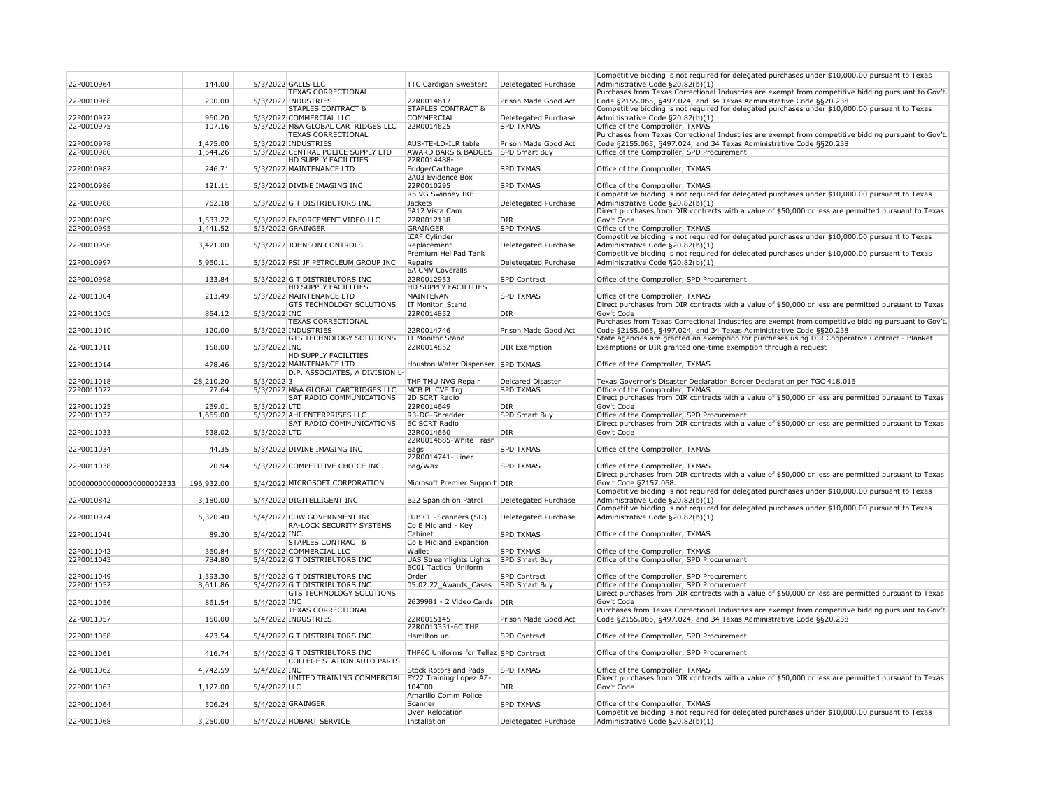| | | | | | | |
|---|---|---|---|---|---|---|
| 22P0010964 | 144.00 | 5/3/2022 | GALLS LLC | TTC Cardigan Sweaters | Deletegated Purchase | Competitive bidding is not required for delegated purchases under $10,000.00 pursuant to Texas Administrative Code §20.82(b)(1) |
| 22P0010968 | 200.00 | 5/3/2022 | TEXAS CORRECTIONAL INDUSTRIES | 22R0014617 | Prison Made Good Act | Purchases from Texas Correctional Industries are exempt from competitive bidding pursuant to Gov't. Code §2155.065, §497.024, and 34 Texas Administrative Code §§20.238 |
| 22P0010972 | 960.20 | 5/3/2022 | STAPLES CONTRACT & COMMERCIAL LLC | STAPLES CONTRACT & COMMERCIAL | Deletegated Purchase | Competitive bidding is not required for delegated purchases under $10,000.00 pursuant to Texas Administrative Code §20.82(b)(1) |
| 22P0010975 | 107.16 | 5/3/2022 | M&A GLOBAL CARTRIDGES LLC | 22R0014625 | SPD TXMAS | Office of the Comptroller, TXMAS |
| 22P0010978 | 1,475.00 | 5/3/2022 | TEXAS CORRECTIONAL INDUSTRIES | AUS-TE-LD-ILR table | Prison Made Good Act | Purchases from Texas Correctional Industries are exempt from competitive bidding pursuant to Gov't. Code §2155.065, §497.024, and 34 Texas Administrative Code §§20.238 |
| 22P0010980 | 1,544.26 | 5/3/2022 | CENTRAL POLICE SUPPLY LTD | AWARD BARS & BADGES | SPD Smart Buy | Office of the Comptroller, SPD Procurement |
| 22P0010982 | 246.71 | 5/3/2022 | HD SUPPLY FACILITIES MAINTENANCE LTD | 22R0014488-Fridge/Carthage | SPD TXMAS | Office of the Comptroller, TXMAS |
| 22P0010986 | 121.11 | 5/3/2022 | DIVINE IMAGING INC | 2A03 Evidence Box 22R0010295 | SPD TXMAS | Office of the Comptroller, TXMAS |
| 22P0010988 | 762.18 | 5/3/2022 | G T DISTRIBUTORS INC | R5 VG Swinney IKE Jackets | Deletegated Purchase | Competitive bidding is not required for delegated purchases under $10,000.00 pursuant to Texas Administrative Code §20.82(b)(1) |
| 22P0010989 | 1,533.22 | 5/3/2022 | ENFORCEMENT VIDEO LLC | 6A12 Vista Cam 22R0012138 | DIR | Direct purchases from DIR contracts with a value of $50,000 or less are permitted pursuant to Texas Gov't Code |
| 22P0010995 | 1,441.52 | 5/3/2022 | GRAINGER | GRAINGER | SPD TXMAS | Office of the Comptroller, TXMAS |
| 22P0010996 | 3,421.00 | 5/3/2022 | JOHNSON CONTROLS | AF Cylinder Replacement | Deletegated Purchase | Competitive bidding is not required for delegated purchases under $10,000.00 pursuant to Texas Administrative Code §20.82(b)(1) |
| 22P0010997 | 5,960.11 | 5/3/2022 | PSI JF PETROLEUM GROUP INC | Premium HeliPad Tank Repairs | Deletegated Purchase | Competitive bidding is not required for delegated purchases under $10,000.00 pursuant to Texas Administrative Code §20.82(b)(1) |
| 22P0010998 | 133.84 | 5/3/2022 | G T DISTRIBUTORS INC | 6A CMV Coveralls 22R0012953 | SPD Contract | Office of the Comptroller, SPD Procurement |
| 22P0011004 | 213.49 | 5/3/2022 | HD SUPPLY FACILITIES MAINTENANCE LTD | HD SUPPLY FACILITIES MAINTENAN | SPD TXMAS | Office of the Comptroller, TXMAS |
| 22P0011005 | 854.12 | 5/3/2022 | GTS TECHNOLOGY SOLUTIONS INC | IT Monitor_Stand 22R0014852 | DIR | Direct purchases from DIR contracts with a value of $50,000 or less are permitted pursuant to Texas Gov't Code |
| 22P0011010 | 120.00 | 5/3/2022 | TEXAS CORRECTIONAL INDUSTRIES | 22R0014746 | Prison Made Good Act | Purchases from Texas Correctional Industries are exempt from competitive bidding pursuant to Gov't. Code §2155.065, §497.024, and 34 Texas Administrative Code §§20.238 |
| 22P0011011 | 158.00 | 5/3/2022 | GTS TECHNOLOGY SOLUTIONS INC | IT Monitor Stand 22R0014852 | DIR Exemption | State agencies are granted an exemption for purchases using DIR Cooperative Contract - Blanket Exemptions or DIR granted one-time exemption through a request |
| 22P0011014 | 478.46 | 5/3/2022 | HD SUPPLY FACILITIES MAINTENANCE LTD | Houston Water Dispenser | SPD TXMAS | Office of the Comptroller, TXMAS |
| 22P0011018 | 28,210.20 | 5/3/2022 | D.P. ASSOCIATES, A DIVISION L-3 | THP TMU NVG Repair | Delcared Disaster | Texas Governor's Disaster Declaration Border Declaration per TGC 418.016 |
| 22P0011022 | 77.64 | 5/3/2022 | M&A GLOBAL CARTRIDGES LLC | MCB PL CVE Trg | SPD TXMAS | Office of the Comptroller, TXMAS |
| 22P0011025 | 269.01 | 5/3/2022 | SAT RADIO COMMUNICATIONS LTD | 2D SCRT Radio 22R0014649 | DIR | Direct purchases from DIR contracts with a value of $50,000 or less are permitted pursuant to Texas Gov't Code |
| 22P0011032 | 1,665.00 | 5/3/2022 | AHI ENTERPRISES LLC | R3-DG-Shredder | SPD Smart Buy | Office of the Comptroller, SPD Procurement |
| 22P0011033 | 538.02 | 5/3/2022 | SAT RADIO COMMUNICATIONS LTD | 6C SCRT Radio 22R0014660 | DIR | Direct purchases from DIR contracts with a value of $50,000 or less are permitted pursuant to Texas Gov't Code |
| 22P0011034 | 44.35 | 5/3/2022 | DIVINE IMAGING INC | 22R0014685-White Trash Bags | SPD TXMAS | Office of the Comptroller, TXMAS |
| 22P0011038 | 70.94 | 5/3/2022 | COMPETITIVE CHOICE INC. | 22R0014741- Liner Bag/Wax | SPD TXMAS | Office of the Comptroller, TXMAS |
| 0000000000000000000002333 | 196,932.00 | 5/4/2022 | MICROSOFT CORPORATION | Microsoft Premier Support | DIR | Direct purchases from DIR contracts with a value of $50,000 or less are permitted pursuant to Texas Gov't Code §2157.068. |
| 22P0010842 | 3,180.00 | 5/4/2022 | DIGITELLIGENT INC | B22 Spanish on Patrol | Deletegated Purchase | Competitive bidding is not required for delegated purchases under $10,000.00 pursuant to Texas Administrative Code §20.82(b)(1) |
| 22P0010974 | 5,320.40 | 5/4/2022 | CDW GOVERNMENT INC | LUB CL -Scanners (SD) | Deletegated Purchase | Competitive bidding is not required for delegated purchases under $10,000.00 pursuant to Texas Administrative Code §20.82(b)(1) |
| 22P0011041 | 89.30 | 5/4/2022 | RA-LOCK SECURITY SYSTEMS INC. | Co E Midland - Key Cabinet | SPD TXMAS | Office of the Comptroller, TXMAS |
| 22P0011042 | 360.84 | 5/4/2022 | STAPLES CONTRACT & COMMERCIAL LLC | Co E Midland Expansion Wallet | SPD TXMAS | Office of the Comptroller, TXMAS |
| 22P0011043 | 784.80 | 5/4/2022 | G T DISTRIBUTORS INC | UAS Streamlights Lights | SPD Smart Buy | Office of the Comptroller, SPD Procurement |
| 22P0011049 | 1,393.30 | 5/4/2022 | G T DISTRIBUTORS INC | 6C01 Tactical Uniform Order | SPD Contract | Office of the Comptroller, SPD Procurement |
| 22P0011052 | 8,611.86 | 5/4/2022 | G T DISTRIBUTORS INC | 05.02.22_Awards_Cases | SPD Smart Buy | Office of the Comptroller, SPD Procurement |
| 22P0011056 | 861.54 | 5/4/2022 | GTS TECHNOLOGY SOLUTIONS INC | 2639981 - 2 Video Cards | DIR | Direct purchases from DIR contracts with a value of $50,000 or less are permitted pursuant to Texas Gov't Code |
| 22P0011057 | 150.00 | 5/4/2022 | TEXAS CORRECTIONAL INDUSTRIES | 22R0015145 | Prison Made Good Act | Purchases from Texas Correctional Industries are exempt from competitive bidding pursuant to Gov't. Code §2155.065, §497.024, and 34 Texas Administrative Code §§20.238 |
| 22P0011058 | 423.54 | 5/4/2022 | G T DISTRIBUTORS INC | 22R0013331-6C THP Hamilton uni | SPD Contract | Office of the Comptroller, SPD Procurement |
| 22P0011061 | 416.74 | 5/4/2022 | G T DISTRIBUTORS INC | THP6C Uniforms for Tellez | SPD Contract | Office of the Comptroller, SPD Procurement |
| 22P0011062 | 4,742.59 | 5/4/2022 | COLLEGE STATION AUTO PARTS INC | Stock Rotors and Pads | SPD TXMAS | Office of the Comptroller, TXMAS |
| 22P0011063 | 1,127.00 | 5/4/2022 | UNITED TRAINING COMMERCIAL LLC | FY22 Training Lopez AZ-104T00 | DIR | Direct purchases from DIR contracts with a value of $50,000 or less are permitted pursuant to Texas Gov't Code |
| 22P0011064 | 506.24 | 5/4/2022 | GRAINGER | Amarillo Comm Police Scanner | SPD TXMAS | Office of the Comptroller, TXMAS |
| 22P0011068 | 3,250.00 | 5/4/2022 | HOBART SERVICE | Oven Relocation Installation | Deletegated Purchase | Competitive bidding is not required for delegated purchases under $10,000.00 pursuant to Texas Administrative Code §20.82(b)(1) |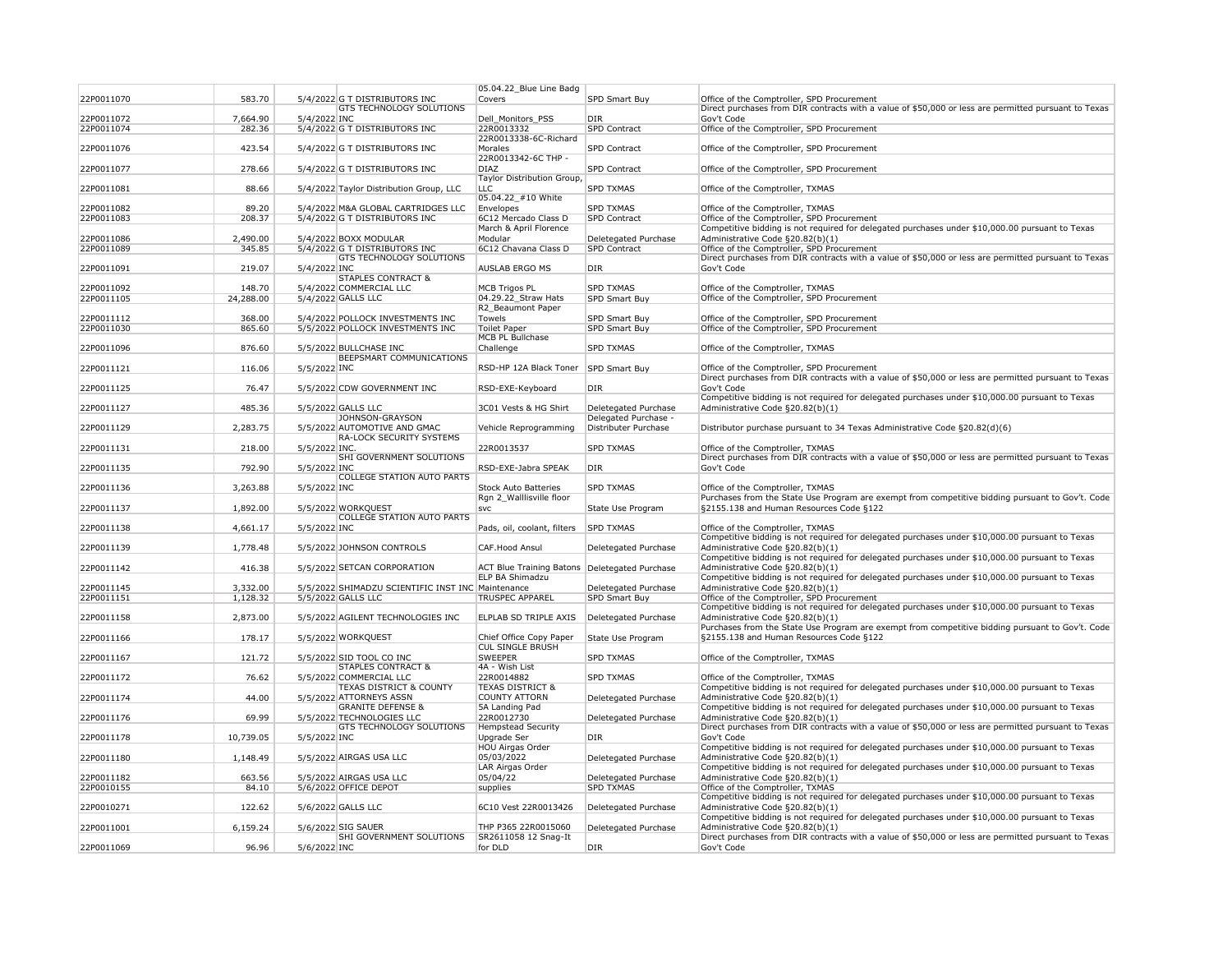| | | | | | | |
|---|---|---|---|---|---|---|
| 22P0011070 | 583.70 | 5/4/2022 | G T DISTRIBUTORS INC | 05.04.22_Blue Line Badg Covers | SPD Smart Buy | Office of the Comptroller, SPD Procurement |
| 22P0011072 | 7,664.90 | 5/4/2022 | GTS TECHNOLOGY SOLUTIONS INC | Dell_Monitors_PSS | DIR | Direct purchases from DIR contracts with a value of $50,000 or less are permitted pursuant to Texas Gov't Code |
| 22P0011074 | 282.36 | 5/4/2022 | G T DISTRIBUTORS INC | 22R0013332 | SPD Contract | Office of the Comptroller, SPD Procurement |
| 22P0011076 | 423.54 | 5/4/2022 | G T DISTRIBUTORS INC | 22R0013338-6C-Richard Morales | SPD Contract | Office of the Comptroller, SPD Procurement |
| 22P0011077 | 278.66 | 5/4/2022 | G T DISTRIBUTORS INC | 22R0013342-6C THP - DIAZ | SPD Contract | Office of the Comptroller, SPD Procurement |
| 22P0011081 | 88.66 | 5/4/2022 | Taylor Distribution Group, LLC | Taylor Distribution Group, LLC | SPD TXMAS | Office of the Comptroller, TXMAS |
| 22P0011082 | 89.20 | 5/4/2022 | M&A GLOBAL CARTRIDGES LLC | 05.04.22_#10 White Envelopes | SPD TXMAS | Office of the Comptroller, TXMAS |
| 22P0011083 | 208.37 | 5/4/2022 | G T DISTRIBUTORS INC | 6C12 Mercado Class D | SPD Contract | Office of the Comptroller, SPD Procurement |
| 22P0011086 | 2,490.00 | 5/4/2022 | BOXX MODULAR | March & April Florence Modular | Deletegated Purchase | Competitive bidding is not required for delegated purchases under $10,000.00 pursuant to Texas Administrative Code §20.82(b)(1) |
| 22P0011089 | 345.85 | 5/4/2022 | G T DISTRIBUTORS INC | 6C12 Chavana Class D | SPD Contract | Office of the Comptroller, SPD Procurement |
| 22P0011091 | 219.07 | 5/4/2022 | GTS TECHNOLOGY SOLUTIONS INC | AUSLAB ERGO MS | DIR | Direct purchases from DIR contracts with a value of $50,000 or less are permitted pursuant to Texas Gov't Code |
| 22P0011092 | 148.70 | 5/4/2022 | STAPLES CONTRACT & COMMERCIAL LLC | MCB Trigos PL | SPD TXMAS | Office of the Comptroller, TXMAS |
| 22P0011105 | 24,288.00 | 5/4/2022 | GALLS LLC | 04.29.22_Straw Hats | SPD Smart Buy | Office of the Comptroller, SPD Procurement |
| 22P0011112 | 368.00 | 5/4/2022 | POLLOCK INVESTMENTS INC | R2_Beaumont Paper Towels | SPD Smart Buy | Office of the Comptroller, SPD Procurement |
| 22P0011030 | 865.60 | 5/5/2022 | POLLOCK INVESTMENTS INC | Toilet Paper | SPD Smart Buy | Office of the Comptroller, SPD Procurement |
| 22P0011096 | 876.60 | 5/5/2022 | BULLCHASE INC | MCB PL Bullchase Challenge | SPD TXMAS | Office of the Comptroller, TXMAS |
| 22P0011121 | 116.06 | 5/5/2022 | BEEPSMART COMMUNICATIONS INC | RSD-HP 12A Black Toner | SPD Smart Buy | Office of the Comptroller, SPD Procurement |
| 22P0011125 | 76.47 | 5/5/2022 | CDW GOVERNMENT INC | RSD-EXE-Keyboard | DIR | Direct purchases from DIR contracts with a value of $50,000 or less are permitted pursuant to Texas Gov't Code |
| 22P0011127 | 485.36 | 5/5/2022 | GALLS LLC | 3C01 Vests & HG Shirt | Deletegated Purchase | Competitive bidding is not required for delegated purchases under $10,000.00 pursuant to Texas Administrative Code §20.82(b)(1) |
| 22P0011129 | 2,283.75 | 5/5/2022 | JOHNSON-GRAYSON AUTOMOTIVE AND GMAC | Vehicle Reprogramming | Delegated Purchase - Distributer Purchase | Distributor purchase pursuant to 34 Texas Administrative Code §20.82(d)(6) |
| 22P0011131 | 218.00 | 5/5/2022 | RA-LOCK SECURITY SYSTEMS INC. | 22R0013537 | SPD TXMAS | Office of the Comptroller, TXMAS |
| 22P0011135 | 792.90 | 5/5/2022 | SHI GOVERNMENT SOLUTIONS INC | RSD-EXE-Jabra SPEAK | DIR | Direct purchases from DIR contracts with a value of $50,000 or less are permitted pursuant to Texas Gov't Code |
| 22P0011136 | 3,263.88 | 5/5/2022 | COLLEGE STATION AUTO PARTS INC | Stock Auto Batteries | SPD TXMAS | Office of the Comptroller, TXMAS |
| 22P0011137 | 1,892.00 | 5/5/2022 | WORKQUEST | Rgn 2_Walllisville floor svc | State Use Program | Purchases from the State Use Program are exempt from competitive bidding pursuant to Gov't. Code §2155.138 and Human Resources Code §122 |
| 22P0011138 | 4,661.17 | 5/5/2022 | COLLEGE STATION AUTO PARTS INC | Pads, oil, coolant, filters | SPD TXMAS | Office of the Comptroller, TXMAS |
| 22P0011139 | 1,778.48 | 5/5/2022 | JOHNSON CONTROLS | CAF.Hood Ansul | Deletegated Purchase | Competitive bidding is not required for delegated purchases under $10,000.00 pursuant to Texas Administrative Code §20.82(b)(1) |
| 22P0011142 | 416.38 | 5/5/2022 | SETCAN CORPORATION | ACT Blue Training Batons | Deletegated Purchase | Competitive bidding is not required for delegated purchases under $10,000.00 pursuant to Texas Administrative Code §20.82(b)(1) |
| 22P0011145 | 3,332.00 | 5/5/2022 | SHIMADZU SCIENTIFIC INST INC | ELP BA Shimadzu Maintenance | Deletegated Purchase | Competitive bidding is not required for delegated purchases under $10,000.00 pursuant to Texas Administrative Code §20.82(b)(1) |
| 22P0011151 | 1,128.32 | 5/5/2022 | GALLS LLC | TRUSPEC APPAREL | SPD Smart Buy | Office of the Comptroller, SPD Procurement |
| 22P0011158 | 2,873.00 | 5/5/2022 | AGILENT TECHNOLOGIES INC | ELPLAB SD TRIPLE AXIS | Deletegated Purchase | Competitive bidding is not required for delegated purchases under $10,000.00 pursuant to Texas Administrative Code §20.82(b)(1) |
| 22P0011166 | 178.17 | 5/5/2022 | WORKQUEST | Chief Office Copy Paper | State Use Program | Purchases from the State Use Program are exempt from competitive bidding pursuant to Gov't. Code §2155.138 and Human Resources Code §122 |
| 22P0011167 | 121.72 | 5/5/2022 | SID TOOL CO INC | CUL SINGLE BRUSH SWEEPER | SPD TXMAS | Office of the Comptroller, TXMAS |
| 22P0011172 | 76.62 | 5/5/2022 | STAPLES CONTRACT & COMMERCIAL LLC | 4A - Wish List 22R0014882 | SPD TXMAS | Office of the Comptroller, TXMAS |
| 22P0011174 | 44.00 | 5/5/2022 | TEXAS DISTRICT & COUNTY ATTORNEYS ASSN | TEXAS DISTRICT & COUNTY ATTORN | Deletegated Purchase | Competitive bidding is not required for delegated purchases under $10,000.00 pursuant to Texas Administrative Code §20.82(b)(1) |
| 22P0011176 | 69.99 | 5/5/2022 | GRANITE DEFENSE & TECHNOLOGIES LLC | 5A Landing Pad 22R0012730 | Deletegated Purchase | Competitive bidding is not required for delegated purchases under $10,000.00 pursuant to Texas Administrative Code §20.82(b)(1) |
| 22P0011178 | 10,739.05 | 5/5/2022 | GTS TECHNOLOGY SOLUTIONS INC | Hempstead Security Upgrade Ser | DIR | Direct purchases from DIR contracts with a value of $50,000 or less are permitted pursuant to Texas Gov't Code |
| 22P0011180 | 1,148.49 | 5/5/2022 | AIRGAS USA LLC | HOU Airgas Order 05/03/2022 | Deletegated Purchase | Competitive bidding is not required for delegated purchases under $10,000.00 pursuant to Texas Administrative Code §20.82(b)(1) |
| 22P0011182 | 663.56 | 5/5/2022 | AIRGAS USA LLC | LAR Airgas Order 05/04/22 | Deletegated Purchase | Competitive bidding is not required for delegated purchases under $10,000.00 pursuant to Texas Administrative Code §20.82(b)(1) |
| 22P0010155 | 84.10 | 5/6/2022 | OFFICE DEPOT | supplies | SPD TXMAS | Office of the Comptroller, TXMAS |
| 22P0010271 | 122.62 | 5/6/2022 | GALLS LLC | 6C10 Vest 22R0013426 | Deletegated Purchase | Competitive bidding is not required for delegated purchases under $10,000.00 pursuant to Texas Administrative Code §20.82(b)(1) |
| 22P0011001 | 6,159.24 | 5/6/2022 | SIG SAUER | THP P365 22R0015060 | Deletegated Purchase | Competitive bidding is not required for delegated purchases under $10,000.00 pursuant to Texas Administrative Code §20.82(b)(1) |
| 22P0011069 | 96.96 | 5/6/2022 | SHI GOVERNMENT SOLUTIONS INC | SR2611058 12 Snag-It for DLD | DIR | Direct purchases from DIR contracts with a value of $50,000 or less are permitted pursuant to Texas Gov't Code |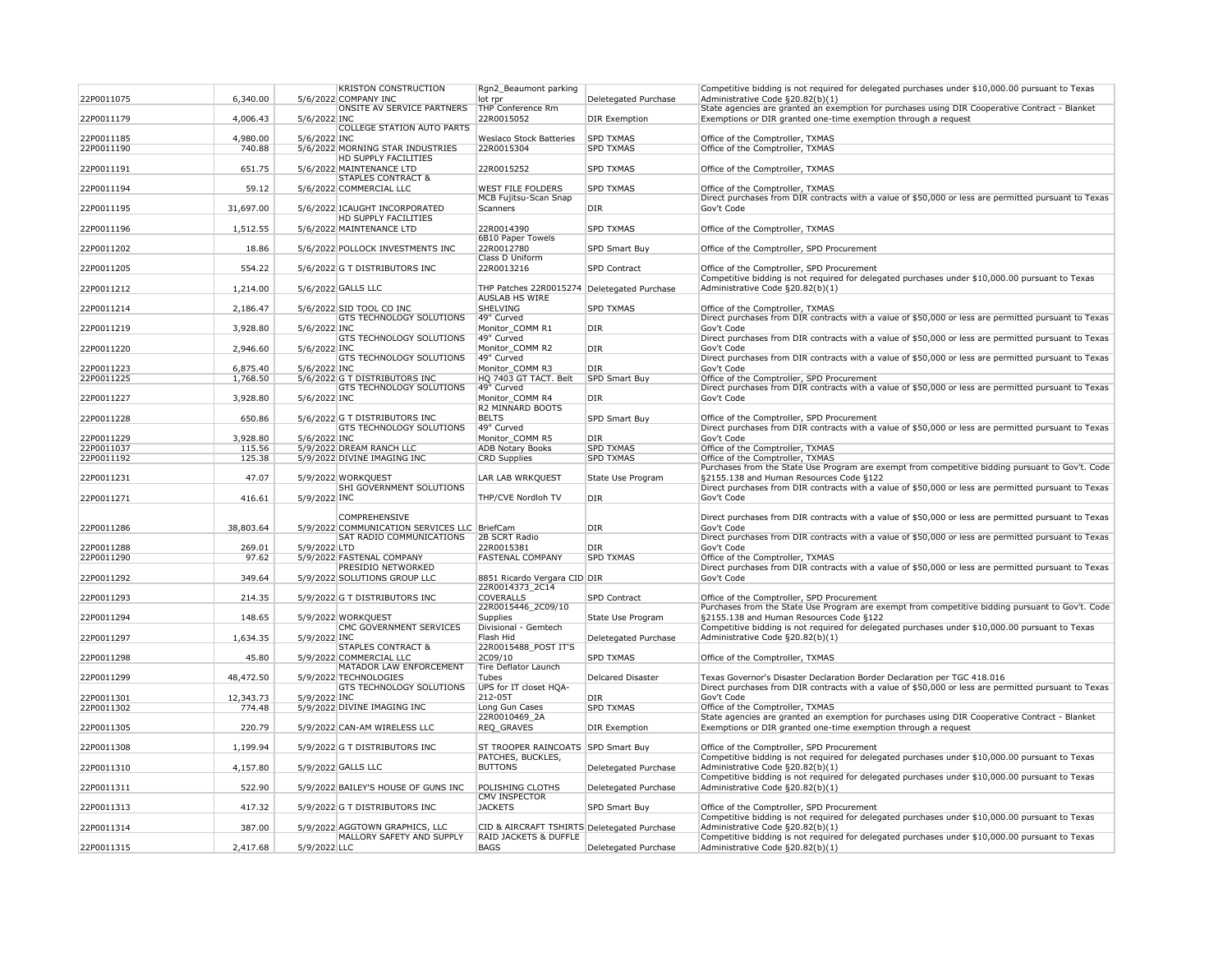| | | | | | | |
|---|---|---|---|---|---|---|
| 22P0011075 | 6,340.00 | 5/6/2022 | KRISTON CONSTRUCTION COMPANY INC | Rgn2_Beaumont parking lot rpr | Deletegated Purchase | Competitive bidding is not required for delegated purchases under $10,000.00 pursuant to Texas Administrative Code §20.82(b)(1) |
| 22P0011179 | 4,006.43 | 5/6/2022 | ONSITE AV SERVICE PARTNERS INC | THP Conference Rm 22R0015052 | DIR Exemption | State agencies are granted an exemption for purchases using DIR Cooperative Contract - Blanket Exemptions or DIR granted one-time exemption through a request |
| 22P0011185 | 4,980.00 | 5/6/2022 | COLLEGE STATION AUTO PARTS INC | Weslaco Stock Batteries | SPD TXMAS | Office of the Comptroller, TXMAS |
| 22P0011190 | 740.88 | 5/6/2022 | MORNING STAR INDUSTRIES | 22R0015304 | SPD TXMAS | Office of the Comptroller, TXMAS |
| 22P0011191 | 651.75 | 5/6/2022 | HD SUPPLY FACILITIES MAINTENANCE LTD | 22R0015252 | SPD TXMAS | Office of the Comptroller, TXMAS |
| 22P0011194 | 59.12 | 5/6/2022 | STAPLES CONTRACT & COMMERCIAL LLC | WEST FILE FOLDERS | SPD TXMAS | Office of the Comptroller, TXMAS |
| 22P0011195 | 31,697.00 | 5/6/2022 | ICAUGHT INCORPORATED | MCB Fujitsu-Scan Snap Scanners | DIR | Direct purchases from DIR contracts with a value of $50,000 or less are permitted pursuant to Texas Gov't Code |
| 22P0011196 | 1,512.55 | 5/6/2022 | HD SUPPLY FACILITIES MAINTENANCE LTD | 22R0014390 | SPD TXMAS | Office of the Comptroller, TXMAS |
| 22P0011202 | 18.86 | 5/6/2022 | POLLOCK INVESTMENTS INC | 6B10 Paper Towels 22R0012780 | SPD Smart Buy | Office of the Comptroller, SPD Procurement |
| 22P0011205 | 554.22 | 5/6/2022 | G T DISTRIBUTORS INC | Class D Uniform 22R0013216 | SPD Contract | Office of the Comptroller, SPD Procurement |
| 22P0011212 | 1,214.00 | 5/6/2022 | GALLS LLC | THP Patches 22R0015274 | Deletegated Purchase | Competitive bidding is not required for delegated purchases under $10,000.00 pursuant to Texas Administrative Code §20.82(b)(1) |
| 22P0011214 | 2,186.47 | 5/6/2022 | SID TOOL CO INC | AUSLAB HS WIRE SHELVING | SPD TXMAS | Office of the Comptroller, TXMAS |
| 22P0011219 | 3,928.80 | 5/6/2022 | GTS TECHNOLOGY SOLUTIONS INC | 49" Curved Monitor_COMM R1 | DIR | Direct purchases from DIR contracts with a value of $50,000 or less are permitted pursuant to Texas Gov't Code |
| 22P0011220 | 2,946.60 | 5/6/2022 | GTS TECHNOLOGY SOLUTIONS INC | 49" Curved Monitor_COMM R2 | DIR | Direct purchases from DIR contracts with a value of $50,000 or less are permitted pursuant to Texas Gov't Code |
| 22P0011223 | 6,875.40 | 5/6/2022 | GTS TECHNOLOGY SOLUTIONS INC | 49" Curved Monitor_COMM R3 | DIR | Direct purchases from DIR contracts with a value of $50,000 or less are permitted pursuant to Texas Gov't Code |
| 22P0011225 | 1,768.50 | 5/6/2022 | G T DISTRIBUTORS INC | HQ 7403 GT TACT. Belt | SPD Smart Buy | Office of the Comptroller, SPD Procurement |
| 22P0011227 | 3,928.80 | 5/6/2022 | GTS TECHNOLOGY SOLUTIONS INC | 49" Curved Monitor_COMM R4 | DIR | Direct purchases from DIR contracts with a value of $50,000 or less are permitted pursuant to Texas Gov't Code |
| 22P0011228 | 650.86 | 5/6/2022 | G T DISTRIBUTORS INC | R2 MINNARD BOOTS BELTS | SPD Smart Buy | Office of the Comptroller, SPD Procurement |
| 22P0011229 | 3,928.80 | 5/6/2022 | GTS TECHNOLOGY SOLUTIONS INC | 49" Curved Monitor_COMM R5 | DIR | Direct purchases from DIR contracts with a value of $50,000 or less are permitted pursuant to Texas Gov't Code |
| 22P0011037 | 115.56 | 5/9/2022 | DREAM RANCH LLC | ADB Notary Books | SPD TXMAS | Office of the Comptroller, TXMAS |
| 22P0011192 | 125.38 | 5/9/2022 | DIVINE IMAGING INC | CRD Supplies | SPD TXMAS | Office of the Comptroller, TXMAS |
| 22P0011231 | 47.07 | 5/9/2022 | WORKQUEST | LAR LAB WRKQUEST | State Use Program | Purchases from the State Use Program are exempt from competitive bidding pursuant to Gov't. Code §2155.138 and Human Resources Code §122 |
| 22P0011271 | 416.61 | 5/9/2022 | SHI GOVERNMENT SOLUTIONS INC | THP/CVE Nordloh TV | DIR | Direct purchases from DIR contracts with a value of $50,000 or less are permitted pursuant to Texas Gov't Code |
| 22P0011286 | 38,803.64 | 5/9/2022 | COMPREHENSIVE COMMUNICATION SERVICES LLC | BriefCam | DIR | Direct purchases from DIR contracts with a value of $50,000 or less are permitted pursuant to Texas Gov't Code |
| 22P0011288 | 269.01 | 5/9/2022 | SAT RADIO COMMUNICATIONS LTD | 2B SCRT Radio 22R0015381 | DIR | Direct purchases from DIR contracts with a value of $50,000 or less are permitted pursuant to Texas Gov't Code |
| 22P0011290 | 97.62 | 5/9/2022 | FASTENAL COMPANY | FASTENAL COMPANY | SPD TXMAS | Office of the Comptroller, TXMAS |
| 22P0011292 | 349.64 | 5/9/2022 | PRESIDIO NETWORKED SOLUTIONS GROUP LLC | 8851 Ricardo Vergara CID | DIR | Direct purchases from DIR contracts with a value of $50,000 or less are permitted pursuant to Texas Gov't Code |
| 22P0011293 | 214.35 | 5/9/2022 | G T DISTRIBUTORS INC | 22R0014373_2C14 COVERALLS | SPD Contract | Office of the Comptroller, SPD Procurement |
| 22P0011294 | 148.65 | 5/9/2022 | WORKQUEST | 22R0015446_2C09/10 Supplies | State Use Program | Purchases from the State Use Program are exempt from competitive bidding pursuant to Gov't. Code §2155.138 and Human Resources Code §122 |
| 22P0011297 | 1,634.35 | 5/9/2022 | CMC GOVERNMENT SERVICES INC | Divisional - Gemtech Flash Hid | Deletegated Purchase | Competitive bidding is not required for delegated purchases under $10,000.00 pursuant to Texas Administrative Code §20.82(b)(1) |
| 22P0011298 | 45.80 | 5/9/2022 | STAPLES CONTRACT & COMMERCIAL LLC | 22R0015488_POST IT'S 2C09/10 | SPD TXMAS | Office of the Comptroller, TXMAS |
| 22P0011299 | 48,472.50 | 5/9/2022 | MATADOR LAW ENFORCEMENT TECHNOLOGIES | Tire Deflator Launch Tubes | Delcared Disaster | Texas Governor's Disaster Declaration Border Declaration per TGC 418.016 |
| 22P0011301 | 12,343.73 | 5/9/2022 | GTS TECHNOLOGY SOLUTIONS INC | UPS for IT closet HQA-212-05T | DIR | Direct purchases from DIR contracts with a value of $50,000 or less are permitted pursuant to Texas Gov't Code |
| 22P0011302 | 774.48 | 5/9/2022 | DIVINE IMAGING INC | Long Gun Cases | SPD TXMAS | Office of the Comptroller, TXMAS |
| 22P0011305 | 220.79 | 5/9/2022 | CAN-AM WIRELESS LLC | 22R0010469_2A REQ_GRAVES | DIR Exemption | State agencies are granted an exemption for purchases using DIR Cooperative Contract - Blanket Exemptions or DIR granted one-time exemption through a request |
| 22P0011308 | 1,199.94 | 5/9/2022 | G T DISTRIBUTORS INC | ST TROOPER RAINCOATS | SPD Smart Buy | Office of the Comptroller, SPD Procurement |
| 22P0011310 | 4,157.80 | 5/9/2022 | GALLS LLC | PATCHES, BUCKLES, BUTTONS | Deletegated Purchase | Competitive bidding is not required for delegated purchases under $10,000.00 pursuant to Texas Administrative Code §20.82(b)(1) |
| 22P0011311 | 522.90 | 5/9/2022 | BAILEY'S HOUSE OF GUNS INC | POLISHING CLOTHS | Deletegated Purchase | Competitive bidding is not required for delegated purchases under $10,000.00 pursuant to Texas Administrative Code §20.82(b)(1) |
| 22P0011313 | 417.32 | 5/9/2022 | G T DISTRIBUTORS INC | CMV INSPECTOR JACKETS | SPD Smart Buy | Office of the Comptroller, SPD Procurement |
| 22P0011314 | 387.00 | 5/9/2022 | AGGTOWN GRAPHICS, LLC | CID & AIRCRAFT TSHIRTS | Deletegated Purchase | Competitive bidding is not required for delegated purchases under $10,000.00 pursuant to Texas Administrative Code §20.82(b)(1) |
| 22P0011315 | 2,417.68 | 5/9/2022 | MALLORY SAFETY AND SUPPLY LLC | RAID JACKETS & DUFFLE BAGS | Deletegated Purchase | Competitive bidding is not required for delegated purchases under $10,000.00 pursuant to Texas Administrative Code §20.82(b)(1) |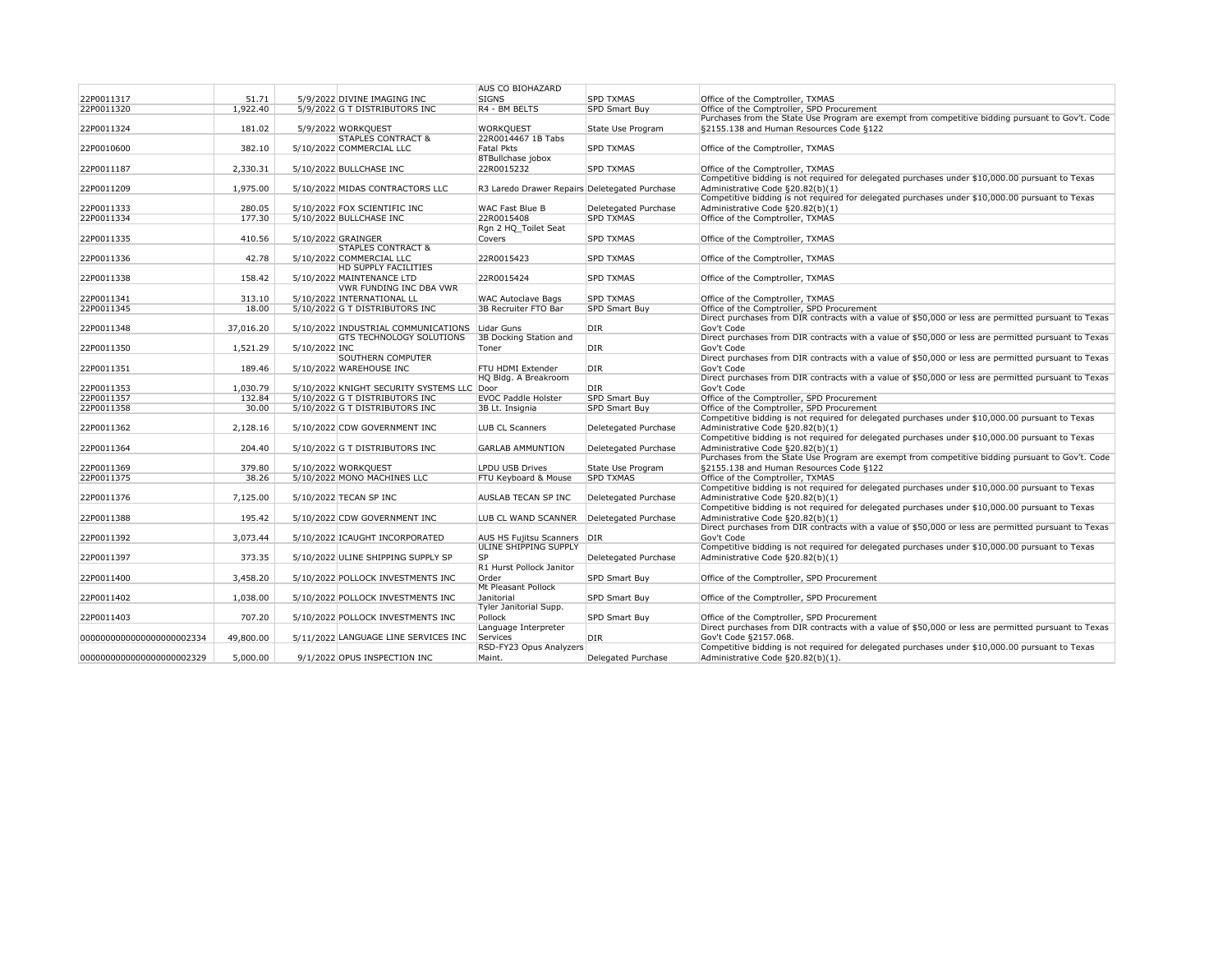| | | | | | | |
|---|---|---|---|---|---|---|
| 22P0011317 | 51.71 | 5/9/2022 | DIVINE IMAGING INC | AUS CO BIOHAZARD SIGNS | SPD TXMAS | Office of the Comptroller, TXMAS |
| 22P0011320 | 1,922.40 | 5/9/2022 | G T DISTRIBUTORS INC | R4 - BM BELTS | SPD Smart Buy | Office of the Comptroller, SPD Procurement |
| 22P0011324 | 181.02 | 5/9/2022 | WORKQUEST | WORKQUEST | State Use Program | Purchases from the State Use Program are exempt from competitive bidding pursuant to Gov't. Code §2155.138 and Human Resources Code §122 |
| 22P0010600 | 382.10 | 5/10/2022 | STAPLES CONTRACT & COMMERCIAL LLC | 22R0014467 1B Tabs Fatal Pkts | SPD TXMAS | Office of the Comptroller, TXMAS |
| 22P0011187 | 2,330.31 | 5/10/2022 | BULLCHASE INC | 8TBullchase jobox 22R0015232 | SPD TXMAS | Office of the Comptroller, TXMAS |
| 22P0011209 | 1,975.00 | 5/10/2022 | MIDAS CONTRACTORS LLC | R3 Laredo Drawer Repairs | Deletegated Purchase | Competitive bidding is not required for delegated purchases under $10,000.00 pursuant to Texas Administrative Code §20.82(b)(1) |
| 22P0011333 | 280.05 | 5/10/2022 | FOX SCIENTIFIC INC | WAC Fast Blue B | Deletegated Purchase | Competitive bidding is not required for delegated purchases under $10,000.00 pursuant to Texas Administrative Code §20.82(b)(1) |
| 22P0011334 | 177.30 | 5/10/2022 | BULLCHASE INC | 22R0015408 | SPD TXMAS | Office of the Comptroller, TXMAS |
| 22P0011335 | 410.56 | 5/10/2022 | GRAINGER | Rgn 2 HQ_Toilet Seat Covers | SPD TXMAS | Office of the Comptroller, TXMAS |
| 22P0011336 | 42.78 | 5/10/2022 | STAPLES CONTRACT & COMMERCIAL LLC | 22R0015423 | SPD TXMAS | Office of the Comptroller, TXMAS |
| 22P0011338 | 158.42 | 5/10/2022 | HD SUPPLY FACILITIES MAINTENANCE LTD | 22R0015424 | SPD TXMAS | Office of the Comptroller, TXMAS |
| 22P0011341 | 313.10 | 5/10/2022 | VWR FUNDING INC DBA VWR INTERNATIONAL LL | WAC Autoclave Bags | SPD TXMAS | Office of the Comptroller, TXMAS |
| 22P0011345 | 18.00 | 5/10/2022 | G T DISTRIBUTORS INC | 3B Recruiter FTO Bar | SPD Smart Buy | Office of the Comptroller, SPD Procurement |
| 22P0011348 | 37,016.20 | 5/10/2022 | INDUSTRIAL COMMUNICATIONS | Lidar Guns | DIR | Direct purchases from DIR contracts with a value of $50,000 or less are permitted pursuant to Texas Gov't Code |
| 22P0011350 | 1,521.29 | 5/10/2022 | GTS TECHNOLOGY SOLUTIONS INC | 3B Docking Station and Toner | DIR | Direct purchases from DIR contracts with a value of $50,000 or less are permitted pursuant to Texas Gov't Code |
| 22P0011351 | 189.46 | 5/10/2022 | SOUTHERN COMPUTER WAREHOUSE INC | FTU HDMI Extender | DIR | Direct purchases from DIR contracts with a value of $50,000 or less are permitted pursuant to Texas Gov't Code |
| 22P0011353 | 1,030.79 | 5/10/2022 | KNIGHT SECURITY SYSTEMS LLC | HQ Bldg. A Breakroom Door | DIR | Direct purchases from DIR contracts with a value of $50,000 or less are permitted pursuant to Texas Gov't Code |
| 22P0011357 | 132.84 | 5/10/2022 | G T DISTRIBUTORS INC | EVOC Paddle Holster | SPD Smart Buy | Office of the Comptroller, SPD Procurement |
| 22P0011358 | 30.00 | 5/10/2022 | G T DISTRIBUTORS INC | 3B Lt. Insignia | SPD Smart Buy | Office of the Comptroller, SPD Procurement |
| 22P0011362 | 2,128.16 | 5/10/2022 | CDW GOVERNMENT INC | LUB CL Scanners | Deletegated Purchase | Competitive bidding is not required for delegated purchases under $10,000.00 pursuant to Texas Administrative Code §20.82(b)(1) |
| 22P0011364 | 204.40 | 5/10/2022 | G T DISTRIBUTORS INC | GARLAB AMMUNTION | Deletegated Purchase | Competitive bidding is not required for delegated purchases under $10,000.00 pursuant to Texas Administrative Code §20.82(b)(1) |
| 22P0011369 | 379.80 | 5/10/2022 | WORKQUEST | LPDU USB Drives | State Use Program | Purchases from the State Use Program are exempt from competitive bidding pursuant to Gov't. Code §2155.138 and Human Resources Code §122 |
| 22P0011375 | 38.26 | 5/10/2022 | MONO MACHINES LLC | FTU Keyboard & Mouse | SPD TXMAS | Office of the Comptroller, TXMAS |
| 22P0011376 | 7,125.00 | 5/10/2022 | TECAN SP INC | AUSLAB TECAN SP INC | Deletegated Purchase | Competitive bidding is not required for delegated purchases under $10,000.00 pursuant to Texas Administrative Code §20.82(b)(1) |
| 22P0011388 | 195.42 | 5/10/2022 | CDW GOVERNMENT INC | LUB CL WAND SCANNER | Deletegated Purchase | Competitive bidding is not required for delegated purchases under $10,000.00 pursuant to Texas Administrative Code §20.82(b)(1) |
| 22P0011392 | 3,073.44 | 5/10/2022 | ICAUGHT INCORPORATED | AUS HS Fujitsu Scanners | DIR | Direct purchases from DIR contracts with a value of $50,000 or less are permitted pursuant to Texas Gov't Code |
| 22P0011397 | 373.35 | 5/10/2022 | ULINE SHIPPING SUPPLY SP | ULINE SHIPPING SUPPLY SP | Deletegated Purchase | Competitive bidding is not required for delegated purchases under $10,000.00 pursuant to Texas Administrative Code §20.82(b)(1) |
| 22P0011400 | 3,458.20 | 5/10/2022 | POLLOCK INVESTMENTS INC | R1 Hurst Pollock Janitor Order | SPD Smart Buy | Office of the Comptroller, SPD Procurement |
| 22P0011402 | 1,038.00 | 5/10/2022 | POLLOCK INVESTMENTS INC | Mt Pleasant Pollock Janitorial | SPD Smart Buy | Office of the Comptroller, SPD Procurement |
| 22P0011403 | 707.20 | 5/10/2022 | POLLOCK INVESTMENTS INC | Tyler Janitorial Supp. Pollock | SPD Smart Buy | Office of the Comptroller, SPD Procurement |
| 000000000000000000002334 | 49,800.00 | 5/11/2022 | LANGUAGE LINE SERVICES INC | Language Interpreter Services | DIR | Direct purchases from DIR contracts with a value of $50,000 or less are permitted pursuant to Texas Gov't Code §2157.068. |
| 000000000000000000002329 | 5,000.00 | 9/1/2022 | OPUS INSPECTION INC | RSD-FY23 Opus Analyzers Maint. | Delegated Purchase | Competitive bidding is not required for delegated purchases under $10,000.00 pursuant to Texas Administrative Code §20.82(b)(1). |